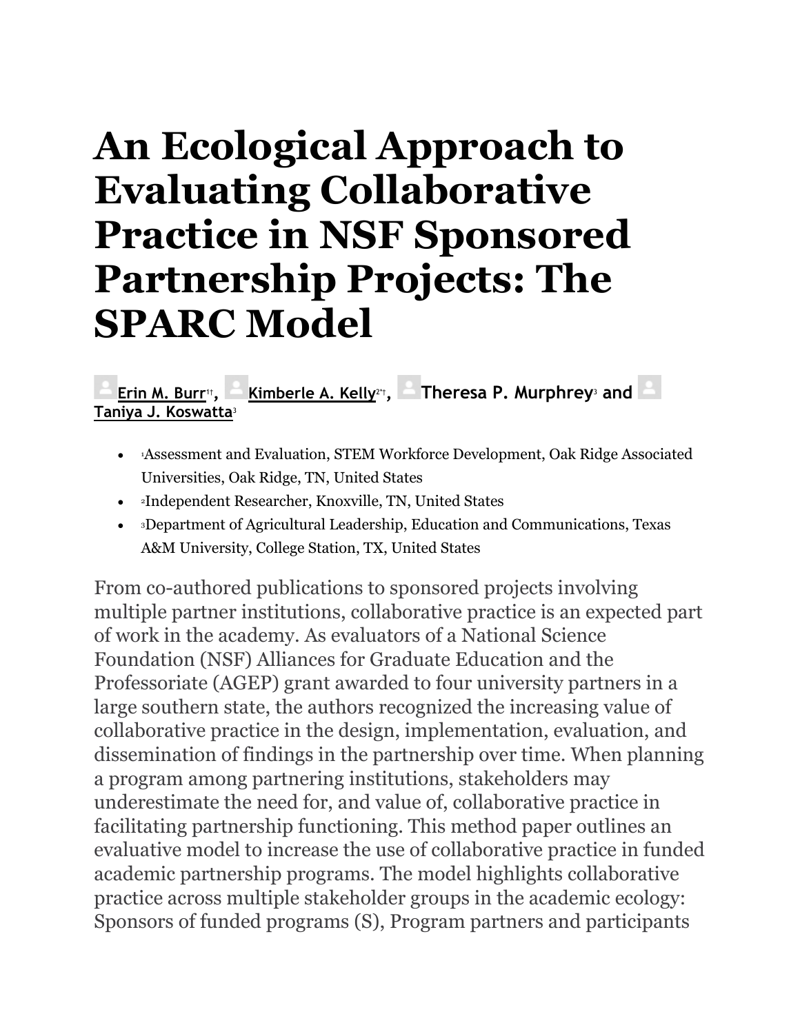# An Ecological Approach to Evaluating Collaborative Practice in NSF Sponsored Partnership Projects: The SPARC Model

**Erin M. Burr**[1†], **Kimberle A. Kelly**[2*†], **Theresa P. Murphrey**[3] and **Taniya J. Koswatta**[3]

- [1]Assessment and Evaluation, STEM Workforce Development, Oak Ridge Associated Universities, Oak Ridge, TN, United States
- [2]Independent Researcher, Knoxville, TN, United States
- [3]Department of Agricultural Leadership, Education and Communications, Texas A&M University, College Station, TX, United States

From co-authored publications to sponsored projects involving multiple partner institutions, collaborative practice is an expected part of work in the academy. As evaluators of a National Science Foundation (NSF) Alliances for Graduate Education and the Professoriate (AGEP) grant awarded to four university partners in a large southern state, the authors recognized the increasing value of collaborative practice in the design, implementation, evaluation, and dissemination of findings in the partnership over time. When planning a program among partnering institutions, stakeholders may underestimate the need for, and value of, collaborative practice in facilitating partnership functioning. This method paper outlines an evaluative model to increase the use of collaborative practice in funded academic partnership programs. The model highlights collaborative practice across multiple stakeholder groups in the academic ecology: Sponsors of funded programs (S), Program partners and participants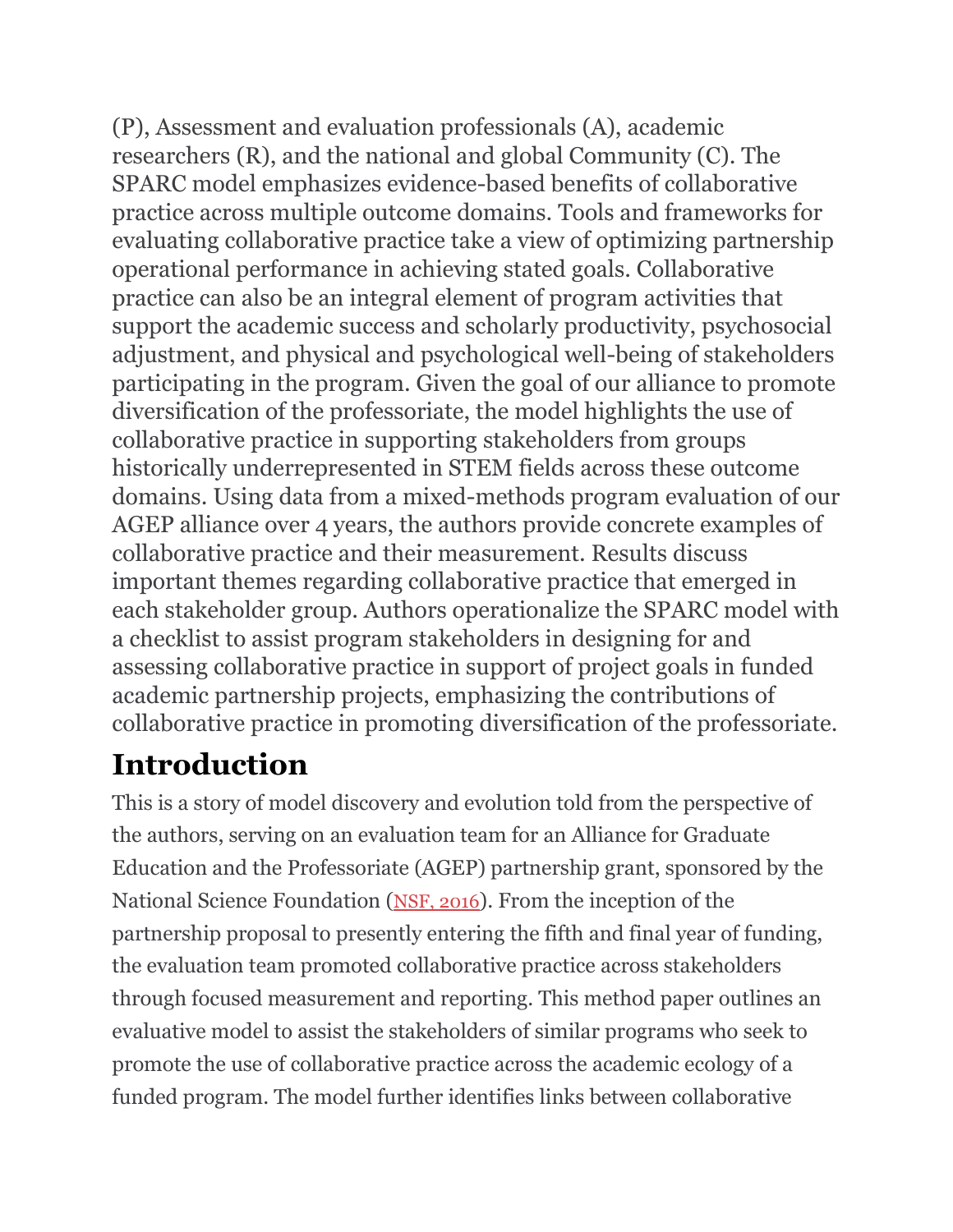(P), Assessment and evaluation professionals (A), academic researchers (R), and the national and global Community (C). The SPARC model emphasizes evidence-based benefits of collaborative practice across multiple outcome domains. Tools and frameworks for evaluating collaborative practice take a view of optimizing partnership operational performance in achieving stated goals. Collaborative practice can also be an integral element of program activities that support the academic success and scholarly productivity, psychosocial adjustment, and physical and psychological well-being of stakeholders participating in the program. Given the goal of our alliance to promote diversification of the professoriate, the model highlights the use of collaborative practice in supporting stakeholders from groups historically underrepresented in STEM fields across these outcome domains. Using data from a mixed-methods program evaluation of our AGEP alliance over 4 years, the authors provide concrete examples of collaborative practice and their measurement. Results discuss important themes regarding collaborative practice that emerged in each stakeholder group. Authors operationalize the SPARC model with a checklist to assist program stakeholders in designing for and assessing collaborative practice in support of project goals in funded academic partnership projects, emphasizing the contributions of collaborative practice in promoting diversification of the professoriate.

## Introduction

This is a story of model discovery and evolution told from the perspective of the authors, serving on an evaluation team for an Alliance for Graduate Education and the Professoriate (AGEP) partnership grant, sponsored by the National Science Foundation (NSF, 2016). From the inception of the partnership proposal to presently entering the fifth and final year of funding, the evaluation team promoted collaborative practice across stakeholders through focused measurement and reporting. This method paper outlines an evaluative model to assist the stakeholders of similar programs who seek to promote the use of collaborative practice across the academic ecology of a funded program. The model further identifies links between collaborative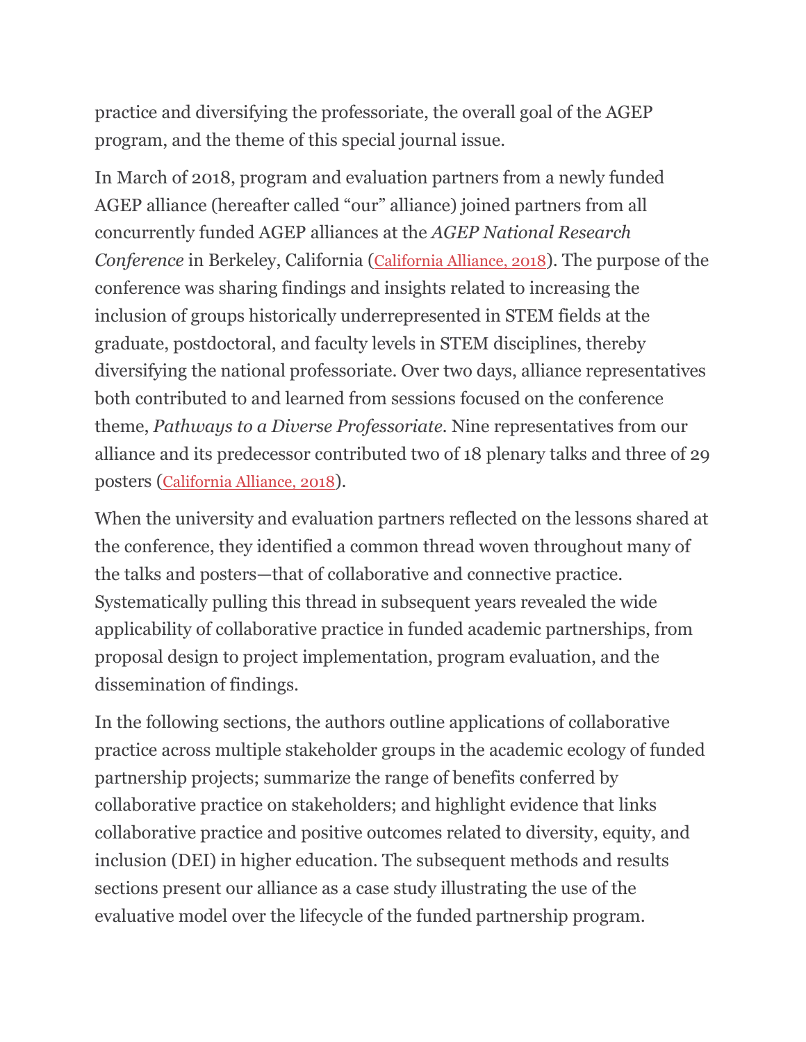practice and diversifying the professoriate, the overall goal of the AGEP program, and the theme of this special journal issue.

In March of 2018, program and evaluation partners from a newly funded AGEP alliance (hereafter called "our" alliance) joined partners from all concurrently funded AGEP alliances at the *AGEP National Research Conference* in Berkeley, California (California Alliance, 2018). The purpose of the conference was sharing findings and insights related to increasing the inclusion of groups historically underrepresented in STEM fields at the graduate, postdoctoral, and faculty levels in STEM disciplines, thereby diversifying the national professoriate. Over two days, alliance representatives both contributed to and learned from sessions focused on the conference theme, *Pathways to a Diverse Professoriate*. Nine representatives from our alliance and its predecessor contributed two of 18 plenary talks and three of 29 posters (California Alliance, 2018).

When the university and evaluation partners reflected on the lessons shared at the conference, they identified a common thread woven throughout many of the talks and posters—that of collaborative and connective practice. Systematically pulling this thread in subsequent years revealed the wide applicability of collaborative practice in funded academic partnerships, from proposal design to project implementation, program evaluation, and the dissemination of findings.

In the following sections, the authors outline applications of collaborative practice across multiple stakeholder groups in the academic ecology of funded partnership projects; summarize the range of benefits conferred by collaborative practice on stakeholders; and highlight evidence that links collaborative practice and positive outcomes related to diversity, equity, and inclusion (DEI) in higher education. The subsequent methods and results sections present our alliance as a case study illustrating the use of the evaluative model over the lifecycle of the funded partnership program.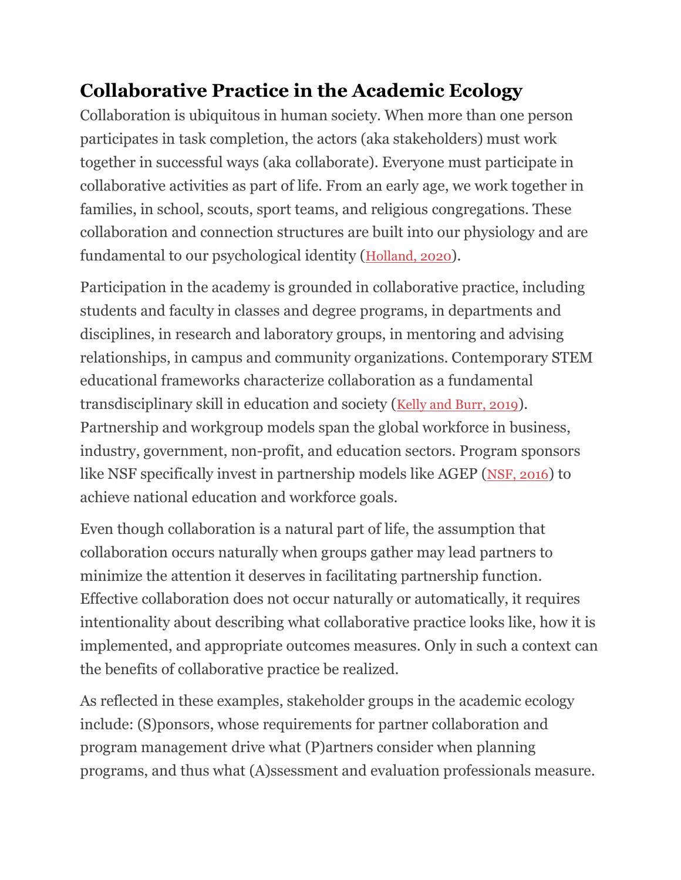## Collaborative Practice in the Academic Ecology

Collaboration is ubiquitous in human society. When more than one person participates in task completion, the actors (aka stakeholders) must work together in successful ways (aka collaborate). Everyone must participate in collaborative activities as part of life. From an early age, we work together in families, in school, scouts, sport teams, and religious congregations. These collaboration and connection structures are built into our physiology and are fundamental to our psychological identity (Holland, 2020).

Participation in the academy is grounded in collaborative practice, including students and faculty in classes and degree programs, in departments and disciplines, in research and laboratory groups, in mentoring and advising relationships, in campus and community organizations. Contemporary STEM educational frameworks characterize collaboration as a fundamental transdisciplinary skill in education and society (Kelly and Burr, 2019). Partnership and workgroup models span the global workforce in business, industry, government, non-profit, and education sectors. Program sponsors like NSF specifically invest in partnership models like AGEP (NSF, 2016) to achieve national education and workforce goals.

Even though collaboration is a natural part of life, the assumption that collaboration occurs naturally when groups gather may lead partners to minimize the attention it deserves in facilitating partnership function. Effective collaboration does not occur naturally or automatically, it requires intentionality about describing what collaborative practice looks like, how it is implemented, and appropriate outcomes measures. Only in such a context can the benefits of collaborative practice be realized.

As reflected in these examples, stakeholder groups in the academic ecology include: (S)ponsors, whose requirements for partner collaboration and program management drive what (P)artners consider when planning programs, and thus what (A)ssessment and evaluation professionals measure.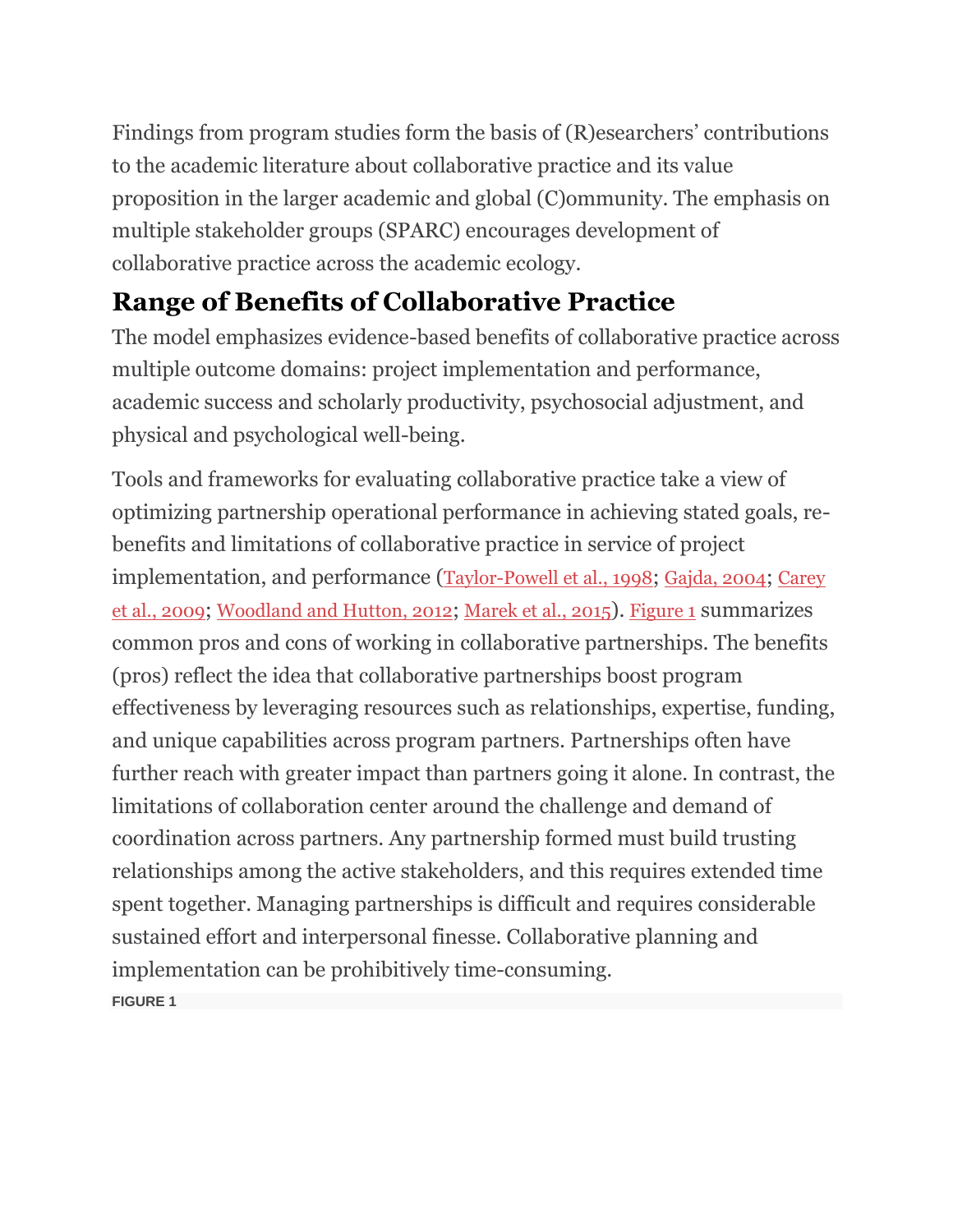Findings from program studies form the basis of (R)esearchers' contributions to the academic literature about collaborative practice and its value proposition in the larger academic and global (C)ommunity. The emphasis on multiple stakeholder groups (SPARC) encourages development of collaborative practice across the academic ecology.

## Range of Benefits of Collaborative Practice

The model emphasizes evidence-based benefits of collaborative practice across multiple outcome domains: project implementation and performance, academic success and scholarly productivity, psychosocial adjustment, and physical and psychological well-being.

Tools and frameworks for evaluating collaborative practice take a view of optimizing partnership operational performance in achieving stated goals, re-benefits and limitations of collaborative practice in service of project implementation, and performance (Taylor-Powell et al., 1998; Gajda, 2004; Carey et al., 2009; Woodland and Hutton, 2012; Marek et al., 2015). Figure 1 summarizes common pros and cons of working in collaborative partnerships. The benefits (pros) reflect the idea that collaborative partnerships boost program effectiveness by leveraging resources such as relationships, expertise, funding, and unique capabilities across program partners. Partnerships often have further reach with greater impact than partners going it alone. In contrast, the limitations of collaboration center around the challenge and demand of coordination across partners. Any partnership formed must build trusting relationships among the active stakeholders, and this requires extended time spent together. Managing partnerships is difficult and requires considerable sustained effort and interpersonal finesse. Collaborative planning and implementation can be prohibitively time-consuming.

FIGURE 1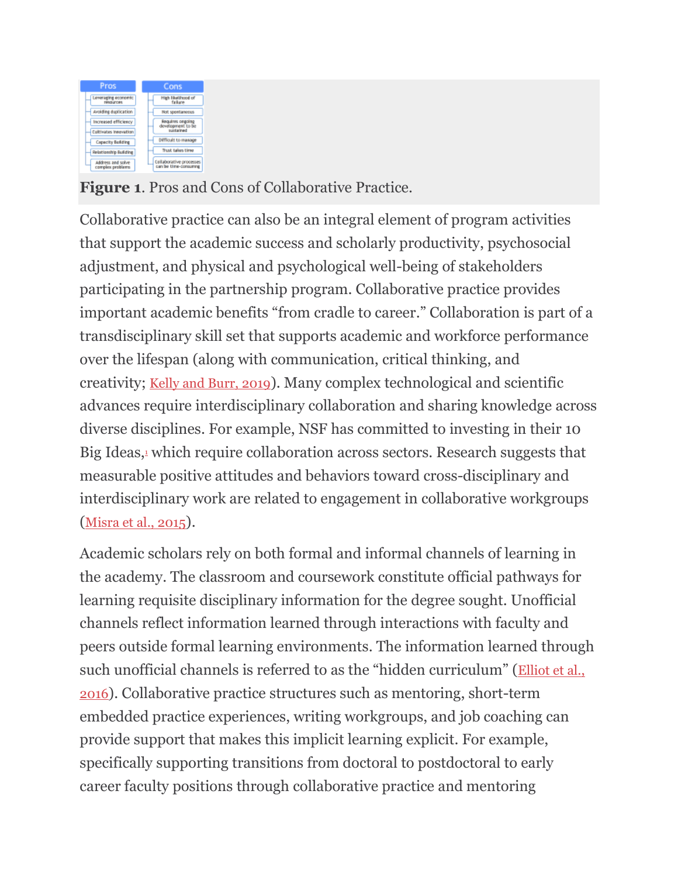**Figure 1**. Pros and Cons of Collaborative Practice.

Collaborative practice can also be an integral element of program activities that support the academic success and scholarly productivity, psychosocial adjustment, and physical and psychological well-being of stakeholders participating in the partnership program. Collaborative practice provides important academic benefits "from cradle to career." Collaboration is part of a transdisciplinary skill set that supports academic and workforce performance over the lifespan (along with communication, critical thinking, and creativity; Kelly and Burr, 2019). Many complex technological and scientific advances require interdisciplinary collaboration and sharing knowledge across diverse disciplines. For example, NSF has committed to investing in their 10 Big Ideas,[1] which require collaboration across sectors. Research suggests that measurable positive attitudes and behaviors toward cross-disciplinary and interdisciplinary work are related to engagement in collaborative workgroups (Misra et al., 2015).

Academic scholars rely on both formal and informal channels of learning in the academy. The classroom and coursework constitute official pathways for learning requisite disciplinary information for the degree sought. Unofficial channels reflect information learned through interactions with faculty and peers outside formal learning environments. The information learned through such unofficial channels is referred to as the "hidden curriculum" (Elliot et al., 2016). Collaborative practice structures such as mentoring, short-term embedded practice experiences, writing workgroups, and job coaching can provide support that makes this implicit learning explicit. For example, specifically supporting transitions from doctoral to postdoctoral to early career faculty positions through collaborative practice and mentoring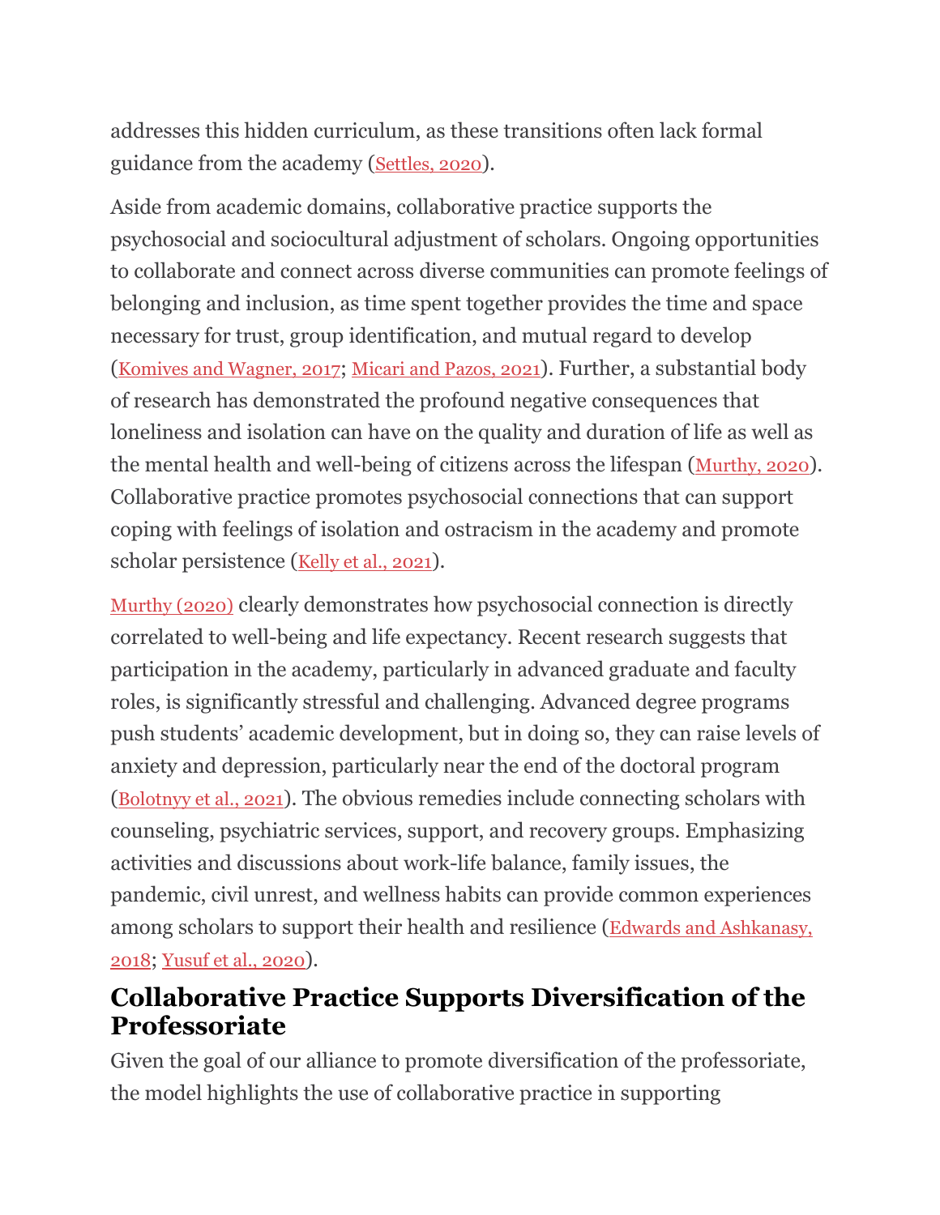addresses this hidden curriculum, as these transitions often lack formal guidance from the academy (Settles, 2020).

Aside from academic domains, collaborative practice supports the psychosocial and sociocultural adjustment of scholars. Ongoing opportunities to collaborate and connect across diverse communities can promote feelings of belonging and inclusion, as time spent together provides the time and space necessary for trust, group identification, and mutual regard to develop (Komives and Wagner, 2017; Micari and Pazos, 2021). Further, a substantial body of research has demonstrated the profound negative consequences that loneliness and isolation can have on the quality and duration of life as well as the mental health and well-being of citizens across the lifespan (Murthy, 2020). Collaborative practice promotes psychosocial connections that can support coping with feelings of isolation and ostracism in the academy and promote scholar persistence (Kelly et al., 2021).

Murthy (2020) clearly demonstrates how psychosocial connection is directly correlated to well-being and life expectancy. Recent research suggests that participation in the academy, particularly in advanced graduate and faculty roles, is significantly stressful and challenging. Advanced degree programs push students' academic development, but in doing so, they can raise levels of anxiety and depression, particularly near the end of the doctoral program (Bolotnyy et al., 2021). The obvious remedies include connecting scholars with counseling, psychiatric services, support, and recovery groups. Emphasizing activities and discussions about work-life balance, family issues, the pandemic, civil unrest, and wellness habits can provide common experiences among scholars to support their health and resilience (Edwards and Ashkanasy, 2018; Yusuf et al., 2020).

## Collaborative Practice Supports Diversification of the Professoriate

Given the goal of our alliance to promote diversification of the professoriate, the model highlights the use of collaborative practice in supporting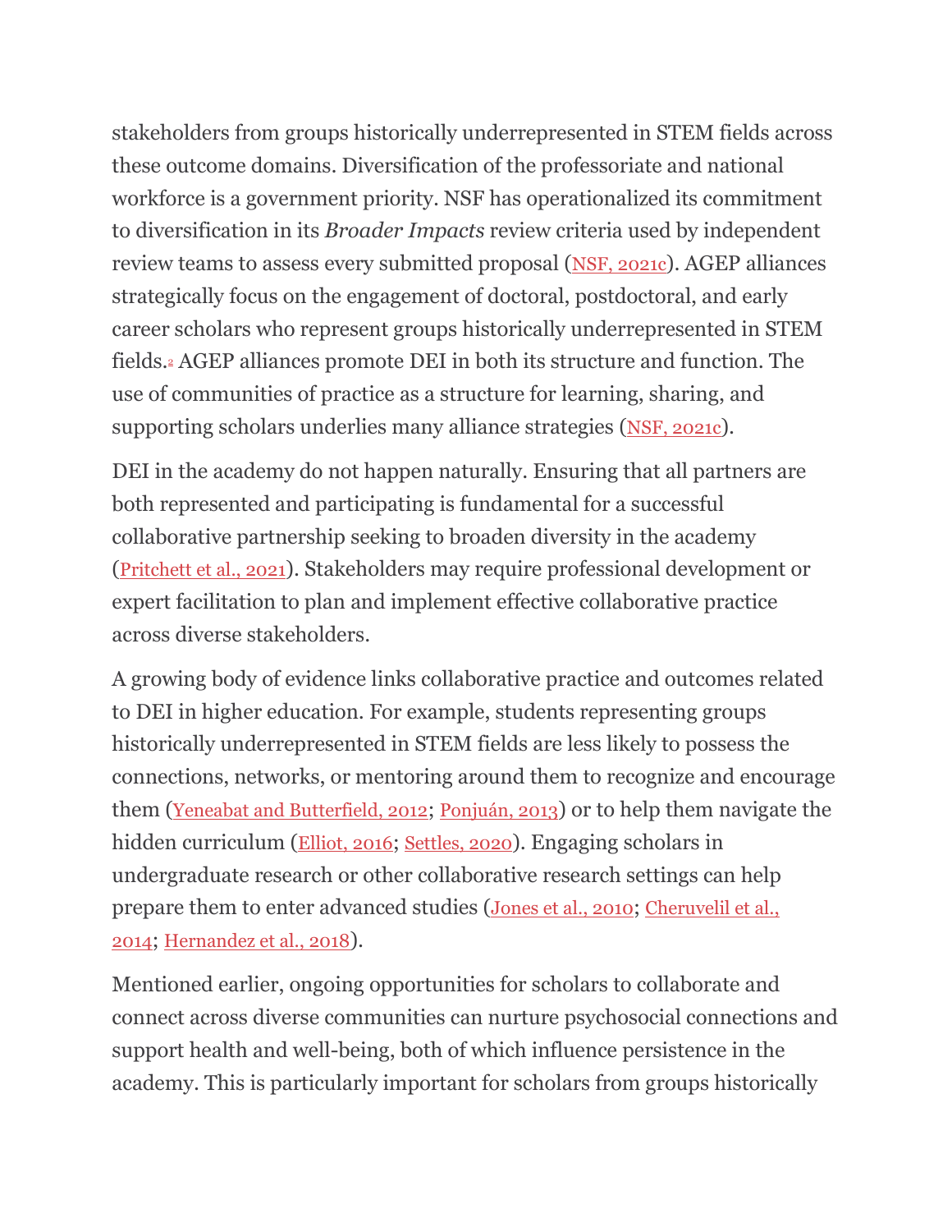stakeholders from groups historically underrepresented in STEM fields across these outcome domains. Diversification of the professoriate and national workforce is a government priority. NSF has operationalized its commitment to diversification in its *Broader Impacts* review criteria used by independent review teams to assess every submitted proposal (NSF, 2021c). AGEP alliances strategically focus on the engagement of doctoral, postdoctoral, and early career scholars who represent groups historically underrepresented in STEM fields.[2] AGEP alliances promote DEI in both its structure and function. The use of communities of practice as a structure for learning, sharing, and supporting scholars underlies many alliance strategies (NSF, 2021c).

DEI in the academy do not happen naturally. Ensuring that all partners are both represented and participating is fundamental for a successful collaborative partnership seeking to broaden diversity in the academy (Pritchett et al., 2021). Stakeholders may require professional development or expert facilitation to plan and implement effective collaborative practice across diverse stakeholders.

A growing body of evidence links collaborative practice and outcomes related to DEI in higher education. For example, students representing groups historically underrepresented in STEM fields are less likely to possess the connections, networks, or mentoring around them to recognize and encourage them (Yeneabat and Butterfield, 2012; Ponjuán, 2013) or to help them navigate the hidden curriculum (Elliot, 2016; Settles, 2020). Engaging scholars in undergraduate research or other collaborative research settings can help prepare them to enter advanced studies (Jones et al., 2010; Cheruvelil et al., 2014; Hernandez et al., 2018).

Mentioned earlier, ongoing opportunities for scholars to collaborate and connect across diverse communities can nurture psychosocial connections and support health and well-being, both of which influence persistence in the academy. This is particularly important for scholars from groups historically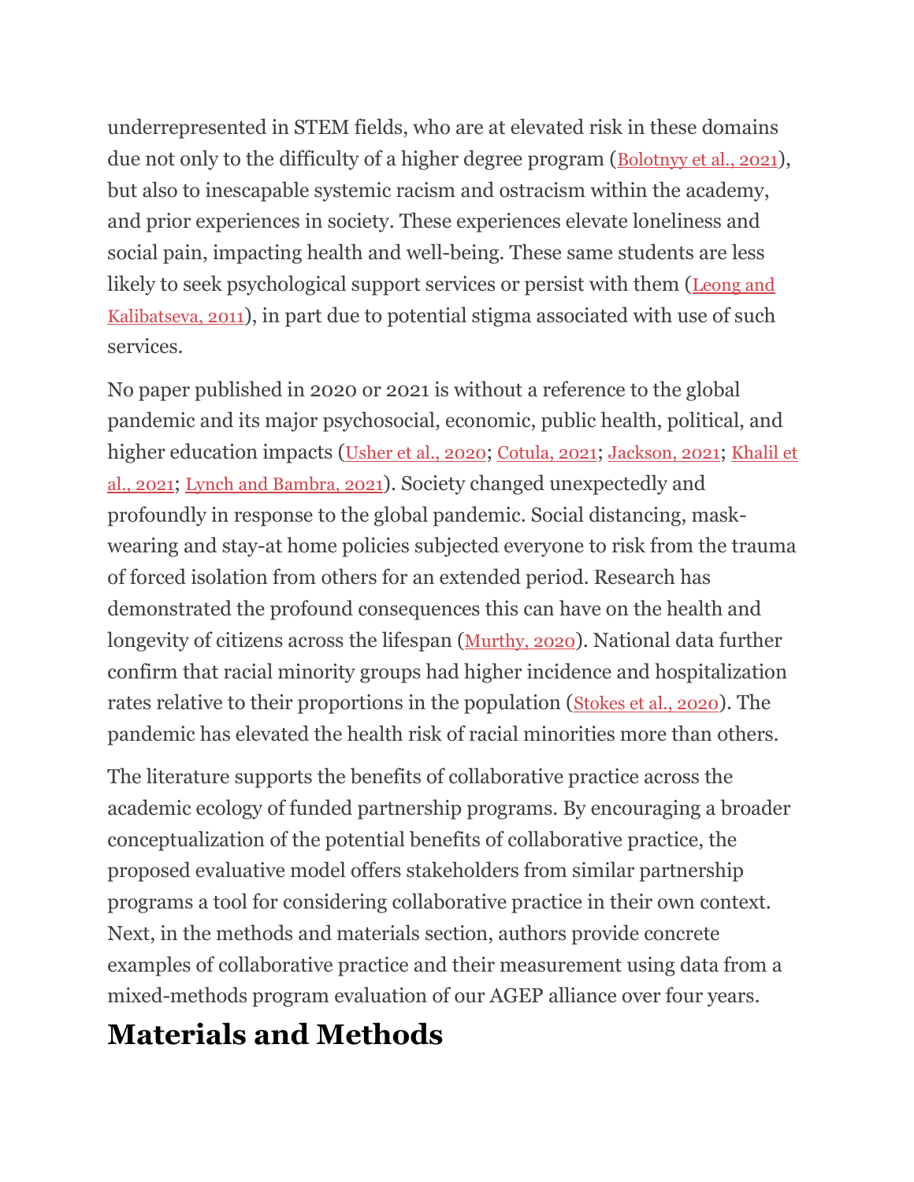underrepresented in STEM fields, who are at elevated risk in these domains due not only to the difficulty of a higher degree program (Bolotnyy et al., 2021), but also to inescapable systemic racism and ostracism within the academy, and prior experiences in society. These experiences elevate loneliness and social pain, impacting health and well-being. These same students are less likely to seek psychological support services or persist with them (Leong and Kalibatseva, 2011), in part due to potential stigma associated with use of such services.

No paper published in 2020 or 2021 is without a reference to the global pandemic and its major psychosocial, economic, public health, political, and higher education impacts (Usher et al., 2020; Cotula, 2021; Jackson, 2021; Khalil et al., 2021; Lynch and Bambra, 2021). Society changed unexpectedly and profoundly in response to the global pandemic. Social distancing, mask-wearing and stay-at home policies subjected everyone to risk from the trauma of forced isolation from others for an extended period. Research has demonstrated the profound consequences this can have on the health and longevity of citizens across the lifespan (Murthy, 2020). National data further confirm that racial minority groups had higher incidence and hospitalization rates relative to their proportions in the population (Stokes et al., 2020). The pandemic has elevated the health risk of racial minorities more than others.

The literature supports the benefits of collaborative practice across the academic ecology of funded partnership programs. By encouraging a broader conceptualization of the potential benefits of collaborative practice, the proposed evaluative model offers stakeholders from similar partnership programs a tool for considering collaborative practice in their own context. Next, in the methods and materials section, authors provide concrete examples of collaborative practice and their measurement using data from a mixed-methods program evaluation of our AGEP alliance over four years.

# Materials and Methods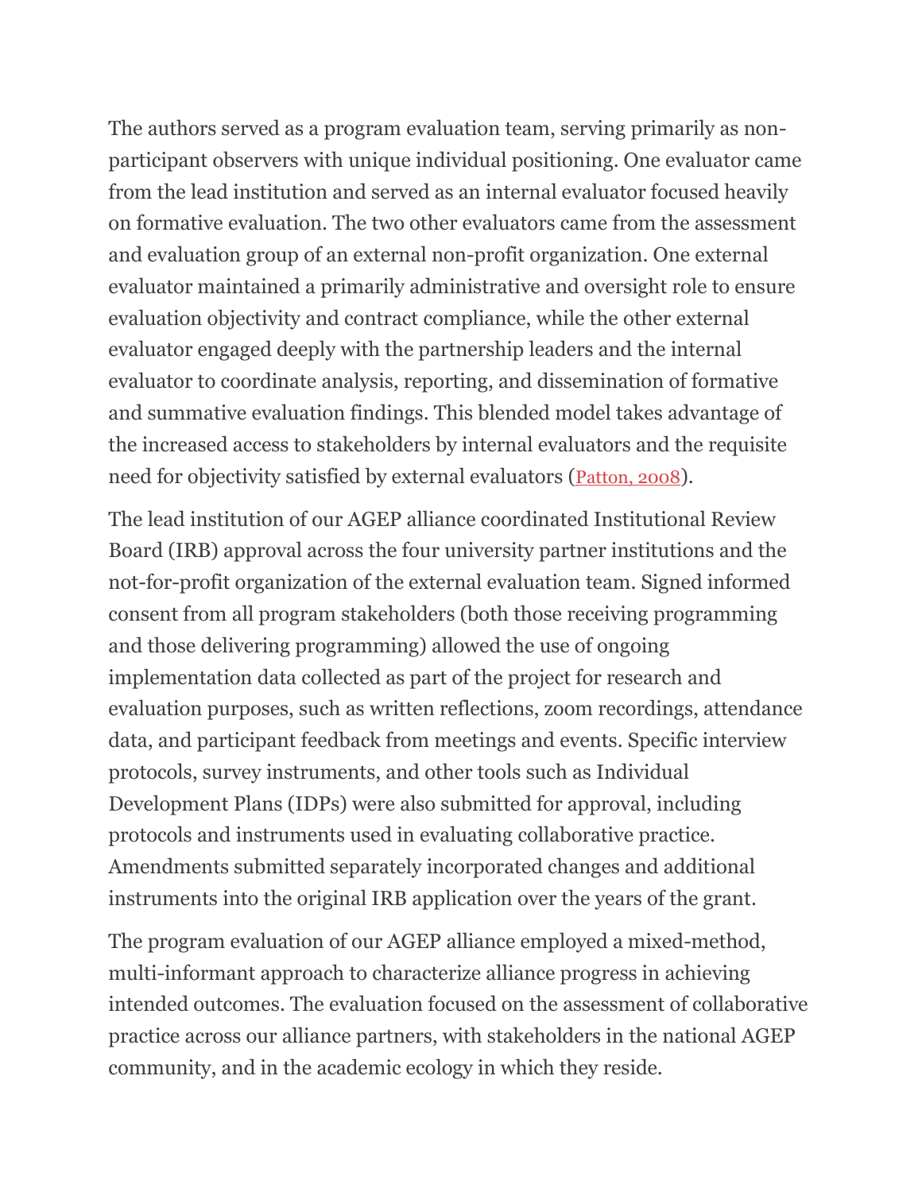The authors served as a program evaluation team, serving primarily as non-participant observers with unique individual positioning. One evaluator came from the lead institution and served as an internal evaluator focused heavily on formative evaluation. The two other evaluators came from the assessment and evaluation group of an external non-profit organization. One external evaluator maintained a primarily administrative and oversight role to ensure evaluation objectivity and contract compliance, while the other external evaluator engaged deeply with the partnership leaders and the internal evaluator to coordinate analysis, reporting, and dissemination of formative and summative evaluation findings. This blended model takes advantage of the increased access to stakeholders by internal evaluators and the requisite need for objectivity satisfied by external evaluators (Patton, 2008).

The lead institution of our AGEP alliance coordinated Institutional Review Board (IRB) approval across the four university partner institutions and the not-for-profit organization of the external evaluation team. Signed informed consent from all program stakeholders (both those receiving programming and those delivering programming) allowed the use of ongoing implementation data collected as part of the project for research and evaluation purposes, such as written reflections, zoom recordings, attendance data, and participant feedback from meetings and events. Specific interview protocols, survey instruments, and other tools such as Individual Development Plans (IDPs) were also submitted for approval, including protocols and instruments used in evaluating collaborative practice. Amendments submitted separately incorporated changes and additional instruments into the original IRB application over the years of the grant.

The program evaluation of our AGEP alliance employed a mixed-method, multi-informant approach to characterize alliance progress in achieving intended outcomes. The evaluation focused on the assessment of collaborative practice across our alliance partners, with stakeholders in the national AGEP community, and in the academic ecology in which they reside.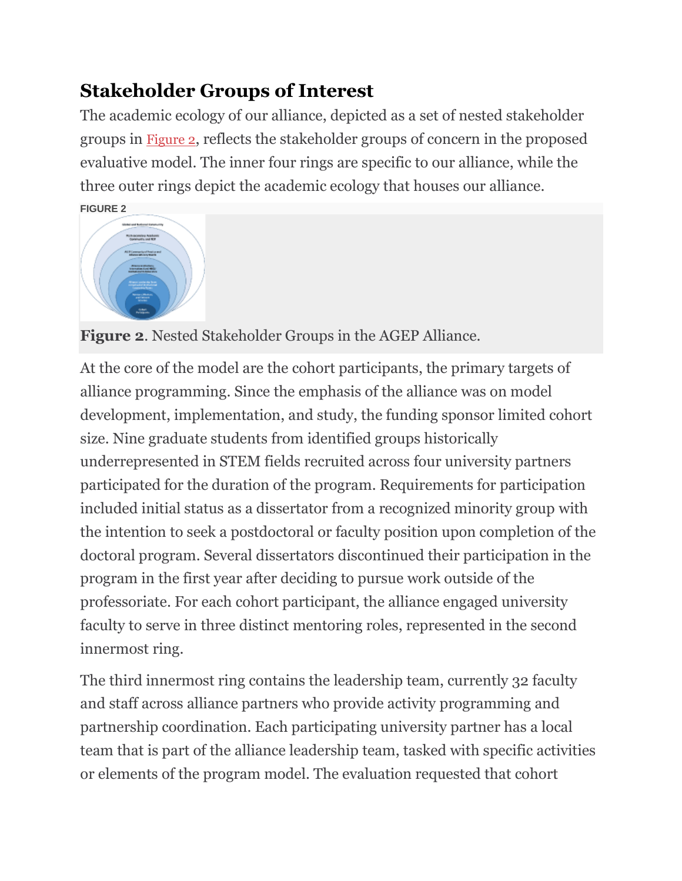## Stakeholder Groups of Interest

The academic ecology of our alliance, depicted as a set of nested stakeholder groups in Figure 2, reflects the stakeholder groups of concern in the proposed evaluative model. The inner four rings are specific to our alliance, while the three outer rings depict the academic ecology that houses our alliance.

FIGURE 2

**Figure 2**. Nested Stakeholder Groups in the AGEP Alliance.

At the core of the model are the cohort participants, the primary targets of alliance programming. Since the emphasis of the alliance was on model development, implementation, and study, the funding sponsor limited cohort size. Nine graduate students from identified groups historically underrepresented in STEM fields recruited across four university partners participated for the duration of the program. Requirements for participation included initial status as a dissertator from a recognized minority group with the intention to seek a postdoctoral or faculty position upon completion of the doctoral program. Several dissertators discontinued their participation in the program in the first year after deciding to pursue work outside of the professoriate. For each cohort participant, the alliance engaged university faculty to serve in three distinct mentoring roles, represented in the second innermost ring.

The third innermost ring contains the leadership team, currently 32 faculty and staff across alliance partners who provide activity programming and partnership coordination. Each participating university partner has a local team that is part of the alliance leadership team, tasked with specific activities or elements of the program model. The evaluation requested that cohort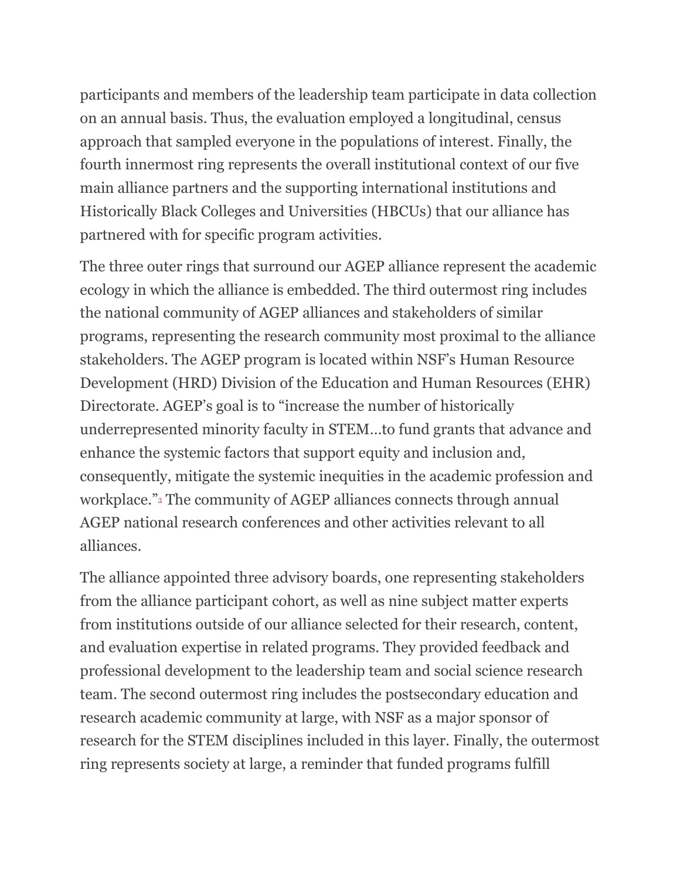participants and members of the leadership team participate in data collection on an annual basis. Thus, the evaluation employed a longitudinal, census approach that sampled everyone in the populations of interest. Finally, the fourth innermost ring represents the overall institutional context of our five main alliance partners and the supporting international institutions and Historically Black Colleges and Universities (HBCUs) that our alliance has partnered with for specific program activities.

The three outer rings that surround our AGEP alliance represent the academic ecology in which the alliance is embedded. The third outermost ring includes the national community of AGEP alliances and stakeholders of similar programs, representing the research community most proximal to the alliance stakeholders. The AGEP program is located within NSF's Human Resource Development (HRD) Division of the Education and Human Resources (EHR) Directorate. AGEP's goal is to "increase the number of historically underrepresented minority faculty in STEM…to fund grants that advance and enhance the systemic factors that support equity and inclusion and, consequently, mitigate the systemic inequities in the academic profession and workplace."[3] The community of AGEP alliances connects through annual AGEP national research conferences and other activities relevant to all alliances.

The alliance appointed three advisory boards, one representing stakeholders from the alliance participant cohort, as well as nine subject matter experts from institutions outside of our alliance selected for their research, content, and evaluation expertise in related programs. They provided feedback and professional development to the leadership team and social science research team. The second outermost ring includes the postsecondary education and research academic community at large, with NSF as a major sponsor of research for the STEM disciplines included in this layer. Finally, the outermost ring represents society at large, a reminder that funded programs fulfill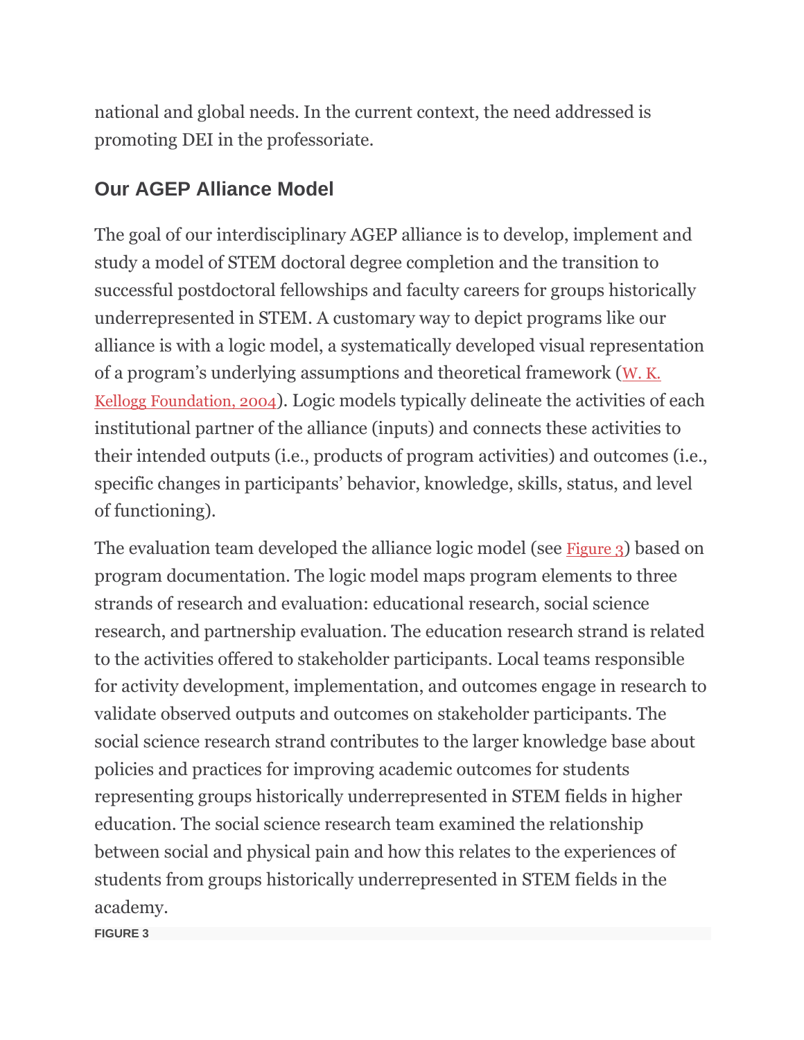national and global needs. In the current context, the need addressed is promoting DEI in the professoriate.

## Our AGEP Alliance Model

The goal of our interdisciplinary AGEP alliance is to develop, implement and study a model of STEM doctoral degree completion and the transition to successful postdoctoral fellowships and faculty careers for groups historically underrepresented in STEM. A customary way to depict programs like our alliance is with a logic model, a systematically developed visual representation of a program's underlying assumptions and theoretical framework (W. K. Kellogg Foundation, 2004). Logic models typically delineate the activities of each institutional partner of the alliance (inputs) and connects these activities to their intended outputs (i.e., products of program activities) and outcomes (i.e., specific changes in participants' behavior, knowledge, skills, status, and level of functioning).

The evaluation team developed the alliance logic model (see Figure 3) based on program documentation. The logic model maps program elements to three strands of research and evaluation: educational research, social science research, and partnership evaluation. The education research strand is related to the activities offered to stakeholder participants. Local teams responsible for activity development, implementation, and outcomes engage in research to validate observed outputs and outcomes on stakeholder participants. The social science research strand contributes to the larger knowledge base about policies and practices for improving academic outcomes for students representing groups historically underrepresented in STEM fields in higher education. The social science research team examined the relationship between social and physical pain and how this relates to the experiences of students from groups historically underrepresented in STEM fields in the academy.

**FIGURE 3**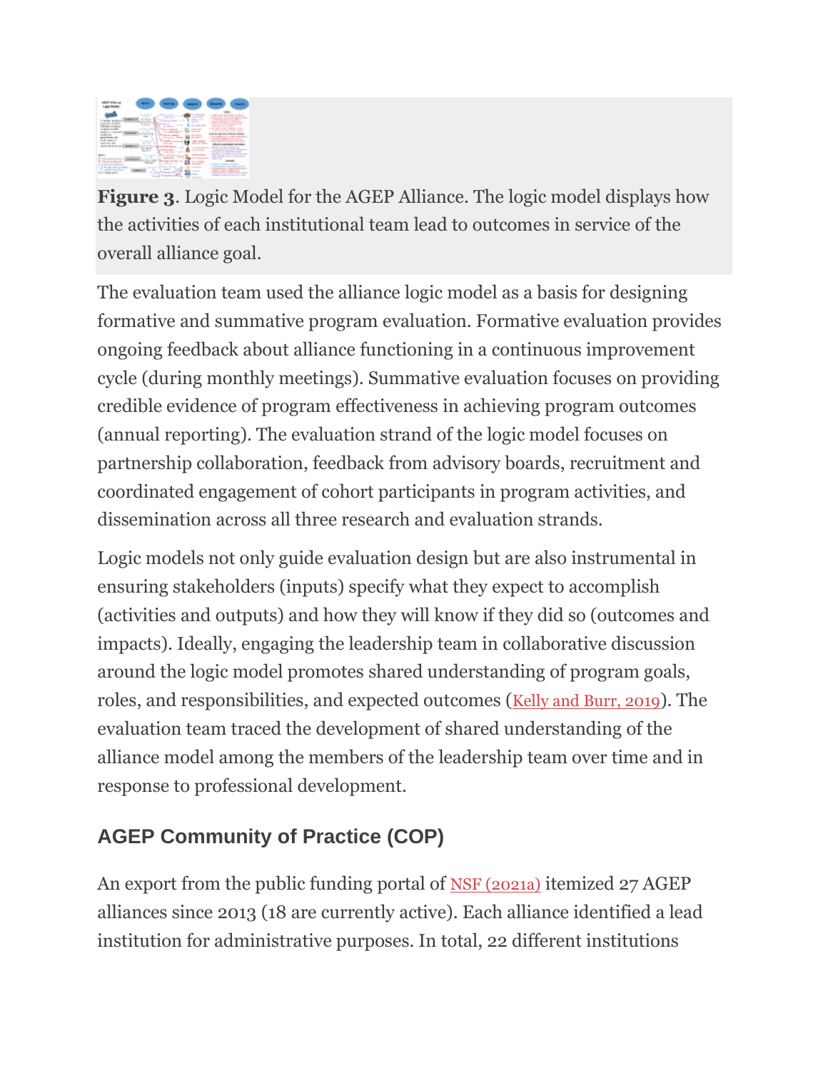**Figure 3**. Logic Model for the AGEP Alliance. The logic model displays how the activities of each institutional team lead to outcomes in service of the overall alliance goal.

The evaluation team used the alliance logic model as a basis for designing formative and summative program evaluation. Formative evaluation provides ongoing feedback about alliance functioning in a continuous improvement cycle (during monthly meetings). Summative evaluation focuses on providing credible evidence of program effectiveness in achieving program outcomes (annual reporting). The evaluation strand of the logic model focuses on partnership collaboration, feedback from advisory boards, recruitment and coordinated engagement of cohort participants in program activities, and dissemination across all three research and evaluation strands.

Logic models not only guide evaluation design but are also instrumental in ensuring stakeholders (inputs) specify what they expect to accomplish (activities and outputs) and how they will know if they did so (outcomes and impacts). Ideally, engaging the leadership team in collaborative discussion around the logic model promotes shared understanding of program goals, roles, and responsibilities, and expected outcomes (Kelly and Burr, 2019). The evaluation team traced the development of shared understanding of the alliance model among the members of the leadership team over time and in response to professional development.

## AGEP Community of Practice (COP)

An export from the public funding portal of NSF (2021a) itemized 27 AGEP alliances since 2013 (18 are currently active). Each alliance identified a lead institution for administrative purposes. In total, 22 different institutions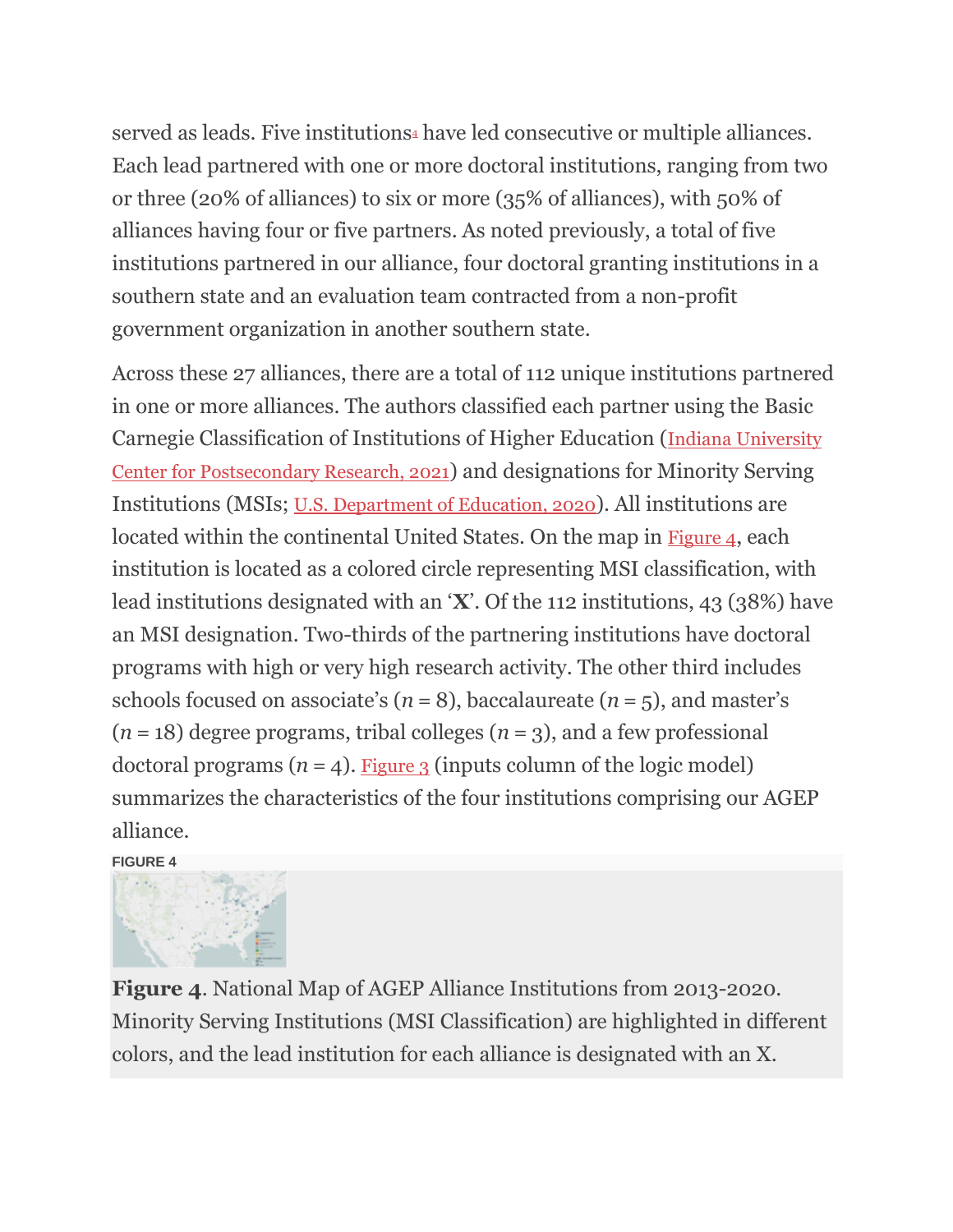served as leads. Five institutions[4] have led consecutive or multiple alliances. Each lead partnered with one or more doctoral institutions, ranging from two or three (20% of alliances) to six or more (35% of alliances), with 50% of alliances having four or five partners. As noted previously, a total of five institutions partnered in our alliance, four doctoral granting institutions in a southern state and an evaluation team contracted from a non-profit government organization in another southern state.

Across these 27 alliances, there are a total of 112 unique institutions partnered in one or more alliances. The authors classified each partner using the Basic Carnegie Classification of Institutions of Higher Education (Indiana University Center for Postsecondary Research, 2021) and designations for Minority Serving Institutions (MSIs; U.S. Department of Education, 2020). All institutions are located within the continental United States. On the map in Figure 4, each institution is located as a colored circle representing MSI classification, with lead institutions designated with an '**X**'. Of the 112 institutions, 43 (38%) have an MSI designation. Two-thirds of the partnering institutions have doctoral programs with high or very high research activity. The other third includes schools focused on associate's ($n$ = 8), baccalaureate ($n$ = 5), and master's ($n$ = 18) degree programs, tribal colleges ($n$ = 3), and a few professional doctoral programs ($n$ = 4). Figure 3 (inputs column of the logic model) summarizes the characteristics of the four institutions comprising our AGEP alliance.

FIGURE 4

**Figure 4**. National Map of AGEP Alliance Institutions from 2013-2020. Minority Serving Institutions (MSI Classification) are highlighted in different colors, and the lead institution for each alliance is designated with an X.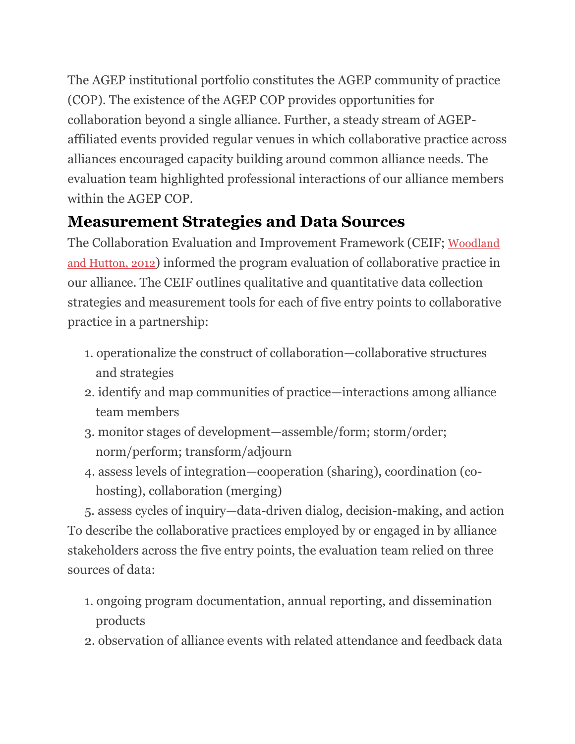The AGEP institutional portfolio constitutes the AGEP community of practice (COP). The existence of the AGEP COP provides opportunities for collaboration beyond a single alliance. Further, a steady stream of AGEP-affiliated events provided regular venues in which collaborative practice across alliances encouraged capacity building around common alliance needs. The evaluation team highlighted professional interactions of our alliance members within the AGEP COP.

## Measurement Strategies and Data Sources

The Collaboration Evaluation and Improvement Framework (CEIF; Woodland and Hutton, 2012) informed the program evaluation of collaborative practice in our alliance. The CEIF outlines qualitative and quantitative data collection strategies and measurement tools for each of five entry points to collaborative practice in a partnership:

1. operationalize the construct of collaboration—collaborative structures and strategies
2. identify and map communities of practice—interactions among alliance team members
3. monitor stages of development—assemble/form; storm/order; norm/perform; transform/adjourn
4. assess levels of integration—cooperation (sharing), coordination (co-hosting), collaboration (merging)
5. assess cycles of inquiry—data-driven dialog, decision-making, and action

To describe the collaborative practices employed by or engaged in by alliance stakeholders across the five entry points, the evaluation team relied on three sources of data:

1. ongoing program documentation, annual reporting, and dissemination products
2. observation of alliance events with related attendance and feedback data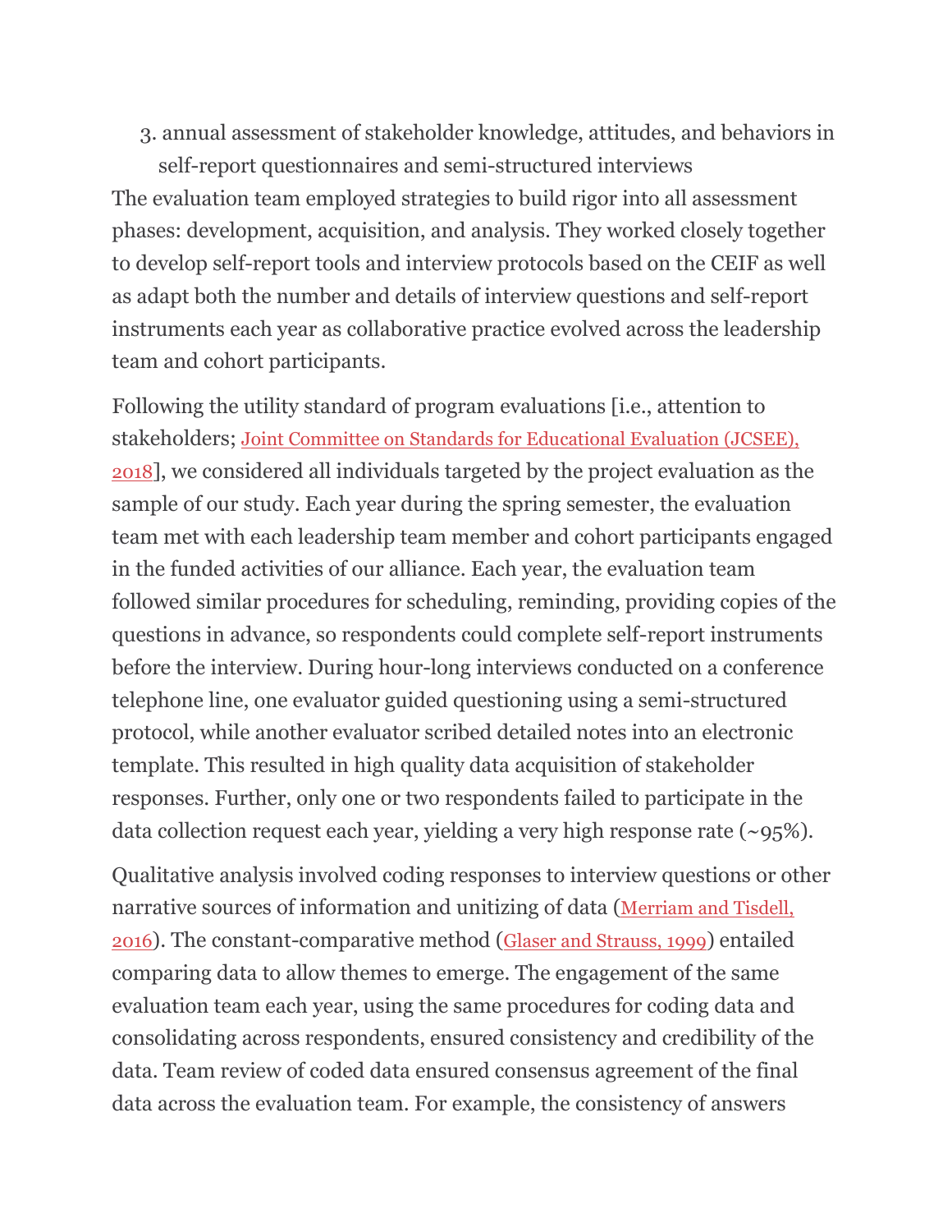3. annual assessment of stakeholder knowledge, attitudes, and behaviors in self-report questionnaires and semi-structured interviews

The evaluation team employed strategies to build rigor into all assessment phases: development, acquisition, and analysis. They worked closely together to develop self-report tools and interview protocols based on the CEIF as well as adapt both the number and details of interview questions and self-report instruments each year as collaborative practice evolved across the leadership team and cohort participants.

Following the utility standard of program evaluations [i.e., attention to stakeholders; Joint Committee on Standards for Educational Evaluation (JCSEE), 2018], we considered all individuals targeted by the project evaluation as the sample of our study. Each year during the spring semester, the evaluation team met with each leadership team member and cohort participants engaged in the funded activities of our alliance. Each year, the evaluation team followed similar procedures for scheduling, reminding, providing copies of the questions in advance, so respondents could complete self-report instruments before the interview. During hour-long interviews conducted on a conference telephone line, one evaluator guided questioning using a semi-structured protocol, while another evaluator scribed detailed notes into an electronic template. This resulted in high quality data acquisition of stakeholder responses. Further, only one or two respondents failed to participate in the data collection request each year, yielding a very high response rate (~95%).

Qualitative analysis involved coding responses to interview questions or other narrative sources of information and unitizing of data (Merriam and Tisdell, 2016). The constant-comparative method (Glaser and Strauss, 1999) entailed comparing data to allow themes to emerge. The engagement of the same evaluation team each year, using the same procedures for coding data and consolidating across respondents, ensured consistency and credibility of the data. Team review of coded data ensured consensus agreement of the final data across the evaluation team. For example, the consistency of answers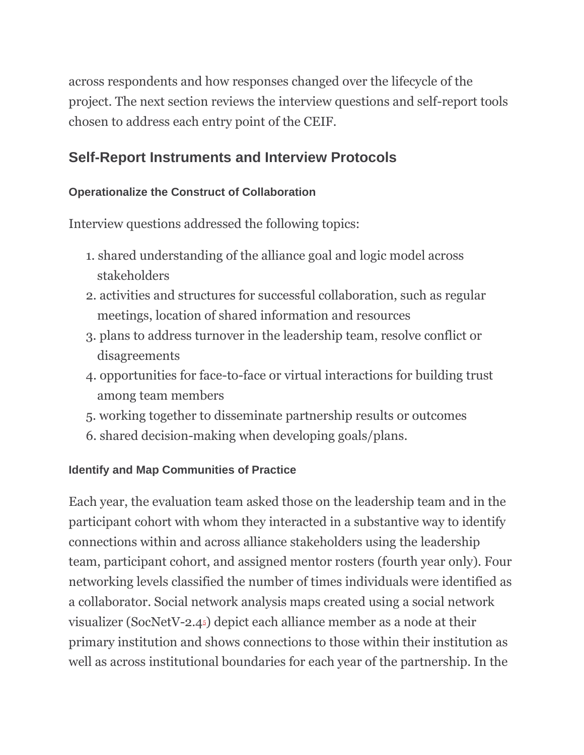across respondents and how responses changed over the lifecycle of the project. The next section reviews the interview questions and self-report tools chosen to address each entry point of the CEIF.

## Self-Report Instruments and Interview Protocols

### Operationalize the Construct of Collaboration

Interview questions addressed the following topics:

1. shared understanding of the alliance goal and logic model across stakeholders
2. activities and structures for successful collaboration, such as regular meetings, location of shared information and resources
3. plans to address turnover in the leadership team, resolve conflict or disagreements
4. opportunities for face-to-face or virtual interactions for building trust among team members
5. working together to disseminate partnership results or outcomes
6. shared decision-making when developing goals/plans.

### Identify and Map Communities of Practice

Each year, the evaluation team asked those on the leadership team and in the participant cohort with whom they interacted in a substantive way to identify connections within and across alliance stakeholders using the leadership team, participant cohort, and assigned mentor rosters (fourth year only). Four networking levels classified the number of times individuals were identified as a collaborator. Social network analysis maps created using a social network visualizer (SocNetV-2.4[5]) depict each alliance member as a node at their primary institution and shows connections to those within their institution as well as across institutional boundaries for each year of the partnership. In the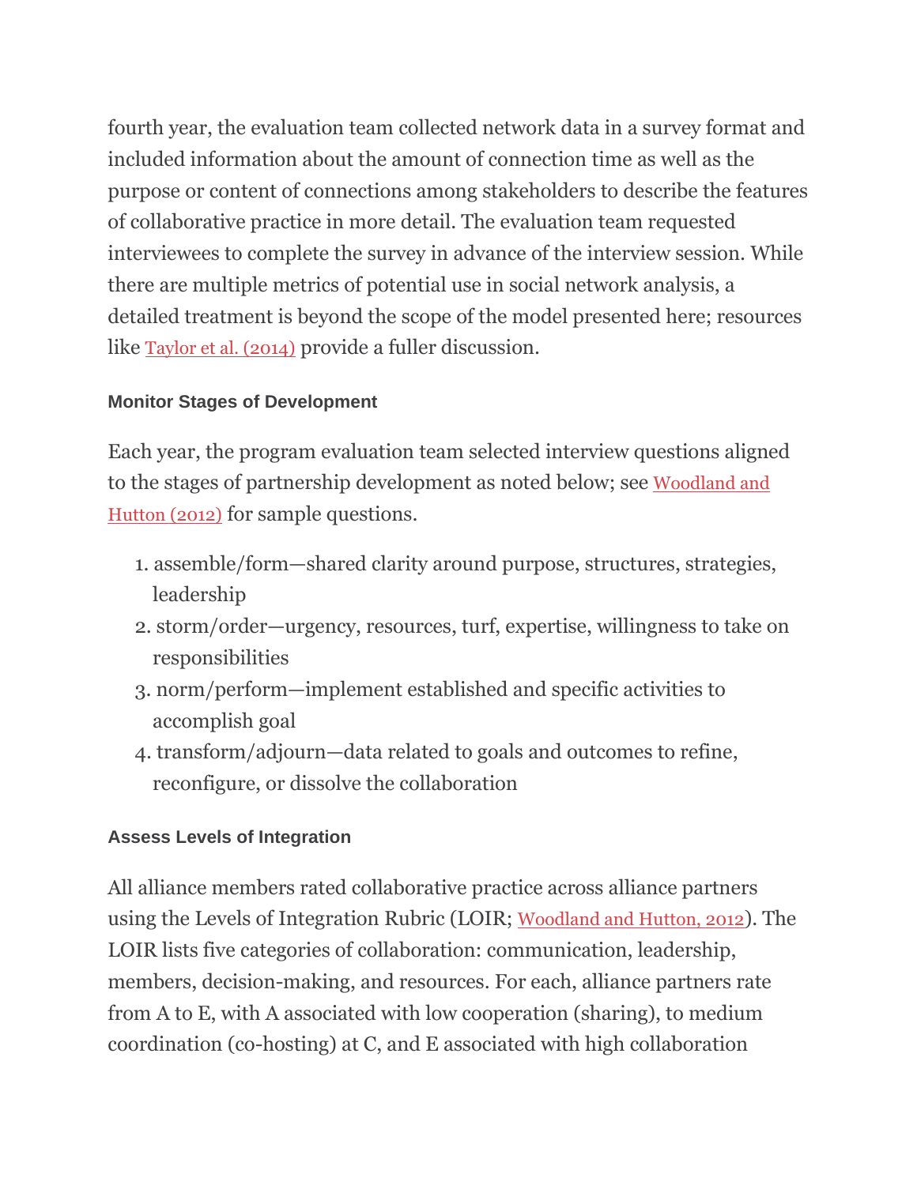fourth year, the evaluation team collected network data in a survey format and included information about the amount of connection time as well as the purpose or content of connections among stakeholders to describe the features of collaborative practice in more detail. The evaluation team requested interviewees to complete the survey in advance of the interview session. While there are multiple metrics of potential use in social network analysis, a detailed treatment is beyond the scope of the model presented here; resources like Taylor et al. (2014) provide a fuller discussion.

#### Monitor Stages of Development

Each year, the program evaluation team selected interview questions aligned to the stages of partnership development as noted below; see Woodland and Hutton (2012) for sample questions.

1. assemble/form—shared clarity around purpose, structures, strategies, leadership
2. storm/order—urgency, resources, turf, expertise, willingness to take on responsibilities
3. norm/perform—implement established and specific activities to accomplish goal
4. transform/adjourn—data related to goals and outcomes to refine, reconfigure, or dissolve the collaboration

#### Assess Levels of Integration

All alliance members rated collaborative practice across alliance partners using the Levels of Integration Rubric (LOIR; Woodland and Hutton, 2012). The LOIR lists five categories of collaboration: communication, leadership, members, decision-making, and resources. For each, alliance partners rate from A to E, with A associated with low cooperation (sharing), to medium coordination (co-hosting) at C, and E associated with high collaboration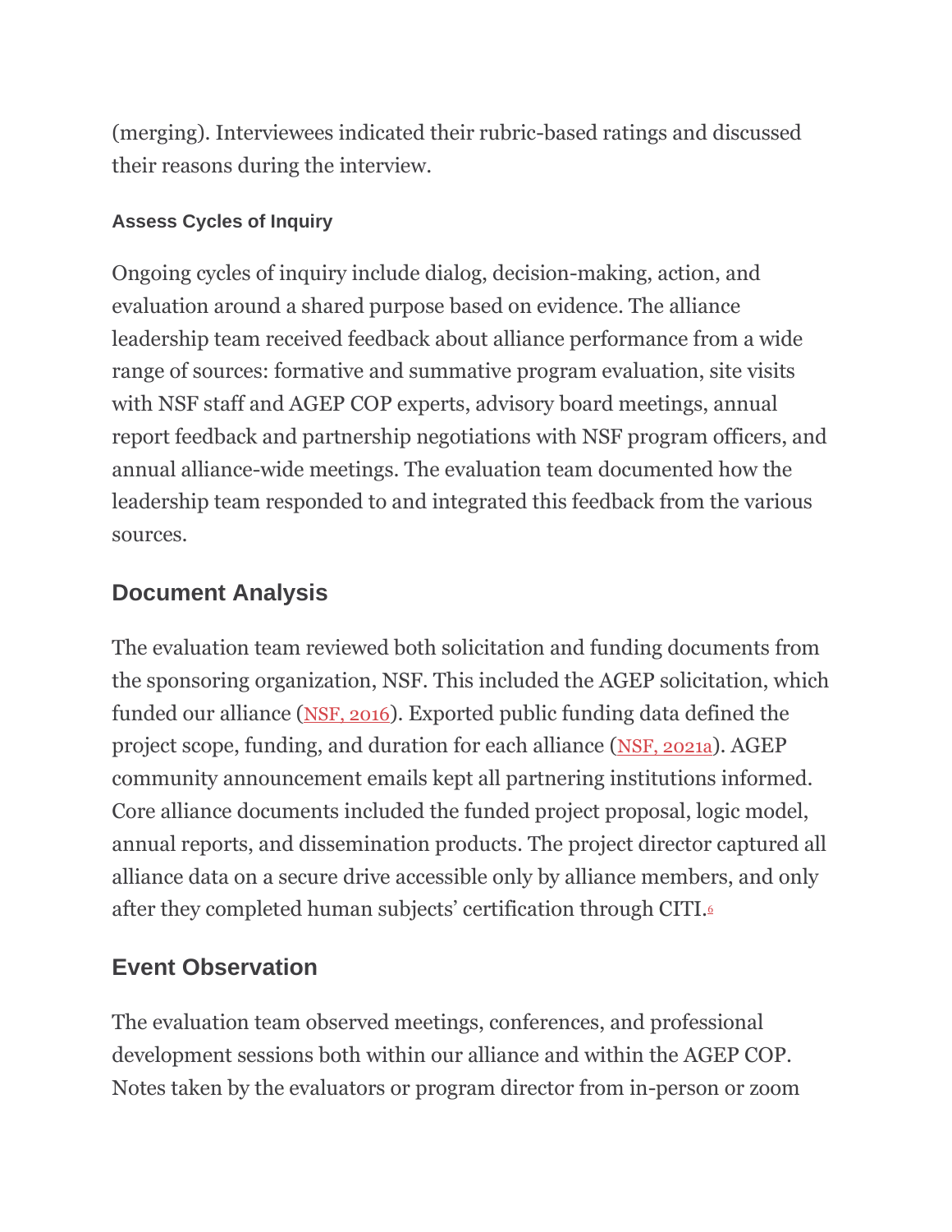(merging). Interviewees indicated their rubric-based ratings and discussed their reasons during the interview.

#### Assess Cycles of Inquiry

Ongoing cycles of inquiry include dialog, decision-making, action, and evaluation around a shared purpose based on evidence. The alliance leadership team received feedback about alliance performance from a wide range of sources: formative and summative program evaluation, site visits with NSF staff and AGEP COP experts, advisory board meetings, annual report feedback and partnership negotiations with NSF program officers, and annual alliance-wide meetings. The evaluation team documented how the leadership team responded to and integrated this feedback from the various sources.

### Document Analysis

The evaluation team reviewed both solicitation and funding documents from the sponsoring organization, NSF. This included the AGEP solicitation, which funded our alliance (NSF, 2016). Exported public funding data defined the project scope, funding, and duration for each alliance (NSF, 2021a). AGEP community announcement emails kept all partnering institutions informed. Core alliance documents included the funded project proposal, logic model, annual reports, and dissemination products. The project director captured all alliance data on a secure drive accessible only by alliance members, and only after they completed human subjects' certification through CITI.[6]

### Event Observation

The evaluation team observed meetings, conferences, and professional development sessions both within our alliance and within the AGEP COP. Notes taken by the evaluators or program director from in-person or zoom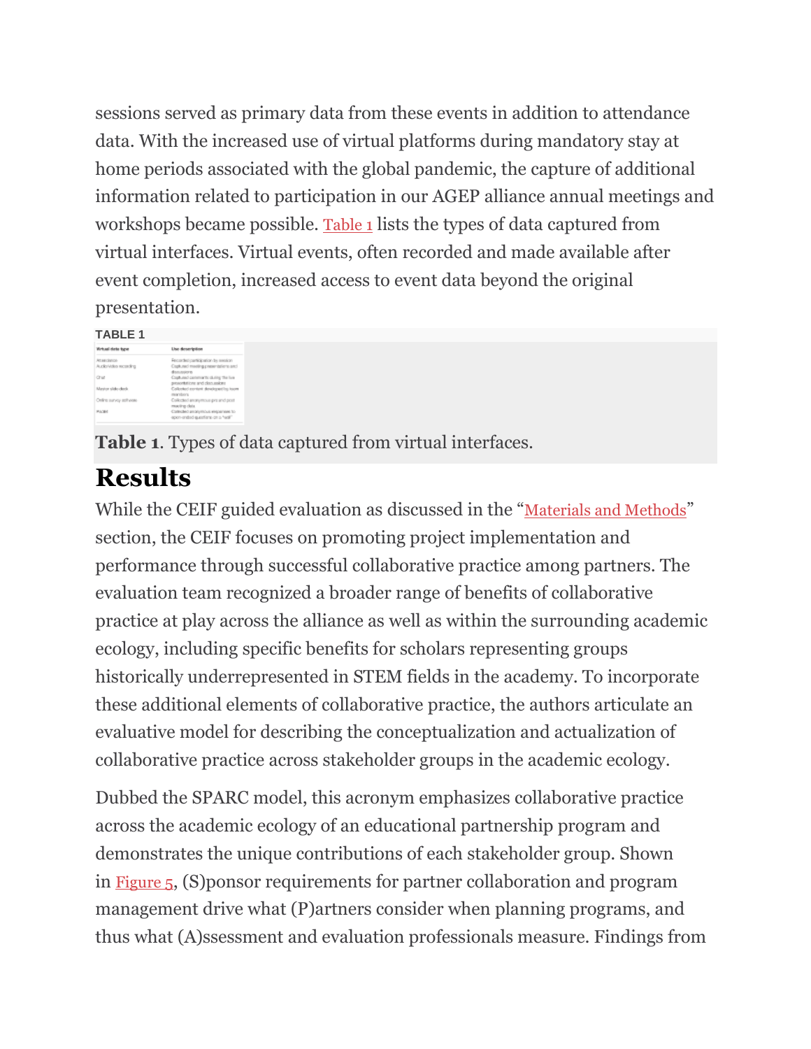sessions served as primary data from these events in addition to attendance data. With the increased use of virtual platforms during mandatory stay at home periods associated with the global pandemic, the capture of additional information related to participation in our AGEP alliance annual meetings and workshops became possible. Table 1 lists the types of data captured from virtual interfaces. Virtual events, often recorded and made available after event completion, increased access to event data beyond the original presentation.

**TABLE 1**

| Virtual data type | Use description |
|---|---|
| Attendance | Recorded participation by session |
| Audio/video recording | Captured meeting presentations and discussions |
| Chat | Captured comments during the live presentations and discussions |
| Master slide deck | Collected content developed by team members |
| Online survey software | Collected anonymous pre and post meeting data |
| Padlet | Collected anonymous responses to open-ended questions on a "wall" |

**Table 1**. Types of data captured from virtual interfaces.

# Results

While the CEIF guided evaluation as discussed in the "Materials and Methods" section, the CEIF focuses on promoting project implementation and performance through successful collaborative practice among partners. The evaluation team recognized a broader range of benefits of collaborative practice at play across the alliance as well as within the surrounding academic ecology, including specific benefits for scholars representing groups historically underrepresented in STEM fields in the academy. To incorporate these additional elements of collaborative practice, the authors articulate an evaluative model for describing the conceptualization and actualization of collaborative practice across stakeholder groups in the academic ecology.

Dubbed the SPARC model, this acronym emphasizes collaborative practice across the academic ecology of an educational partnership program and demonstrates the unique contributions of each stakeholder group. Shown in Figure 5, (S)ponsor requirements for partner collaboration and program management drive what (P)artners consider when planning programs, and thus what (A)ssessment and evaluation professionals measure. Findings from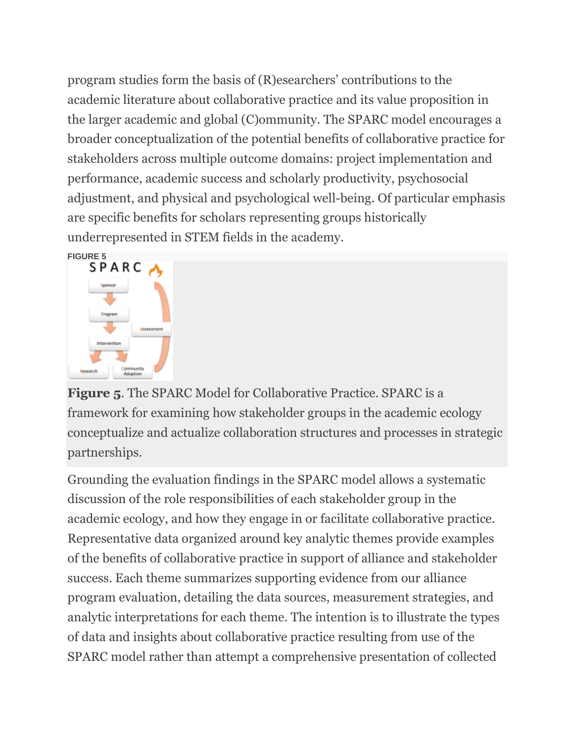program studies form the basis of (R)esearchers' contributions to the academic literature about collaborative practice and its value proposition in the larger academic and global (C)ommunity. The SPARC model encourages a broader conceptualization of the potential benefits of collaborative practice for stakeholders across multiple outcome domains: project implementation and performance, academic success and scholarly productivity, psychosocial adjustment, and physical and psychological well-being. Of particular emphasis are specific benefits for scholars representing groups historically underrepresented in STEM fields in the academy.

FIGURE 5

**Figure 5**. The SPARC Model for Collaborative Practice. SPARC is a framework for examining how stakeholder groups in the academic ecology conceptualize and actualize collaboration structures and processes in strategic partnerships.

Grounding the evaluation findings in the SPARC model allows a systematic discussion of the role responsibilities of each stakeholder group in the academic ecology, and how they engage in or facilitate collaborative practice. Representative data organized around key analytic themes provide examples of the benefits of collaborative practice in support of alliance and stakeholder success. Each theme summarizes supporting evidence from our alliance program evaluation, detailing the data sources, measurement strategies, and analytic interpretations for each theme. The intention is to illustrate the types of data and insights about collaborative practice resulting from use of the SPARC model rather than attempt a comprehensive presentation of collected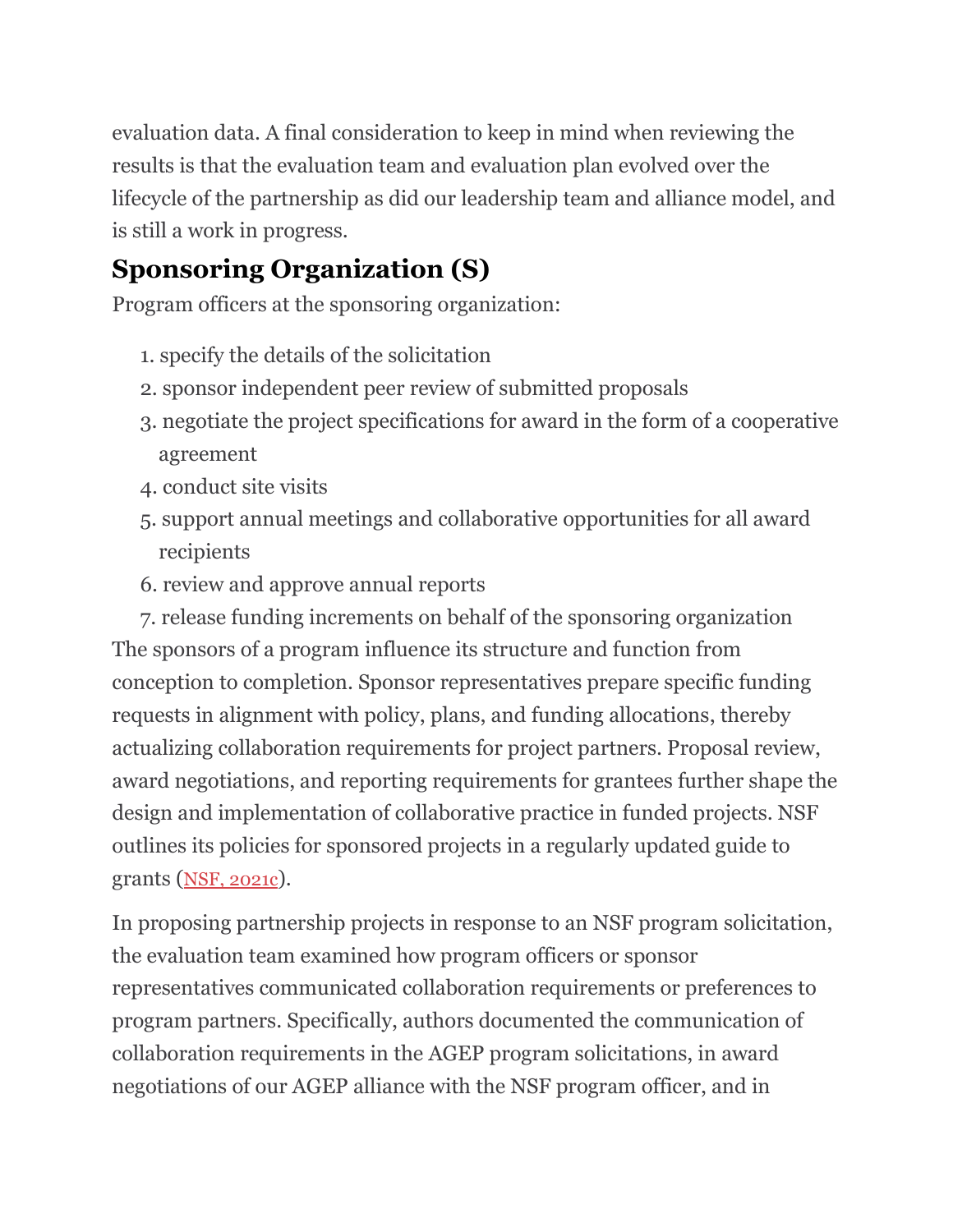evaluation data. A final consideration to keep in mind when reviewing the results is that the evaluation team and evaluation plan evolved over the lifecycle of the partnership as did our leadership team and alliance model, and is still a work in progress.

## Sponsoring Organization (S)

Program officers at the sponsoring organization:

1. specify the details of the solicitation
2. sponsor independent peer review of submitted proposals
3. negotiate the project specifications for award in the form of a cooperative agreement
4. conduct site visits
5. support annual meetings and collaborative opportunities for all award recipients
6. review and approve annual reports
7. release funding increments on behalf of the sponsoring organization

The sponsors of a program influence its structure and function from conception to completion. Sponsor representatives prepare specific funding requests in alignment with policy, plans, and funding allocations, thereby actualizing collaboration requirements for project partners. Proposal review, award negotiations, and reporting requirements for grantees further shape the design and implementation of collaborative practice in funded projects. NSF outlines its policies for sponsored projects in a regularly updated guide to grants (NSF, 2021c).

In proposing partnership projects in response to an NSF program solicitation, the evaluation team examined how program officers or sponsor representatives communicated collaboration requirements or preferences to program partners. Specifically, authors documented the communication of collaboration requirements in the AGEP program solicitations, in award negotiations of our AGEP alliance with the NSF program officer, and in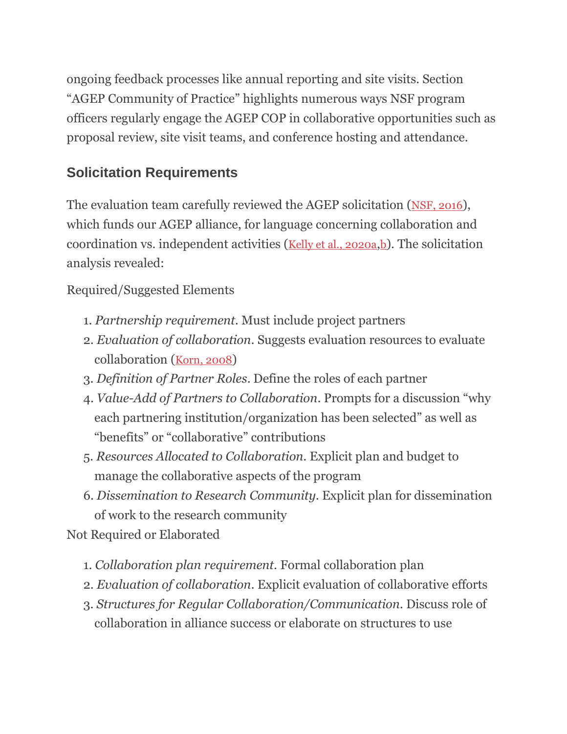ongoing feedback processes like annual reporting and site visits. Section "AGEP Community of Practice" highlights numerous ways NSF program officers regularly engage the AGEP COP in collaborative opportunities such as proposal review, site visit teams, and conference hosting and attendance.

## Solicitation Requirements

The evaluation team carefully reviewed the AGEP solicitation (NSF, 2016), which funds our AGEP alliance, for language concerning collaboration and coordination vs. independent activities (Kelly et al., 2020a,b). The solicitation analysis revealed:

Required/Suggested Elements

1. *Partnership requirement*. Must include project partners
2. *Evaluation of collaboration*. Suggests evaluation resources to evaluate collaboration (Korn, 2008)
3. *Definition of Partner Roles*. Define the roles of each partner
4. *Value-Add of Partners to Collaboration*. Prompts for a discussion "why each partnering institution/organization has been selected" as well as "benefits" or "collaborative" contributions
5. *Resources Allocated to Collaboration*. Explicit plan and budget to manage the collaborative aspects of the program
6. *Dissemination to Research Community*. Explicit plan for dissemination of work to the research community

Not Required or Elaborated

1. *Collaboration plan requirement*. Formal collaboration plan
2. *Evaluation of collaboration*. Explicit evaluation of collaborative efforts
3. *Structures for Regular Collaboration/Communication*. Discuss role of collaboration in alliance success or elaborate on structures to use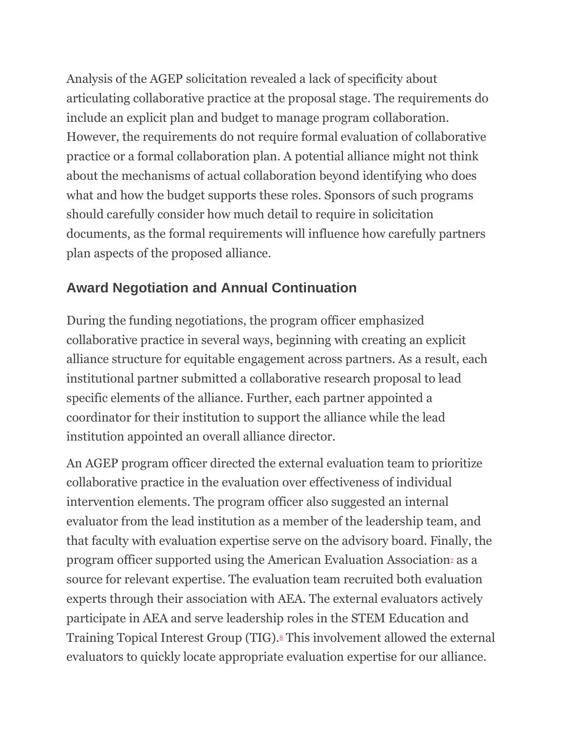Analysis of the AGEP solicitation revealed a lack of specificity about articulating collaborative practice at the proposal stage. The requirements do include an explicit plan and budget to manage program collaboration. However, the requirements do not require formal evaluation of collaborative practice or a formal collaboration plan. A potential alliance might not think about the mechanisms of actual collaboration beyond identifying who does what and how the budget supports these roles. Sponsors of such programs should carefully consider how much detail to require in solicitation documents, as the formal requirements will influence how carefully partners plan aspects of the proposed alliance.

## Award Negotiation and Annual Continuation

During the funding negotiations, the program officer emphasized collaborative practice in several ways, beginning with creating an explicit alliance structure for equitable engagement across partners. As a result, each institutional partner submitted a collaborative research proposal to lead specific elements of the alliance. Further, each partner appointed a coordinator for their institution to support the alliance while the lead institution appointed an overall alliance director.

An AGEP program officer directed the external evaluation team to prioritize collaborative practice in the evaluation over effectiveness of individual intervention elements. The program officer also suggested an internal evaluator from the lead institution as a member of the leadership team, and that faculty with evaluation expertise serve on the advisory board. Finally, the program officer supported using the American Evaluation Association[7] as a source for relevant expertise. The evaluation team recruited both evaluation experts through their association with AEA. The external evaluators actively participate in AEA and serve leadership roles in the STEM Education and Training Topical Interest Group (TIG).[8] This involvement allowed the external evaluators to quickly locate appropriate evaluation expertise for our alliance.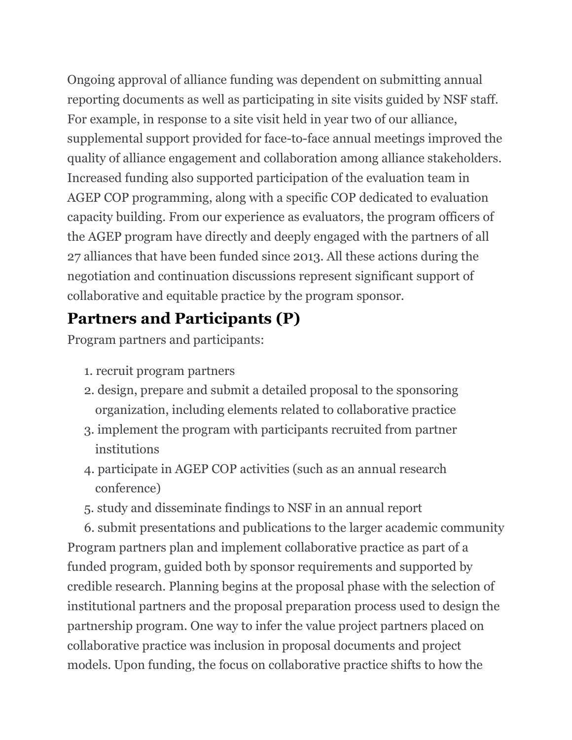Ongoing approval of alliance funding was dependent on submitting annual reporting documents as well as participating in site visits guided by NSF staff. For example, in response to a site visit held in year two of our alliance, supplemental support provided for face-to-face annual meetings improved the quality of alliance engagement and collaboration among alliance stakeholders. Increased funding also supported participation of the evaluation team in AGEP COP programming, along with a specific COP dedicated to evaluation capacity building. From our experience as evaluators, the program officers of the AGEP program have directly and deeply engaged with the partners of all 27 alliances that have been funded since 2013. All these actions during the negotiation and continuation discussions represent significant support of collaborative and equitable practice by the program sponsor.

## Partners and Participants (P)

Program partners and participants:

1. recruit program partners
2. design, prepare and submit a detailed proposal to the sponsoring organization, including elements related to collaborative practice
3. implement the program with participants recruited from partner institutions
4. participate in AGEP COP activities (such as an annual research conference)
5. study and disseminate findings to NSF in an annual report
6. submit presentations and publications to the larger academic community

Program partners plan and implement collaborative practice as part of a funded program, guided both by sponsor requirements and supported by credible research. Planning begins at the proposal phase with the selection of institutional partners and the proposal preparation process used to design the partnership program. One way to infer the value project partners placed on collaborative practice was inclusion in proposal documents and project models. Upon funding, the focus on collaborative practice shifts to how the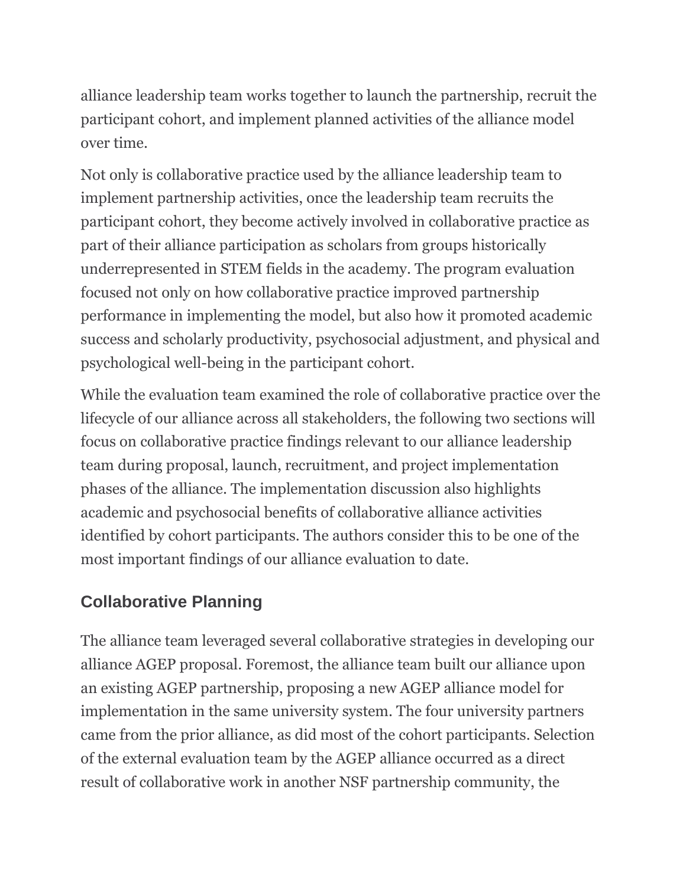alliance leadership team works together to launch the partnership, recruit the participant cohort, and implement planned activities of the alliance model over time.

Not only is collaborative practice used by the alliance leadership team to implement partnership activities, once the leadership team recruits the participant cohort, they become actively involved in collaborative practice as part of their alliance participation as scholars from groups historically underrepresented in STEM fields in the academy. The program evaluation focused not only on how collaborative practice improved partnership performance in implementing the model, but also how it promoted academic success and scholarly productivity, psychosocial adjustment, and physical and psychological well-being in the participant cohort.

While the evaluation team examined the role of collaborative practice over the lifecycle of our alliance across all stakeholders, the following two sections will focus on collaborative practice findings relevant to our alliance leadership team during proposal, launch, recruitment, and project implementation phases of the alliance. The implementation discussion also highlights academic and psychosocial benefits of collaborative alliance activities identified by cohort participants. The authors consider this to be one of the most important findings of our alliance evaluation to date.

## Collaborative Planning

The alliance team leveraged several collaborative strategies in developing our alliance AGEP proposal. Foremost, the alliance team built our alliance upon an existing AGEP partnership, proposing a new AGEP alliance model for implementation in the same university system. The four university partners came from the prior alliance, as did most of the cohort participants. Selection of the external evaluation team by the AGEP alliance occurred as a direct result of collaborative work in another NSF partnership community, the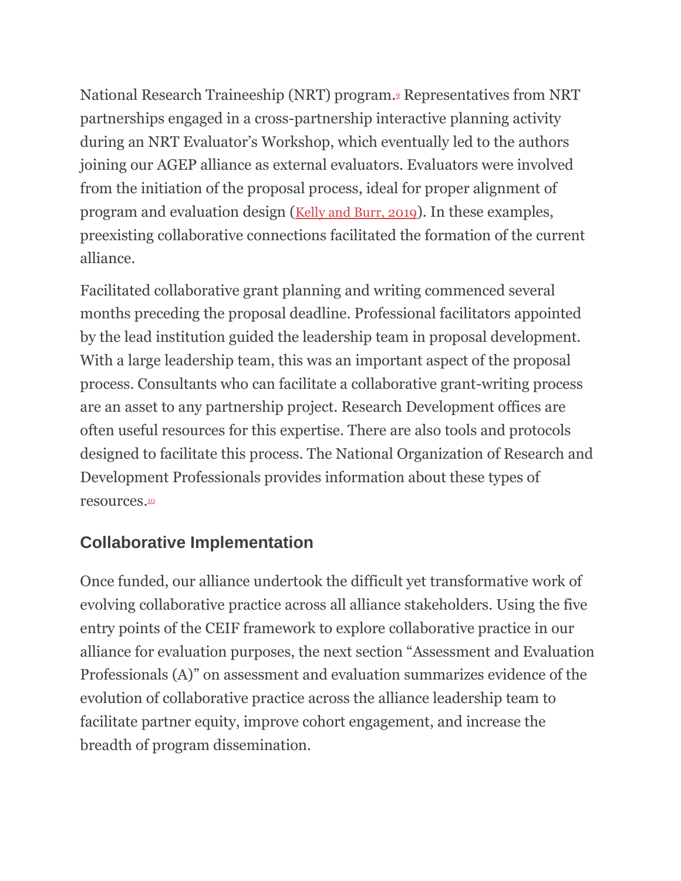National Research Traineeship (NRT) program.[9] Representatives from NRT partnerships engaged in a cross-partnership interactive planning activity during an NRT Evaluator's Workshop, which eventually led to the authors joining our AGEP alliance as external evaluators. Evaluators were involved from the initiation of the proposal process, ideal for proper alignment of program and evaluation design (Kelly and Burr, 2019). In these examples, preexisting collaborative connections facilitated the formation of the current alliance.

Facilitated collaborative grant planning and writing commenced several months preceding the proposal deadline. Professional facilitators appointed by the lead institution guided the leadership team in proposal development. With a large leadership team, this was an important aspect of the proposal process. Consultants who can facilitate a collaborative grant-writing process are an asset to any partnership project. Research Development offices are often useful resources for this expertise. There are also tools and protocols designed to facilitate this process. The National Organization of Research and Development Professionals provides information about these types of resources.[10]

## Collaborative Implementation

Once funded, our alliance undertook the difficult yet transformative work of evolving collaborative practice across all alliance stakeholders. Using the five entry points of the CEIF framework to explore collaborative practice in our alliance for evaluation purposes, the next section "Assessment and Evaluation Professionals (A)" on assessment and evaluation summarizes evidence of the evolution of collaborative practice across the alliance leadership team to facilitate partner equity, improve cohort engagement, and increase the breadth of program dissemination.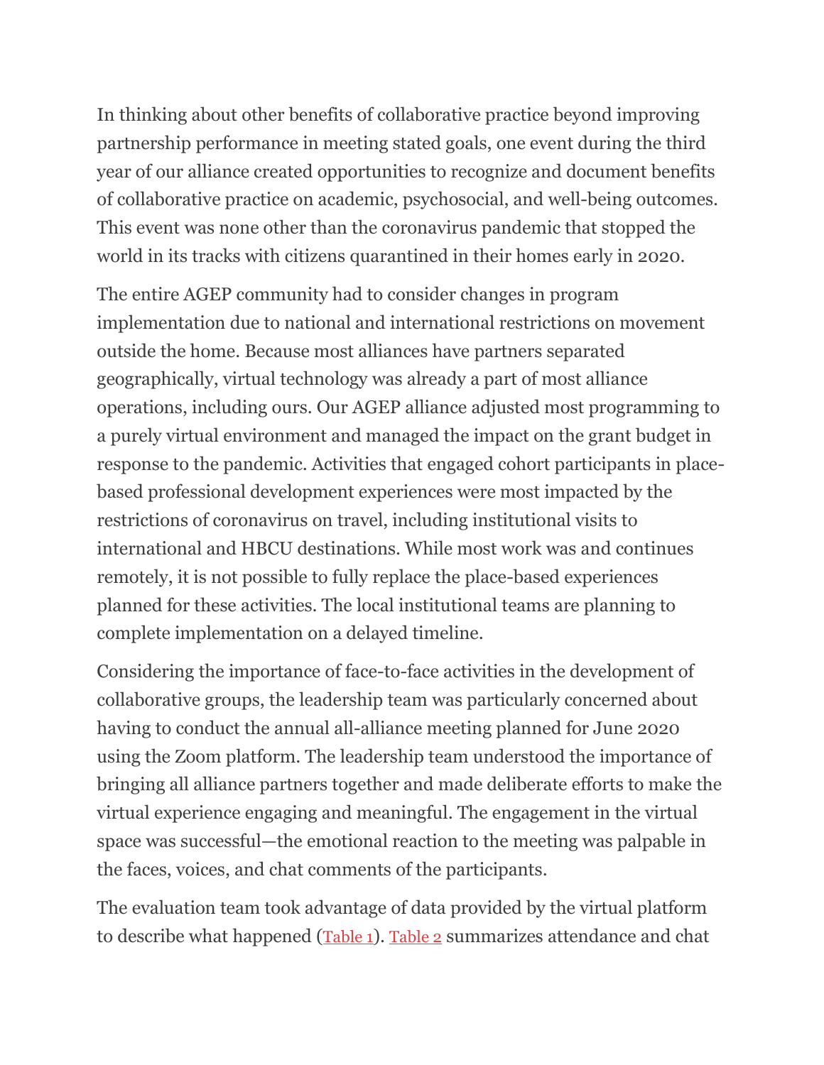In thinking about other benefits of collaborative practice beyond improving partnership performance in meeting stated goals, one event during the third year of our alliance created opportunities to recognize and document benefits of collaborative practice on academic, psychosocial, and well-being outcomes. This event was none other than the coronavirus pandemic that stopped the world in its tracks with citizens quarantined in their homes early in 2020.

The entire AGEP community had to consider changes in program implementation due to national and international restrictions on movement outside the home. Because most alliances have partners separated geographically, virtual technology was already a part of most alliance operations, including ours. Our AGEP alliance adjusted most programming to a purely virtual environment and managed the impact on the grant budget in response to the pandemic. Activities that engaged cohort participants in place-based professional development experiences were most impacted by the restrictions of coronavirus on travel, including institutional visits to international and HBCU destinations. While most work was and continues remotely, it is not possible to fully replace the place-based experiences planned for these activities. The local institutional teams are planning to complete implementation on a delayed timeline.

Considering the importance of face-to-face activities in the development of collaborative groups, the leadership team was particularly concerned about having to conduct the annual all-alliance meeting planned for June 2020 using the Zoom platform. The leadership team understood the importance of bringing all alliance partners together and made deliberate efforts to make the virtual experience engaging and meaningful. The engagement in the virtual space was successful—the emotional reaction to the meeting was palpable in the faces, voices, and chat comments of the participants.

The evaluation team took advantage of data provided by the virtual platform to describe what happened (Table 1). Table 2 summarizes attendance and chat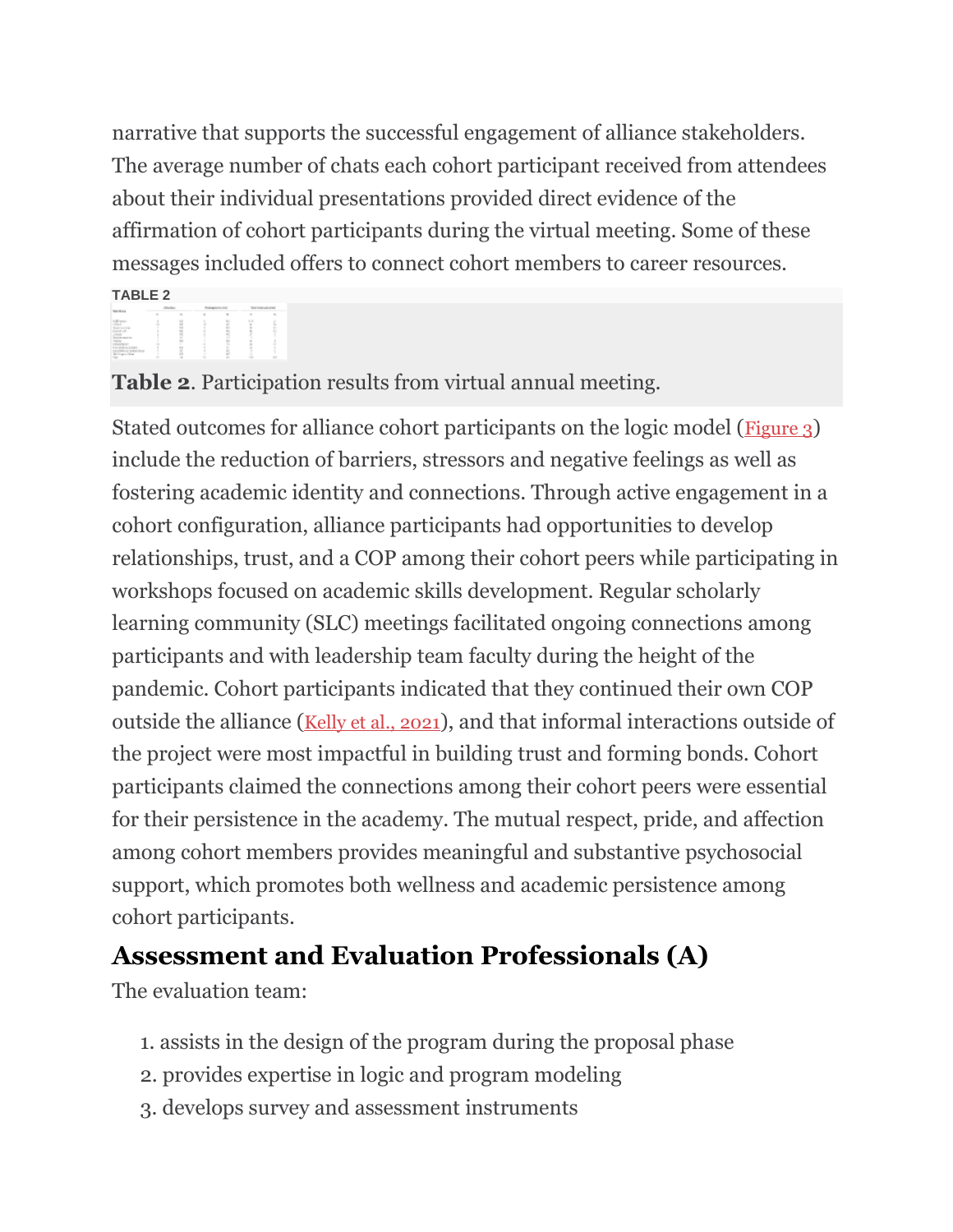narrative that supports the successful engagement of alliance stakeholders. The average number of chats each cohort participant received from attendees about their individual presentations provided direct evidence of the affirmation of cohort participants during the virtual meeting. Some of these messages included offers to connect cohort members to career resources.

TABLE 2

**Table 2**. Participation results from virtual annual meeting.

Stated outcomes for alliance cohort participants on the logic model (Figure 3) include the reduction of barriers, stressors and negative feelings as well as fostering academic identity and connections. Through active engagement in a cohort configuration, alliance participants had opportunities to develop relationships, trust, and a COP among their cohort peers while participating in workshops focused on academic skills development. Regular scholarly learning community (SLC) meetings facilitated ongoing connections among participants and with leadership team faculty during the height of the pandemic. Cohort participants indicated that they continued their own COP outside the alliance (Kelly et al., 2021), and that informal interactions outside of the project were most impactful in building trust and forming bonds. Cohort participants claimed the connections among their cohort peers were essential for their persistence in the academy. The mutual respect, pride, and affection among cohort members provides meaningful and substantive psychosocial support, which promotes both wellness and academic persistence among cohort participants.

## Assessment and Evaluation Professionals (A)

The evaluation team:

1. assists in the design of the program during the proposal phase
2. provides expertise in logic and program modeling
3. develops survey and assessment instruments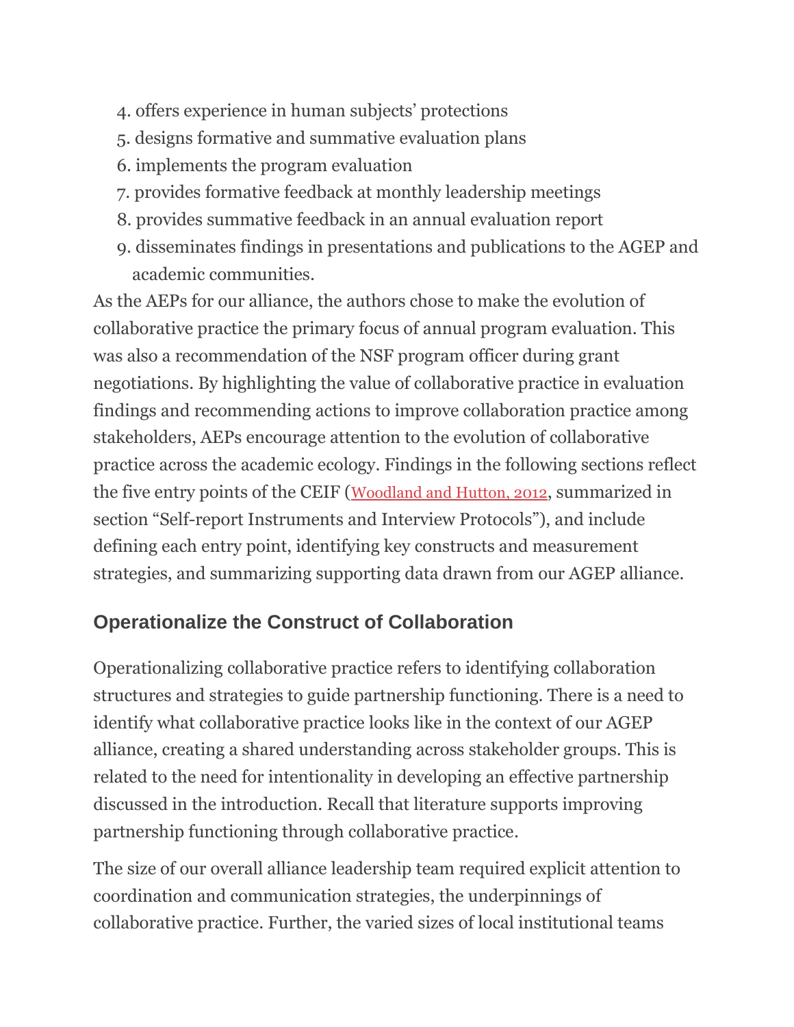4. offers experience in human subjects' protections
5. designs formative and summative evaluation plans
6. implements the program evaluation
7. provides formative feedback at monthly leadership meetings
8. provides summative feedback in an annual evaluation report
9. disseminates findings in presentations and publications to the AGEP and academic communities.

As the AEPs for our alliance, the authors chose to make the evolution of collaborative practice the primary focus of annual program evaluation. This was also a recommendation of the NSF program officer during grant negotiations. By highlighting the value of collaborative practice in evaluation findings and recommending actions to improve collaboration practice among stakeholders, AEPs encourage attention to the evolution of collaborative practice across the academic ecology. Findings in the following sections reflect the five entry points of the CEIF (Woodland and Hutton, 2012, summarized in section "Self-report Instruments and Interview Protocols"), and include defining each entry point, identifying key constructs and measurement strategies, and summarizing supporting data drawn from our AGEP alliance.

## Operationalize the Construct of Collaboration

Operationalizing collaborative practice refers to identifying collaboration structures and strategies to guide partnership functioning. There is a need to identify what collaborative practice looks like in the context of our AGEP alliance, creating a shared understanding across stakeholder groups. This is related to the need for intentionality in developing an effective partnership discussed in the introduction. Recall that literature supports improving partnership functioning through collaborative practice.

The size of our overall alliance leadership team required explicit attention to coordination and communication strategies, the underpinnings of collaborative practice. Further, the varied sizes of local institutional teams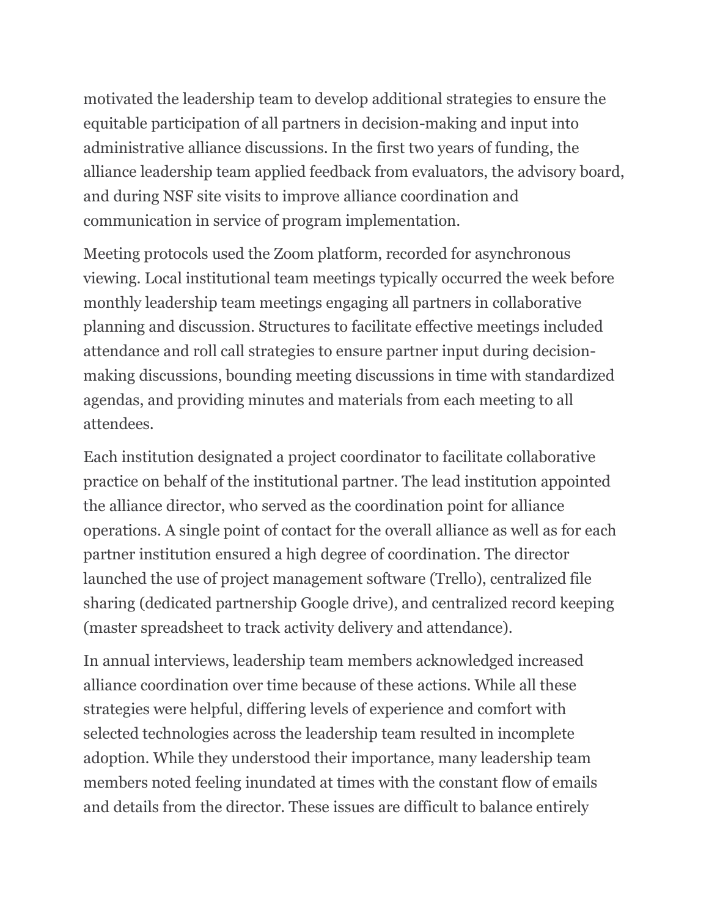motivated the leadership team to develop additional strategies to ensure the equitable participation of all partners in decision-making and input into administrative alliance discussions. In the first two years of funding, the alliance leadership team applied feedback from evaluators, the advisory board, and during NSF site visits to improve alliance coordination and communication in service of program implementation.

Meeting protocols used the Zoom platform, recorded for asynchronous viewing. Local institutional team meetings typically occurred the week before monthly leadership team meetings engaging all partners in collaborative planning and discussion. Structures to facilitate effective meetings included attendance and roll call strategies to ensure partner input during decision-making discussions, bounding meeting discussions in time with standardized agendas, and providing minutes and materials from each meeting to all attendees.

Each institution designated a project coordinator to facilitate collaborative practice on behalf of the institutional partner. The lead institution appointed the alliance director, who served as the coordination point for alliance operations. A single point of contact for the overall alliance as well as for each partner institution ensured a high degree of coordination. The director launched the use of project management software (Trello), centralized file sharing (dedicated partnership Google drive), and centralized record keeping (master spreadsheet to track activity delivery and attendance).

In annual interviews, leadership team members acknowledged increased alliance coordination over time because of these actions. While all these strategies were helpful, differing levels of experience and comfort with selected technologies across the leadership team resulted in incomplete adoption. While they understood their importance, many leadership team members noted feeling inundated at times with the constant flow of emails and details from the director. These issues are difficult to balance entirely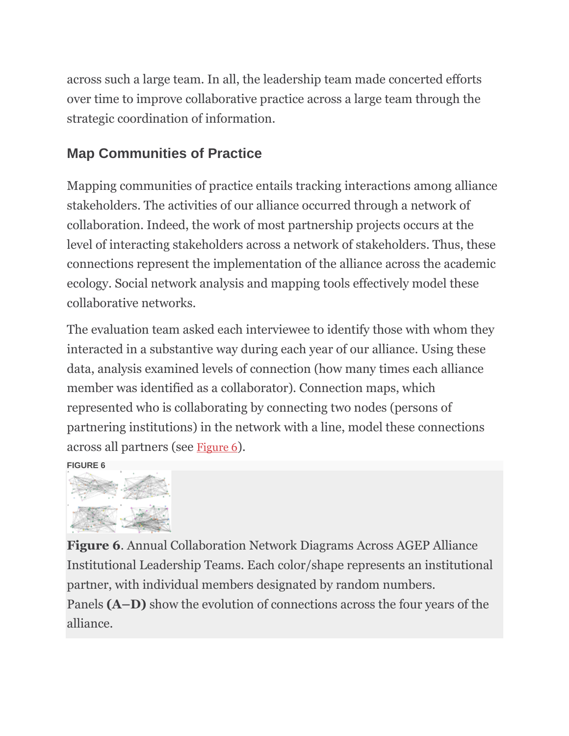across such a large team. In all, the leadership team made concerted efforts over time to improve collaborative practice across a large team through the strategic coordination of information.

## Map Communities of Practice

Mapping communities of practice entails tracking interactions among alliance stakeholders. The activities of our alliance occurred through a network of collaboration. Indeed, the work of most partnership projects occurs at the level of interacting stakeholders across a network of stakeholders. Thus, these connections represent the implementation of the alliance across the academic ecology. Social network analysis and mapping tools effectively model these collaborative networks.

The evaluation team asked each interviewee to identify those with whom they interacted in a substantive way during each year of our alliance. Using these data, analysis examined levels of connection (how many times each alliance member was identified as a collaborator). Connection maps, which represented who is collaborating by connecting two nodes (persons of partnering institutions) in the network with a line, model these connections across all partners (see Figure 6).

FIGURE 6

**Figure 6**. Annual Collaboration Network Diagrams Across AGEP Alliance Institutional Leadership Teams. Each color/shape represents an institutional partner, with individual members designated by random numbers. Panels **(A–D)** show the evolution of connections across the four years of the alliance.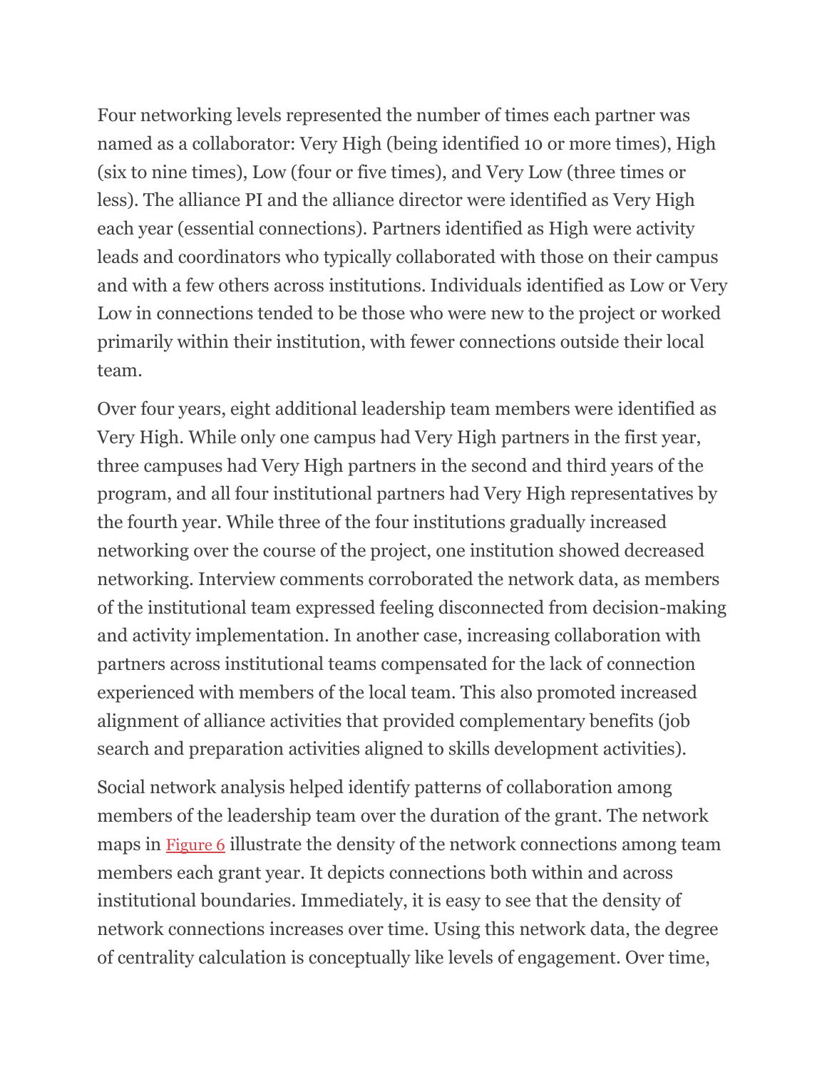Four networking levels represented the number of times each partner was named as a collaborator: Very High (being identified 10 or more times), High (six to nine times), Low (four or five times), and Very Low (three times or less). The alliance PI and the alliance director were identified as Very High each year (essential connections). Partners identified as High were activity leads and coordinators who typically collaborated with those on their campus and with a few others across institutions. Individuals identified as Low or Very Low in connections tended to be those who were new to the project or worked primarily within their institution, with fewer connections outside their local team.

Over four years, eight additional leadership team members were identified as Very High. While only one campus had Very High partners in the first year, three campuses had Very High partners in the second and third years of the program, and all four institutional partners had Very High representatives by the fourth year. While three of the four institutions gradually increased networking over the course of the project, one institution showed decreased networking. Interview comments corroborated the network data, as members of the institutional team expressed feeling disconnected from decision-making and activity implementation. In another case, increasing collaboration with partners across institutional teams compensated for the lack of connection experienced with members of the local team. This also promoted increased alignment of alliance activities that provided complementary benefits (job search and preparation activities aligned to skills development activities).

Social network analysis helped identify patterns of collaboration among members of the leadership team over the duration of the grant. The network maps in Figure 6 illustrate the density of the network connections among team members each grant year. It depicts connections both within and across institutional boundaries. Immediately, it is easy to see that the density of network connections increases over time. Using this network data, the degree of centrality calculation is conceptually like levels of engagement. Over time,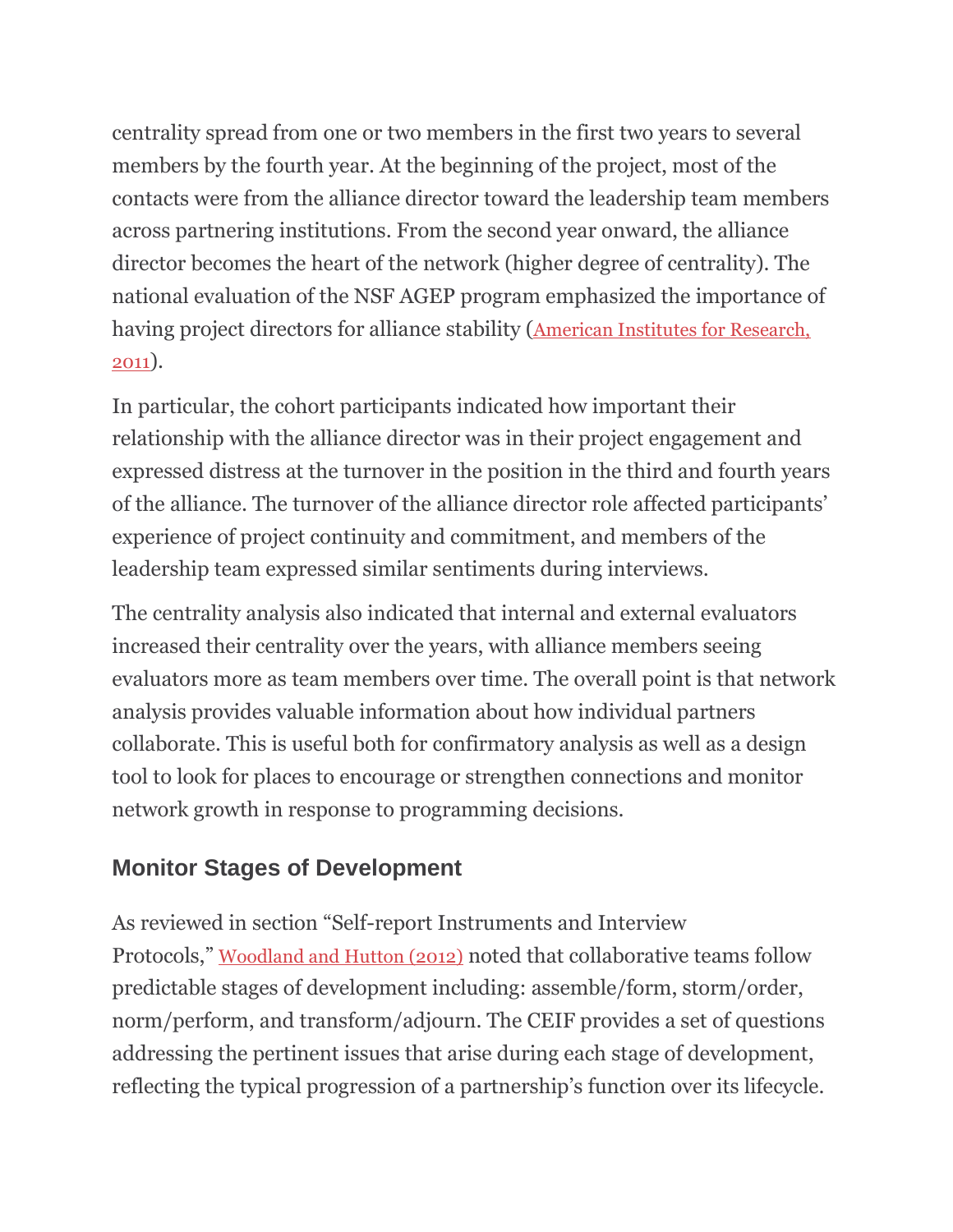centrality spread from one or two members in the first two years to several members by the fourth year. At the beginning of the project, most of the contacts were from the alliance director toward the leadership team members across partnering institutions. From the second year onward, the alliance director becomes the heart of the network (higher degree of centrality). The national evaluation of the NSF AGEP program emphasized the importance of having project directors for alliance stability (American Institutes for Research, 2011).

In particular, the cohort participants indicated how important their relationship with the alliance director was in their project engagement and expressed distress at the turnover in the position in the third and fourth years of the alliance. The turnover of the alliance director role affected participants' experience of project continuity and commitment, and members of the leadership team expressed similar sentiments during interviews.

The centrality analysis also indicated that internal and external evaluators increased their centrality over the years, with alliance members seeing evaluators more as team members over time. The overall point is that network analysis provides valuable information about how individual partners collaborate. This is useful both for confirmatory analysis as well as a design tool to look for places to encourage or strengthen connections and monitor network growth in response to programming decisions.

### Monitor Stages of Development

As reviewed in section "Self-report Instruments and Interview Protocols," Woodland and Hutton (2012) noted that collaborative teams follow predictable stages of development including: assemble/form, storm/order, norm/perform, and transform/adjourn. The CEIF provides a set of questions addressing the pertinent issues that arise during each stage of development, reflecting the typical progression of a partnership's function over its lifecycle.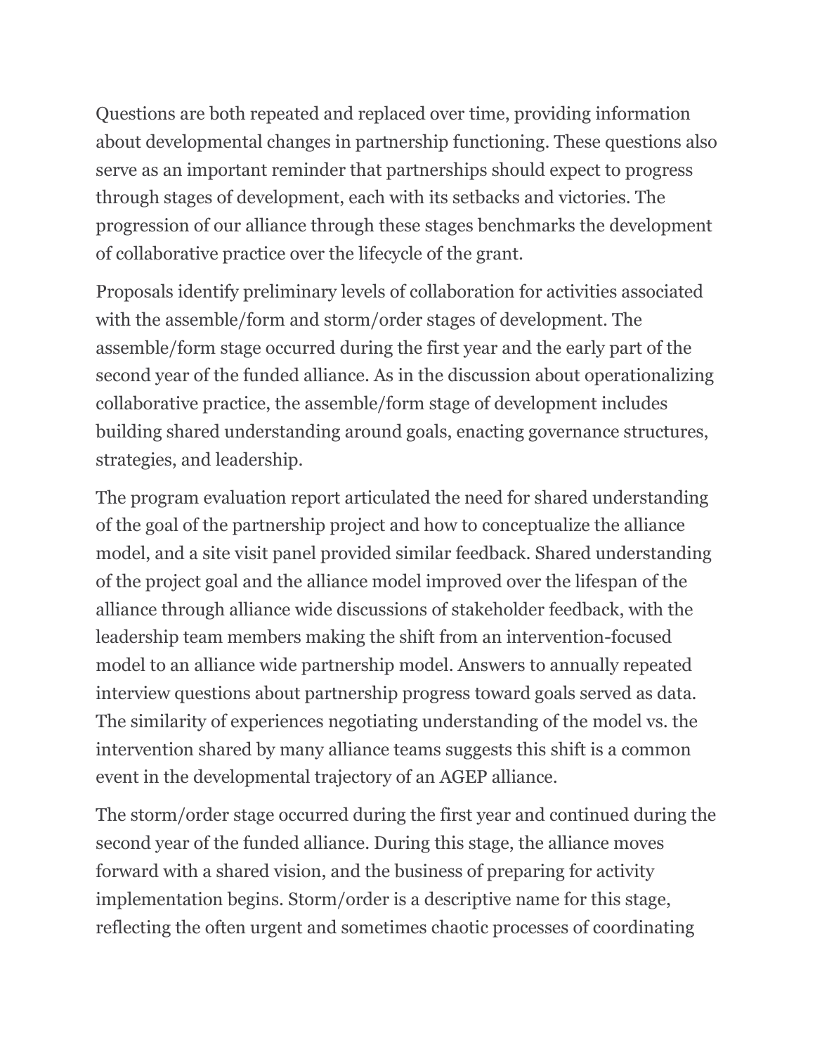Questions are both repeated and replaced over time, providing information about developmental changes in partnership functioning. These questions also serve as an important reminder that partnerships should expect to progress through stages of development, each with its setbacks and victories. The progression of our alliance through these stages benchmarks the development of collaborative practice over the lifecycle of the grant.

Proposals identify preliminary levels of collaboration for activities associated with the assemble/form and storm/order stages of development. The assemble/form stage occurred during the first year and the early part of the second year of the funded alliance. As in the discussion about operationalizing collaborative practice, the assemble/form stage of development includes building shared understanding around goals, enacting governance structures, strategies, and leadership.

The program evaluation report articulated the need for shared understanding of the goal of the partnership project and how to conceptualize the alliance model, and a site visit panel provided similar feedback. Shared understanding of the project goal and the alliance model improved over the lifespan of the alliance through alliance wide discussions of stakeholder feedback, with the leadership team members making the shift from an intervention-focused model to an alliance wide partnership model. Answers to annually repeated interview questions about partnership progress toward goals served as data. The similarity of experiences negotiating understanding of the model vs. the intervention shared by many alliance teams suggests this shift is a common event in the developmental trajectory of an AGEP alliance.

The storm/order stage occurred during the first year and continued during the second year of the funded alliance. During this stage, the alliance moves forward with a shared vision, and the business of preparing for activity implementation begins. Storm/order is a descriptive name for this stage, reflecting the often urgent and sometimes chaotic processes of coordinating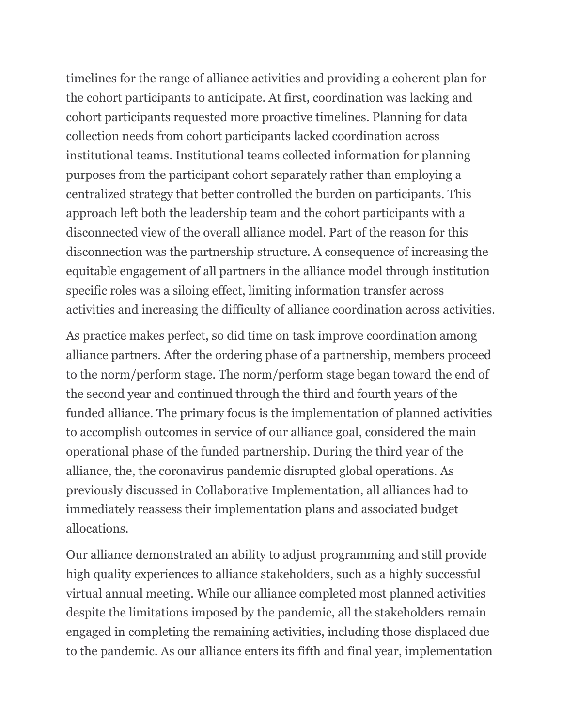timelines for the range of alliance activities and providing a coherent plan for the cohort participants to anticipate. At first, coordination was lacking and cohort participants requested more proactive timelines. Planning for data collection needs from cohort participants lacked coordination across institutional teams. Institutional teams collected information for planning purposes from the participant cohort separately rather than employing a centralized strategy that better controlled the burden on participants. This approach left both the leadership team and the cohort participants with a disconnected view of the overall alliance model. Part of the reason for this disconnection was the partnership structure. A consequence of increasing the equitable engagement of all partners in the alliance model through institution specific roles was a siloing effect, limiting information transfer across activities and increasing the difficulty of alliance coordination across activities.

As practice makes perfect, so did time on task improve coordination among alliance partners. After the ordering phase of a partnership, members proceed to the norm/perform stage. The norm/perform stage began toward the end of the second year and continued through the third and fourth years of the funded alliance. The primary focus is the implementation of planned activities to accomplish outcomes in service of our alliance goal, considered the main operational phase of the funded partnership. During the third year of the alliance, the, the coronavirus pandemic disrupted global operations. As previously discussed in Collaborative Implementation, all alliances had to immediately reassess their implementation plans and associated budget allocations.

Our alliance demonstrated an ability to adjust programming and still provide high quality experiences to alliance stakeholders, such as a highly successful virtual annual meeting. While our alliance completed most planned activities despite the limitations imposed by the pandemic, all the stakeholders remain engaged in completing the remaining activities, including those displaced due to the pandemic. As our alliance enters its fifth and final year, implementation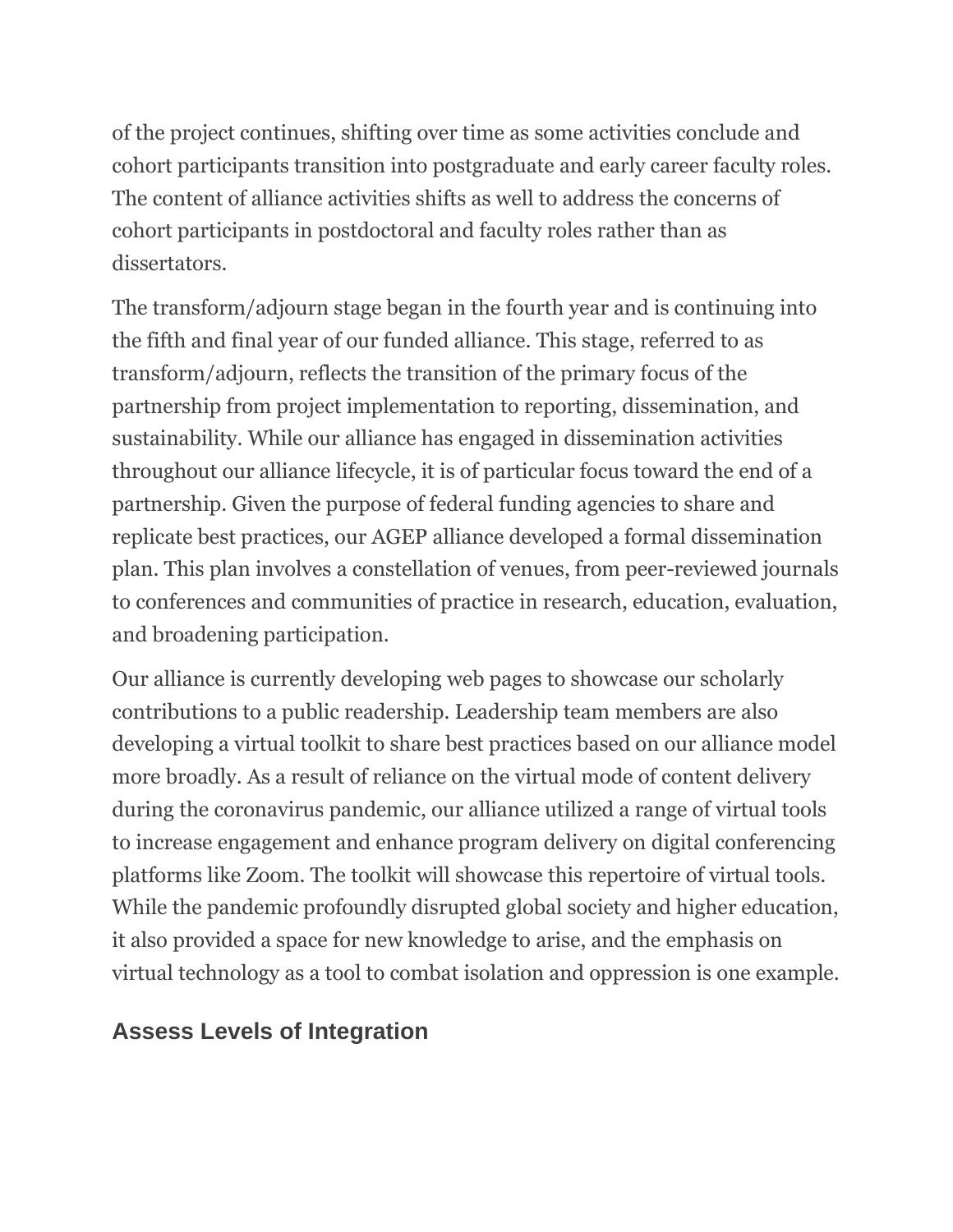of the project continues, shifting over time as some activities conclude and cohort participants transition into postgraduate and early career faculty roles. The content of alliance activities shifts as well to address the concerns of cohort participants in postdoctoral and faculty roles rather than as dissertators.

The transform/adjourn stage began in the fourth year and is continuing into the fifth and final year of our funded alliance. This stage, referred to as transform/adjourn, reflects the transition of the primary focus of the partnership from project implementation to reporting, dissemination, and sustainability. While our alliance has engaged in dissemination activities throughout our alliance lifecycle, it is of particular focus toward the end of a partnership. Given the purpose of federal funding agencies to share and replicate best practices, our AGEP alliance developed a formal dissemination plan. This plan involves a constellation of venues, from peer-reviewed journals to conferences and communities of practice in research, education, evaluation, and broadening participation.

Our alliance is currently developing web pages to showcase our scholarly contributions to a public readership. Leadership team members are also developing a virtual toolkit to share best practices based on our alliance model more broadly. As a result of reliance on the virtual mode of content delivery during the coronavirus pandemic, our alliance utilized a range of virtual tools to increase engagement and enhance program delivery on digital conferencing platforms like Zoom. The toolkit will showcase this repertoire of virtual tools. While the pandemic profoundly disrupted global society and higher education, it also provided a space for new knowledge to arise, and the emphasis on virtual technology as a tool to combat isolation and oppression is one example.

## Assess Levels of Integration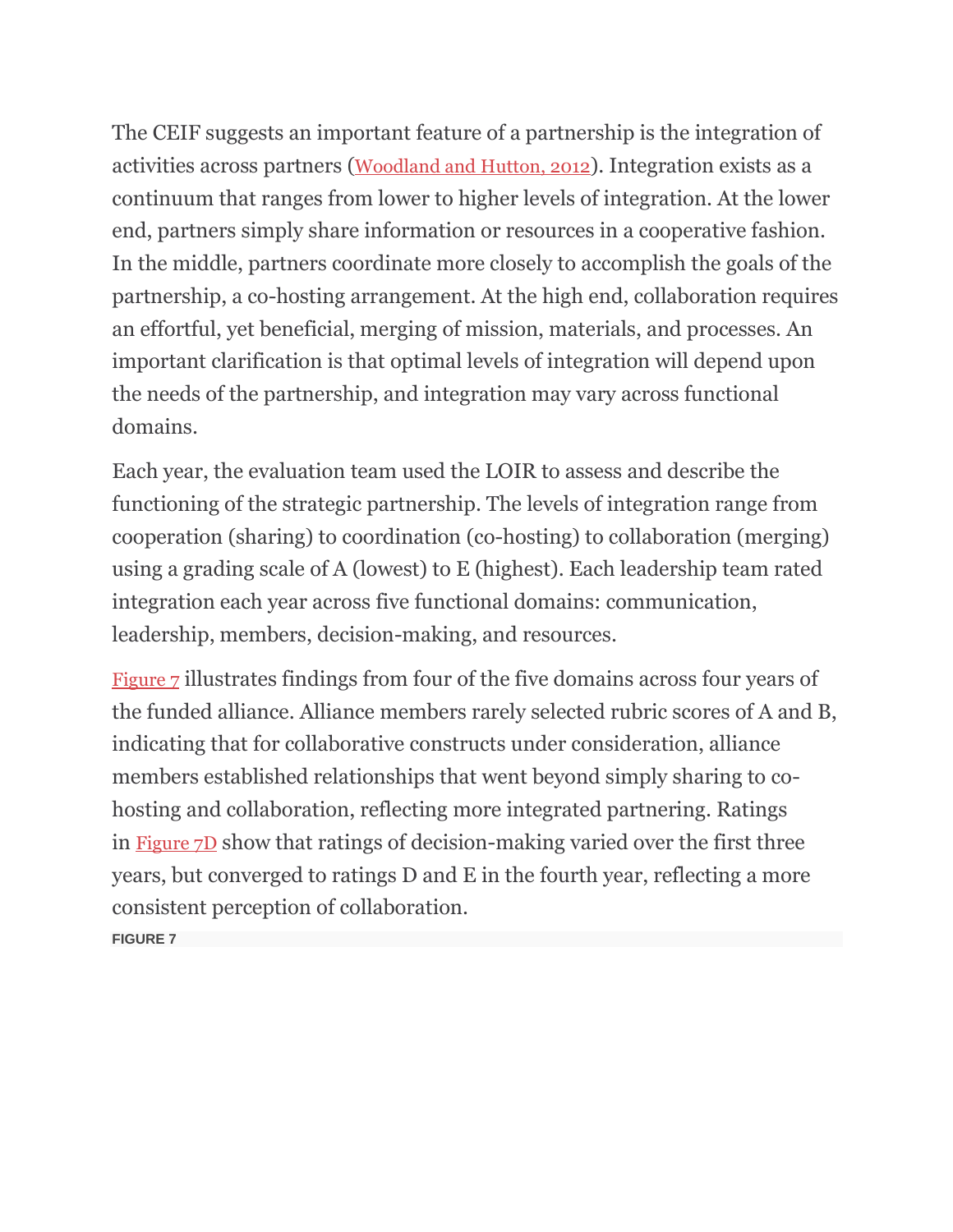The CEIF suggests an important feature of a partnership is the integration of activities across partners (Woodland and Hutton, 2012). Integration exists as a continuum that ranges from lower to higher levels of integration. At the lower end, partners simply share information or resources in a cooperative fashion. In the middle, partners coordinate more closely to accomplish the goals of the partnership, a co-hosting arrangement. At the high end, collaboration requires an effortful, yet beneficial, merging of mission, materials, and processes. An important clarification is that optimal levels of integration will depend upon the needs of the partnership, and integration may vary across functional domains.

Each year, the evaluation team used the LOIR to assess and describe the functioning of the strategic partnership. The levels of integration range from cooperation (sharing) to coordination (co-hosting) to collaboration (merging) using a grading scale of A (lowest) to E (highest). Each leadership team rated integration each year across five functional domains: communication, leadership, members, decision-making, and resources.

Figure 7 illustrates findings from four of the five domains across four years of the funded alliance. Alliance members rarely selected rubric scores of A and B, indicating that for collaborative constructs under consideration, alliance members established relationships that went beyond simply sharing to co-hosting and collaboration, reflecting more integrated partnering. Ratings in Figure 7D show that ratings of decision-making varied over the first three years, but converged to ratings D and E in the fourth year, reflecting a more consistent perception of collaboration.

**FIGURE 7**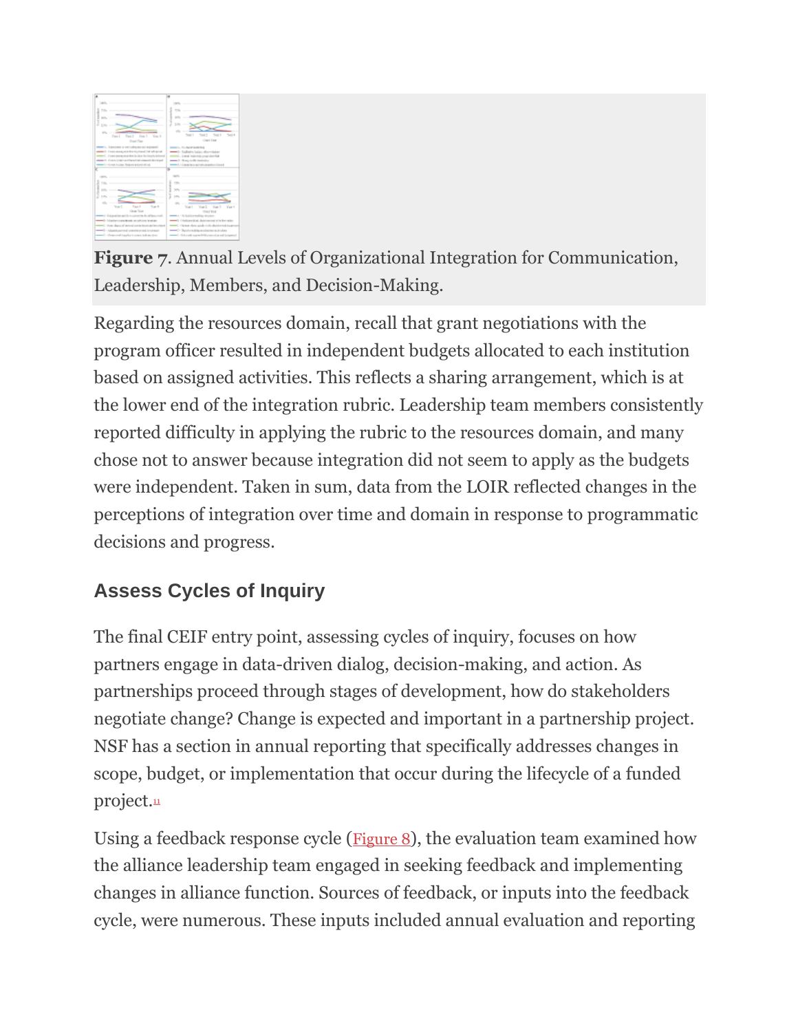**Figure 7**. Annual Levels of Organizational Integration for Communication, Leadership, Members, and Decision-Making.

Regarding the resources domain, recall that grant negotiations with the program officer resulted in independent budgets allocated to each institution based on assigned activities. This reflects a sharing arrangement, which is at the lower end of the integration rubric. Leadership team members consistently reported difficulty in applying the rubric to the resources domain, and many chose not to answer because integration did not seem to apply as the budgets were independent. Taken in sum, data from the LOIR reflected changes in the perceptions of integration over time and domain in response to programmatic decisions and progress.

## Assess Cycles of Inquiry

The final CEIF entry point, assessing cycles of inquiry, focuses on how partners engage in data-driven dialog, decision-making, and action. As partnerships proceed through stages of development, how do stakeholders negotiate change? Change is expected and important in a partnership project. NSF has a section in annual reporting that specifically addresses changes in scope, budget, or implementation that occur during the lifecycle of a funded project.[11]

Using a feedback response cycle (Figure 8), the evaluation team examined how the alliance leadership team engaged in seeking feedback and implementing changes in alliance function. Sources of feedback, or inputs into the feedback cycle, were numerous. These inputs included annual evaluation and reporting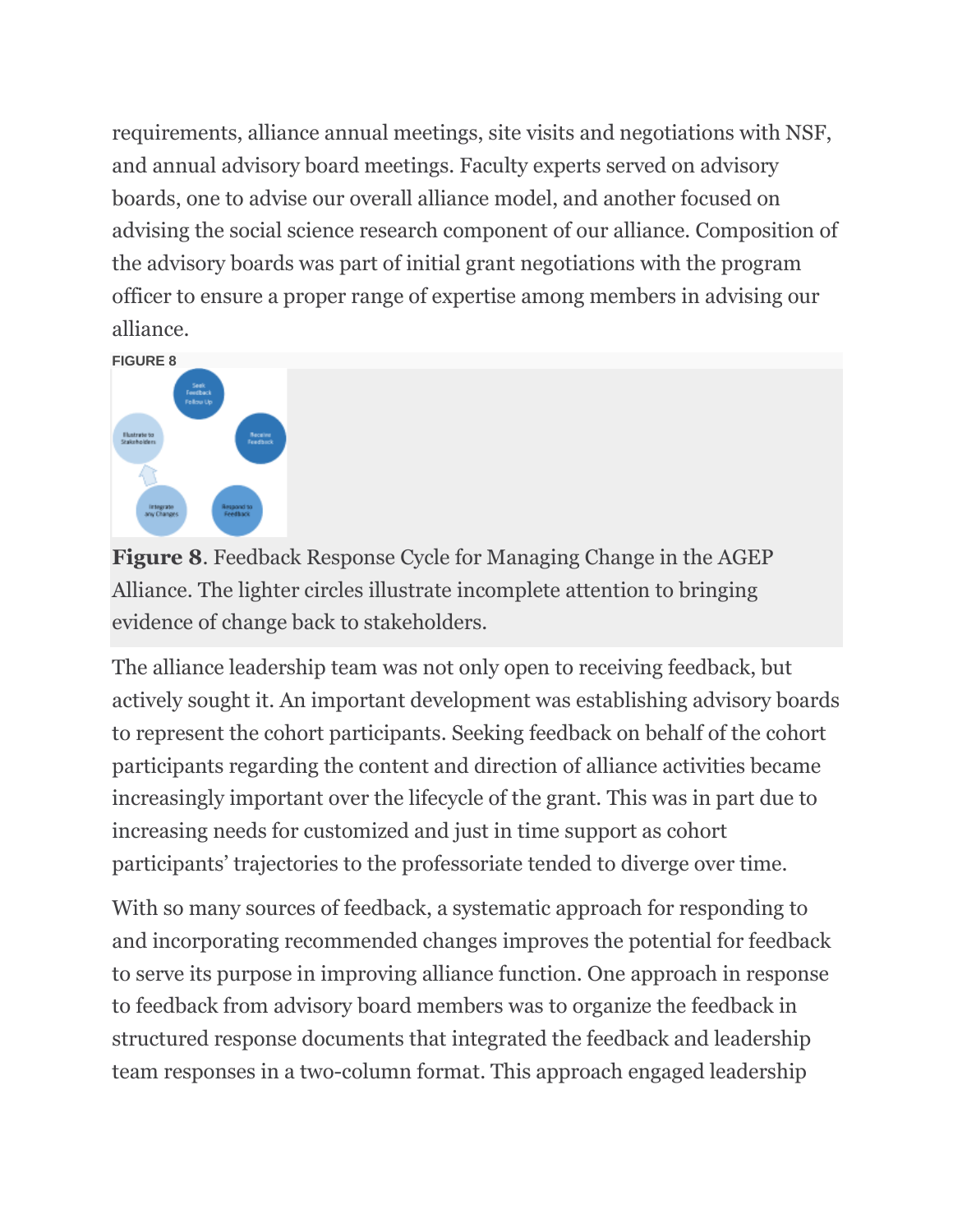requirements, alliance annual meetings, site visits and negotiations with NSF, and annual advisory board meetings. Faculty experts served on advisory boards, one to advise our overall alliance model, and another focused on advising the social science research component of our alliance. Composition of the advisory boards was part of initial grant negotiations with the program officer to ensure a proper range of expertise among members in advising our alliance.

FIGURE 8

**Figure 8**. Feedback Response Cycle for Managing Change in the AGEP Alliance. The lighter circles illustrate incomplete attention to bringing evidence of change back to stakeholders.

The alliance leadership team was not only open to receiving feedback, but actively sought it. An important development was establishing advisory boards to represent the cohort participants. Seeking feedback on behalf of the cohort participants regarding the content and direction of alliance activities became increasingly important over the lifecycle of the grant. This was in part due to increasing needs for customized and just in time support as cohort participants' trajectories to the professoriate tended to diverge over time.

With so many sources of feedback, a systematic approach for responding to and incorporating recommended changes improves the potential for feedback to serve its purpose in improving alliance function. One approach in response to feedback from advisory board members was to organize the feedback in structured response documents that integrated the feedback and leadership team responses in a two-column format. This approach engaged leadership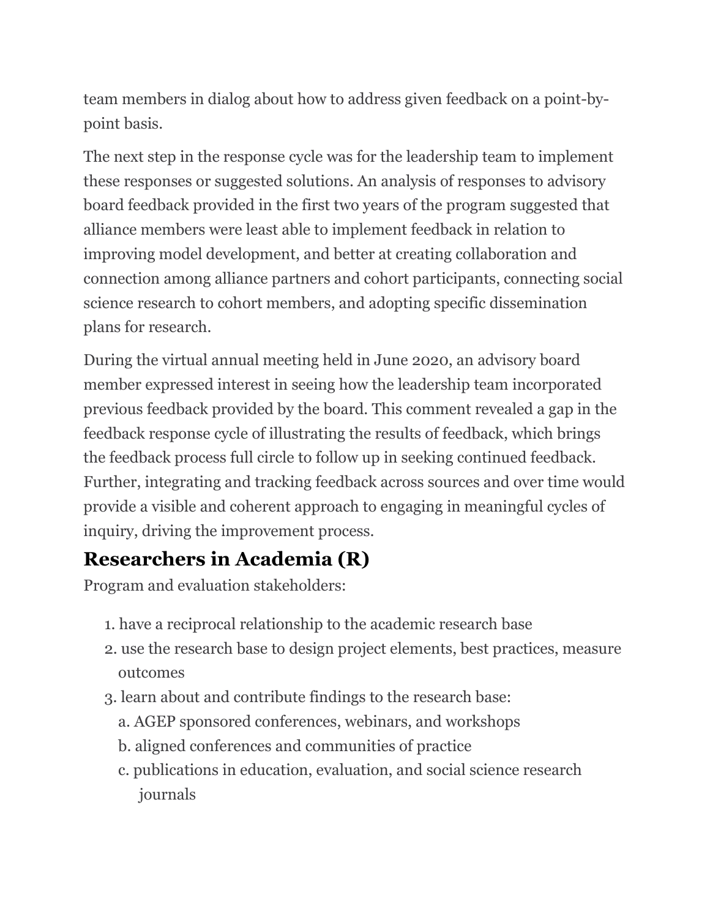team members in dialog about how to address given feedback on a point-by-point basis.

The next step in the response cycle was for the leadership team to implement these responses or suggested solutions. An analysis of responses to advisory board feedback provided in the first two years of the program suggested that alliance members were least able to implement feedback in relation to improving model development, and better at creating collaboration and connection among alliance partners and cohort participants, connecting social science research to cohort members, and adopting specific dissemination plans for research.

During the virtual annual meeting held in June 2020, an advisory board member expressed interest in seeing how the leadership team incorporated previous feedback provided by the board. This comment revealed a gap in the feedback response cycle of illustrating the results of feedback, which brings the feedback process full circle to follow up in seeking continued feedback. Further, integrating and tracking feedback across sources and over time would provide a visible and coherent approach to engaging in meaningful cycles of inquiry, driving the improvement process.

## Researchers in Academia (R)

Program and evaluation stakeholders:

1. have a reciprocal relationship to the academic research base
2. use the research base to design project elements, best practices, measure outcomes
3. learn about and contribute findings to the research base:
   a. AGEP sponsored conferences, webinars, and workshops
   b. aligned conferences and communities of practice
   c. publications in education, evaluation, and social science research journals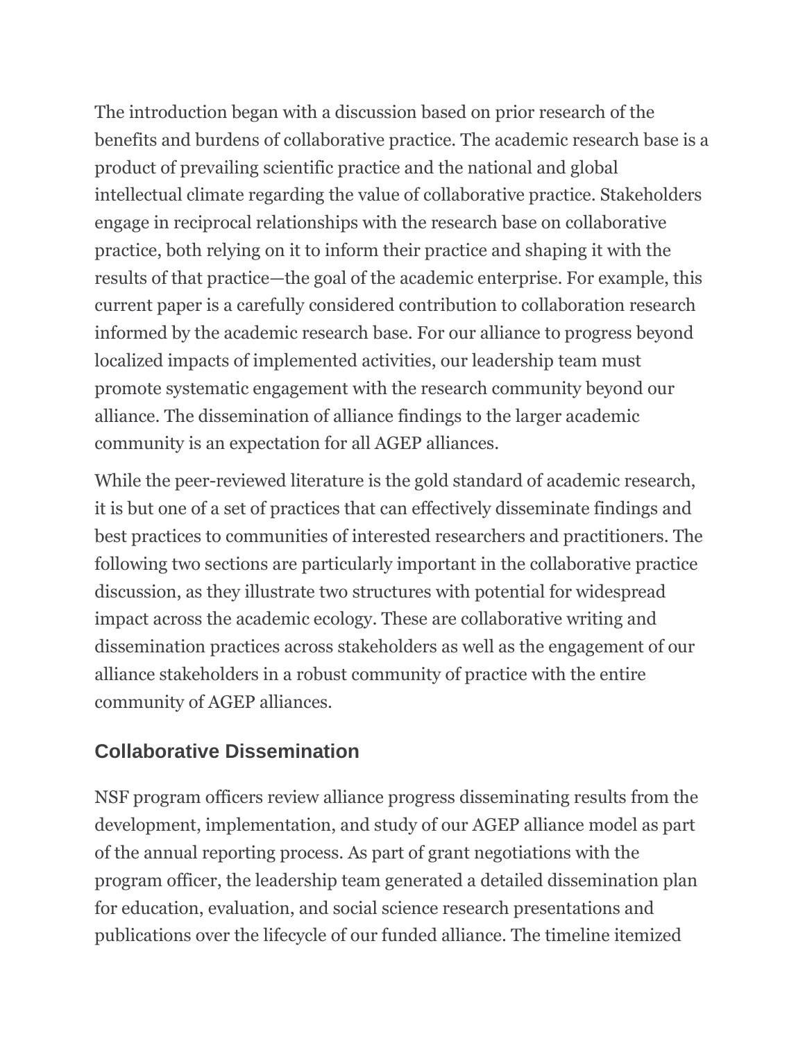The introduction began with a discussion based on prior research of the benefits and burdens of collaborative practice. The academic research base is a product of prevailing scientific practice and the national and global intellectual climate regarding the value of collaborative practice. Stakeholders engage in reciprocal relationships with the research base on collaborative practice, both relying on it to inform their practice and shaping it with the results of that practice—the goal of the academic enterprise. For example, this current paper is a carefully considered contribution to collaboration research informed by the academic research base. For our alliance to progress beyond localized impacts of implemented activities, our leadership team must promote systematic engagement with the research community beyond our alliance. The dissemination of alliance findings to the larger academic community is an expectation for all AGEP alliances.

While the peer-reviewed literature is the gold standard of academic research, it is but one of a set of practices that can effectively disseminate findings and best practices to communities of interested researchers and practitioners. The following two sections are particularly important in the collaborative practice discussion, as they illustrate two structures with potential for widespread impact across the academic ecology. These are collaborative writing and dissemination practices across stakeholders as well as the engagement of our alliance stakeholders in a robust community of practice with the entire community of AGEP alliances.

## Collaborative Dissemination

NSF program officers review alliance progress disseminating results from the development, implementation, and study of our AGEP alliance model as part of the annual reporting process. As part of grant negotiations with the program officer, the leadership team generated a detailed dissemination plan for education, evaluation, and social science research presentations and publications over the lifecycle of our funded alliance. The timeline itemized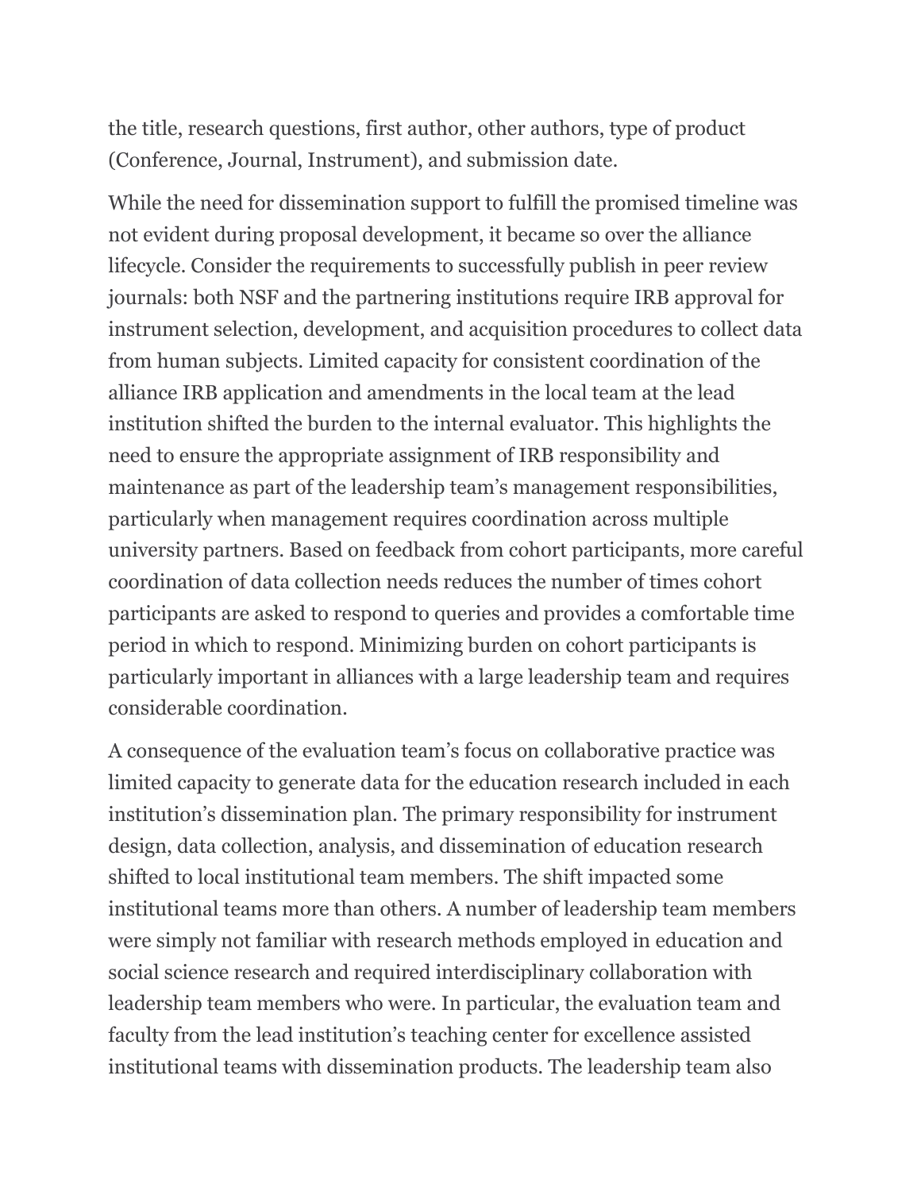the title, research questions, first author, other authors, type of product (Conference, Journal, Instrument), and submission date.

While the need for dissemination support to fulfill the promised timeline was not evident during proposal development, it became so over the alliance lifecycle. Consider the requirements to successfully publish in peer review journals: both NSF and the partnering institutions require IRB approval for instrument selection, development, and acquisition procedures to collect data from human subjects. Limited capacity for consistent coordination of the alliance IRB application and amendments in the local team at the lead institution shifted the burden to the internal evaluator. This highlights the need to ensure the appropriate assignment of IRB responsibility and maintenance as part of the leadership team's management responsibilities, particularly when management requires coordination across multiple university partners. Based on feedback from cohort participants, more careful coordination of data collection needs reduces the number of times cohort participants are asked to respond to queries and provides a comfortable time period in which to respond. Minimizing burden on cohort participants is particularly important in alliances with a large leadership team and requires considerable coordination.

A consequence of the evaluation team's focus on collaborative practice was limited capacity to generate data for the education research included in each institution's dissemination plan. The primary responsibility for instrument design, data collection, analysis, and dissemination of education research shifted to local institutional team members. The shift impacted some institutional teams more than others. A number of leadership team members were simply not familiar with research methods employed in education and social science research and required interdisciplinary collaboration with leadership team members who were. In particular, the evaluation team and faculty from the lead institution's teaching center for excellence assisted institutional teams with dissemination products. The leadership team also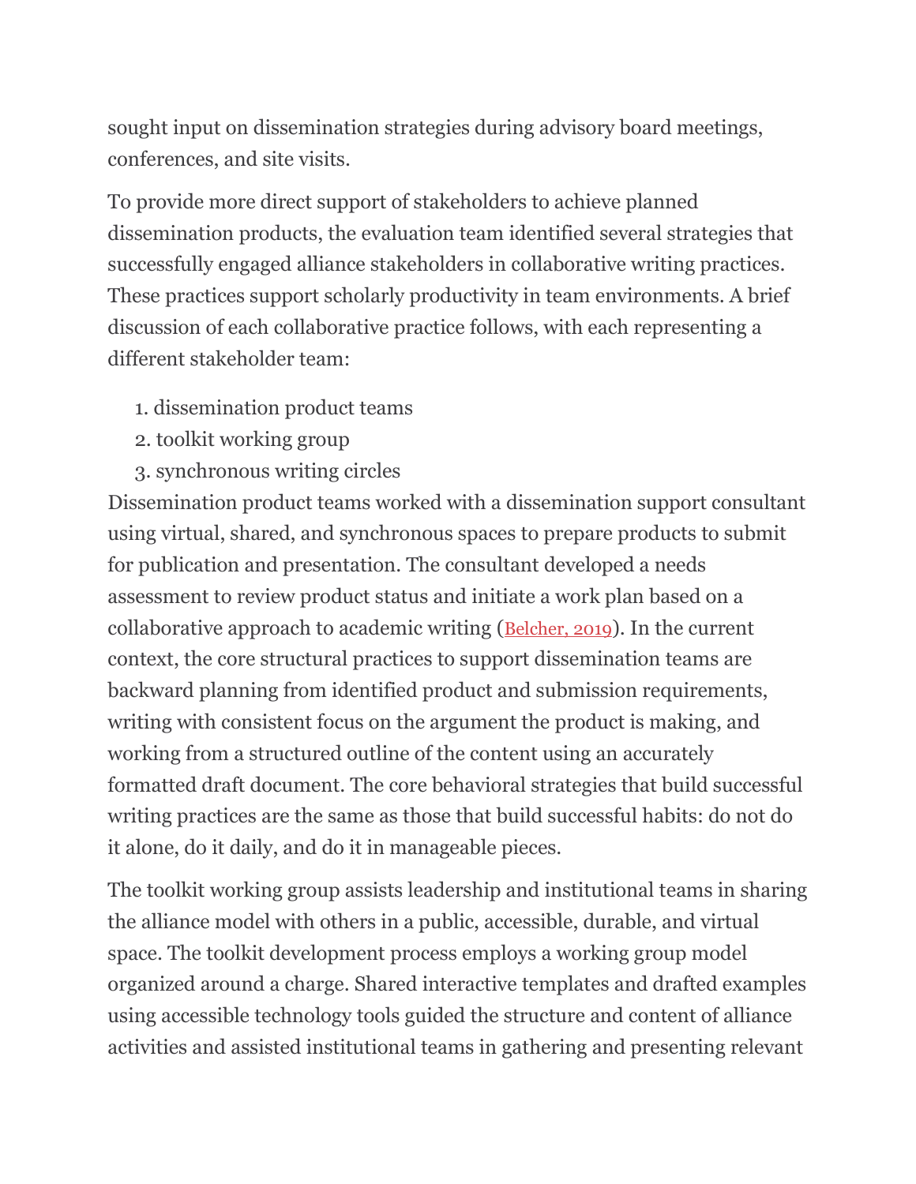sought input on dissemination strategies during advisory board meetings, conferences, and site visits.

To provide more direct support of stakeholders to achieve planned dissemination products, the evaluation team identified several strategies that successfully engaged alliance stakeholders in collaborative writing practices. These practices support scholarly productivity in team environments. A brief discussion of each collaborative practice follows, with each representing a different stakeholder team:

1. dissemination product teams
2. toolkit working group
3. synchronous writing circles

Dissemination product teams worked with a dissemination support consultant using virtual, shared, and synchronous spaces to prepare products to submit for publication and presentation. The consultant developed a needs assessment to review product status and initiate a work plan based on a collaborative approach to academic writing (Belcher, 2019). In the current context, the core structural practices to support dissemination teams are backward planning from identified product and submission requirements, writing with consistent focus on the argument the product is making, and working from a structured outline of the content using an accurately formatted draft document. The core behavioral strategies that build successful writing practices are the same as those that build successful habits: do not do it alone, do it daily, and do it in manageable pieces.

The toolkit working group assists leadership and institutional teams in sharing the alliance model with others in a public, accessible, durable, and virtual space. The toolkit development process employs a working group model organized around a charge. Shared interactive templates and drafted examples using accessible technology tools guided the structure and content of alliance activities and assisted institutional teams in gathering and presenting relevant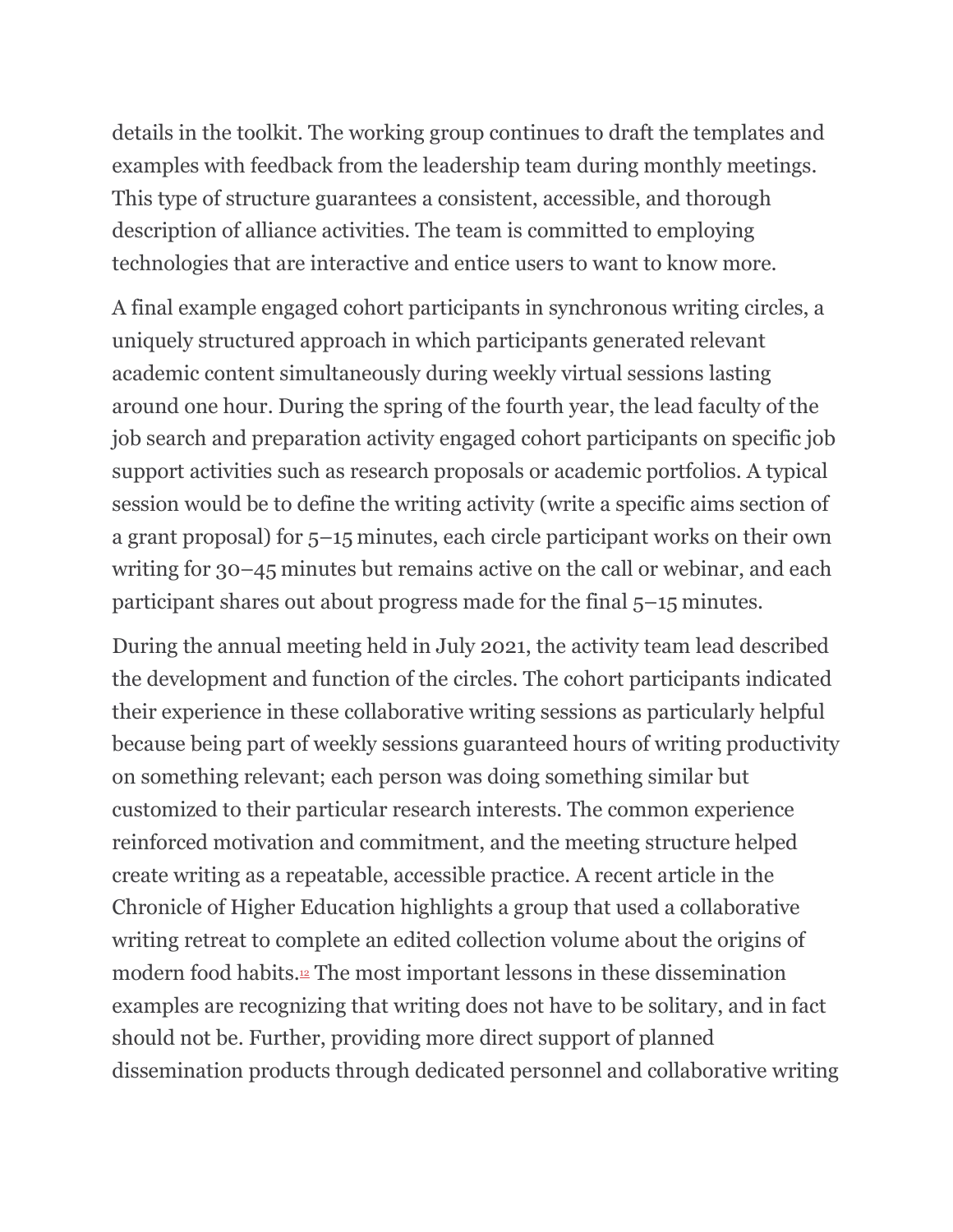details in the toolkit. The working group continues to draft the templates and examples with feedback from the leadership team during monthly meetings. This type of structure guarantees a consistent, accessible, and thorough description of alliance activities. The team is committed to employing technologies that are interactive and entice users to want to know more.

A final example engaged cohort participants in synchronous writing circles, a uniquely structured approach in which participants generated relevant academic content simultaneously during weekly virtual sessions lasting around one hour. During the spring of the fourth year, the lead faculty of the job search and preparation activity engaged cohort participants on specific job support activities such as research proposals or academic portfolios. A typical session would be to define the writing activity (write a specific aims section of a grant proposal) for 5–15 minutes, each circle participant works on their own writing for 30–45 minutes but remains active on the call or webinar, and each participant shares out about progress made for the final 5–15 minutes.

During the annual meeting held in July 2021, the activity team lead described the development and function of the circles. The cohort participants indicated their experience in these collaborative writing sessions as particularly helpful because being part of weekly sessions guaranteed hours of writing productivity on something relevant; each person was doing something similar but customized to their particular research interests. The common experience reinforced motivation and commitment, and the meeting structure helped create writing as a repeatable, accessible practice. A recent article in the Chronicle of Higher Education highlights a group that used a collaborative writing retreat to complete an edited collection volume about the origins of modern food habits.[12] The most important lessons in these dissemination examples are recognizing that writing does not have to be solitary, and in fact should not be. Further, providing more direct support of planned dissemination products through dedicated personnel and collaborative writing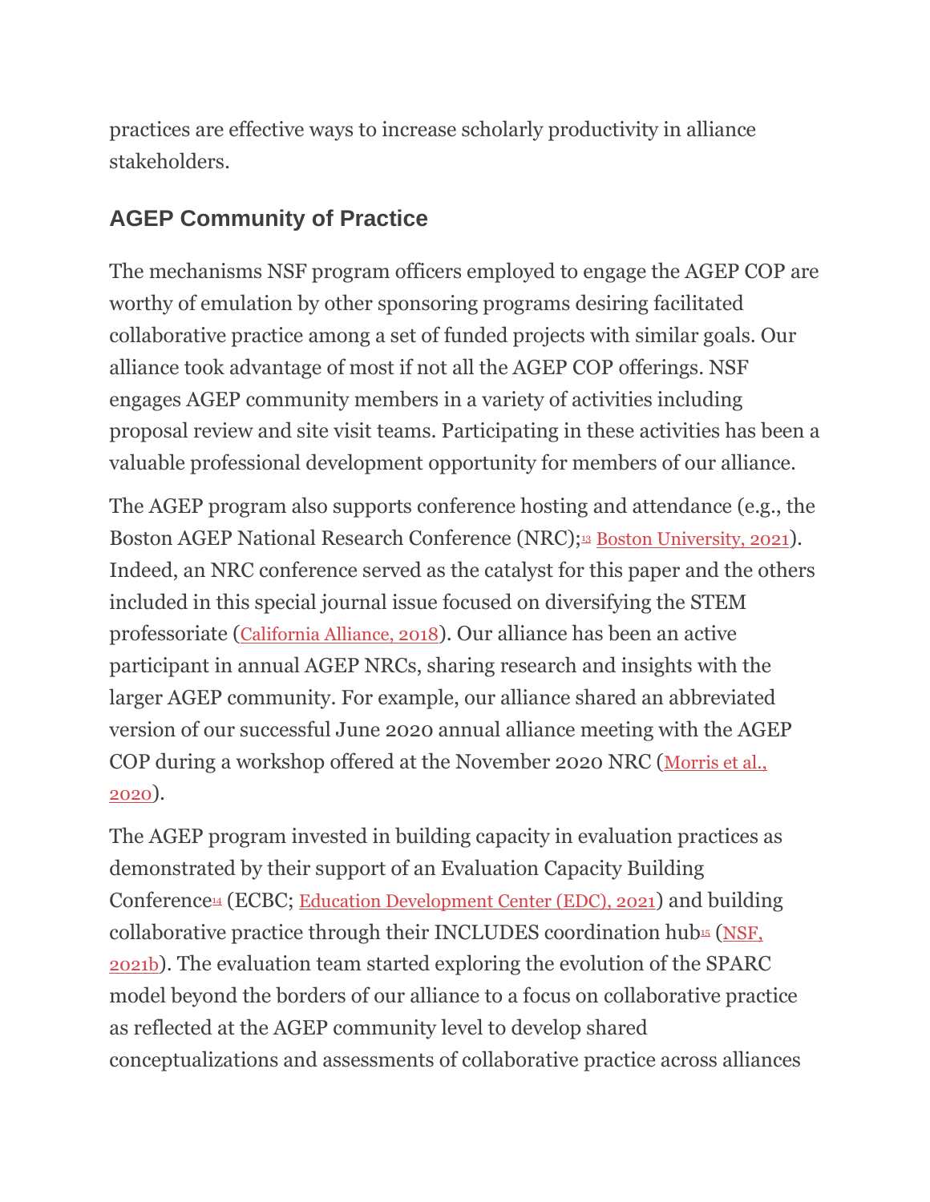practices are effective ways to increase scholarly productivity in alliance stakeholders.

## AGEP Community of Practice

The mechanisms NSF program officers employed to engage the AGEP COP are worthy of emulation by other sponsoring programs desiring facilitated collaborative practice among a set of funded projects with similar goals. Our alliance took advantage of most if not all the AGEP COP offerings. NSF engages AGEP community members in a variety of activities including proposal review and site visit teams. Participating in these activities has been a valuable professional development opportunity for members of our alliance.

The AGEP program also supports conference hosting and attendance (e.g., the Boston AGEP National Research Conference (NRC);[13] Boston University, 2021). Indeed, an NRC conference served as the catalyst for this paper and the others included in this special journal issue focused on diversifying the STEM professoriate (California Alliance, 2018). Our alliance has been an active participant in annual AGEP NRCs, sharing research and insights with the larger AGEP community. For example, our alliance shared an abbreviated version of our successful June 2020 annual alliance meeting with the AGEP COP during a workshop offered at the November 2020 NRC (Morris et al., 2020).

The AGEP program invested in building capacity in evaluation practices as demonstrated by their support of an Evaluation Capacity Building Conference[14] (ECBC; Education Development Center (EDC), 2021) and building collaborative practice through their INCLUDES coordination hub[15] (NSF, 2021b). The evaluation team started exploring the evolution of the SPARC model beyond the borders of our alliance to a focus on collaborative practice as reflected at the AGEP community level to develop shared conceptualizations and assessments of collaborative practice across alliances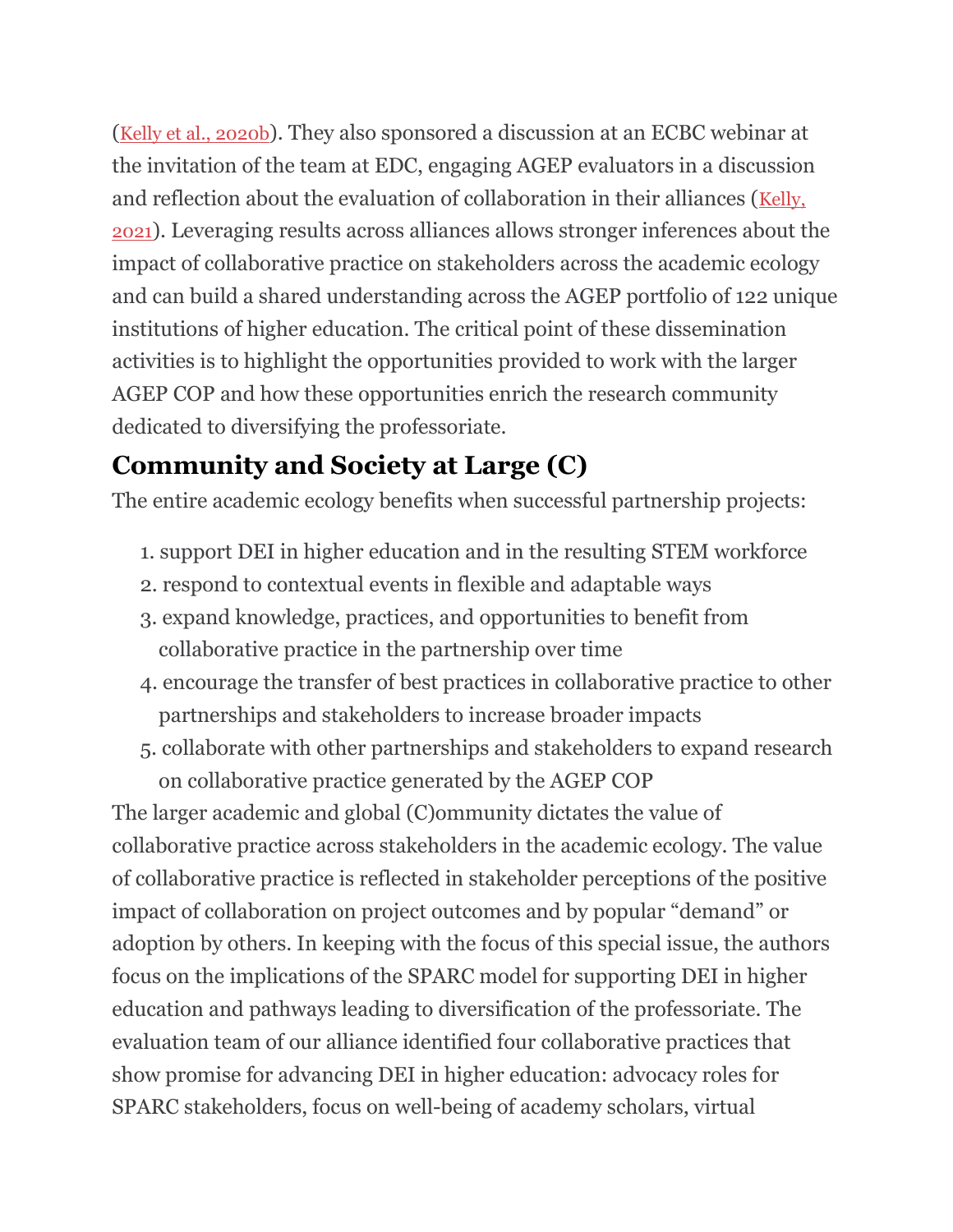(Kelly et al., 2020b). They also sponsored a discussion at an ECBC webinar at the invitation of the team at EDC, engaging AGEP evaluators in a discussion and reflection about the evaluation of collaboration in their alliances (Kelly, 2021). Leveraging results across alliances allows stronger inferences about the impact of collaborative practice on stakeholders across the academic ecology and can build a shared understanding across the AGEP portfolio of 122 unique institutions of higher education. The critical point of these dissemination activities is to highlight the opportunities provided to work with the larger AGEP COP and how these opportunities enrich the research community dedicated to diversifying the professoriate.

## Community and Society at Large (C)

The entire academic ecology benefits when successful partnership projects:

1. support DEI in higher education and in the resulting STEM workforce
2. respond to contextual events in flexible and adaptable ways
3. expand knowledge, practices, and opportunities to benefit from collaborative practice in the partnership over time
4. encourage the transfer of best practices in collaborative practice to other partnerships and stakeholders to increase broader impacts
5. collaborate with other partnerships and stakeholders to expand research on collaborative practice generated by the AGEP COP

The larger academic and global (C)ommunity dictates the value of collaborative practice across stakeholders in the academic ecology. The value of collaborative practice is reflected in stakeholder perceptions of the positive impact of collaboration on project outcomes and by popular "demand" or adoption by others. In keeping with the focus of this special issue, the authors focus on the implications of the SPARC model for supporting DEI in higher education and pathways leading to diversification of the professoriate. The evaluation team of our alliance identified four collaborative practices that show promise for advancing DEI in higher education: advocacy roles for SPARC stakeholders, focus on well-being of academy scholars, virtual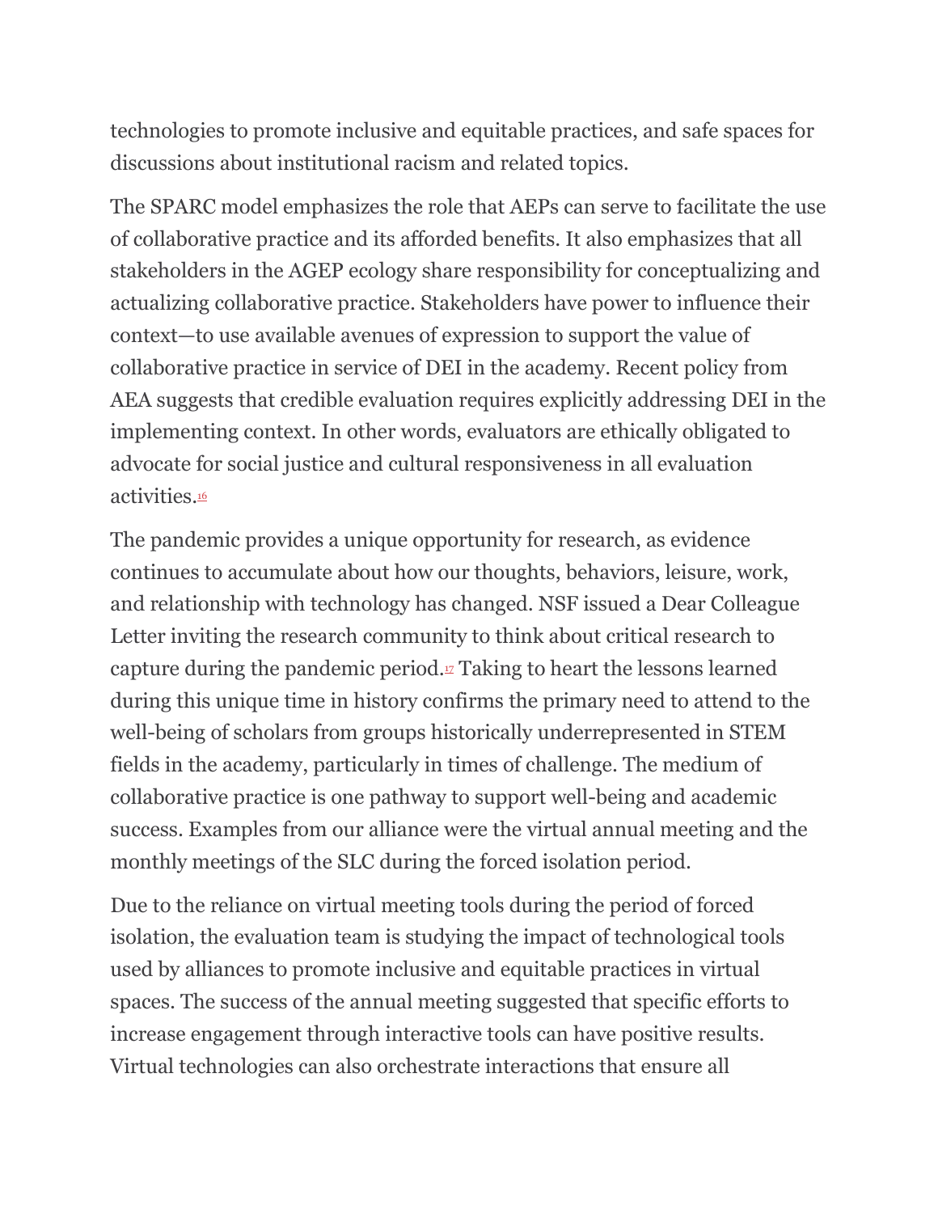technologies to promote inclusive and equitable practices, and safe spaces for discussions about institutional racism and related topics.

The SPARC model emphasizes the role that AEPs can serve to facilitate the use of collaborative practice and its afforded benefits. It also emphasizes that all stakeholders in the AGEP ecology share responsibility for conceptualizing and actualizing collaborative practice. Stakeholders have power to influence their context—to use available avenues of expression to support the value of collaborative practice in service of DEI in the academy. Recent policy from AEA suggests that credible evaluation requires explicitly addressing DEI in the implementing context. In other words, evaluators are ethically obligated to advocate for social justice and cultural responsiveness in all evaluation activities.[16]

The pandemic provides a unique opportunity for research, as evidence continues to accumulate about how our thoughts, behaviors, leisure, work, and relationship with technology has changed. NSF issued a Dear Colleague Letter inviting the research community to think about critical research to capture during the pandemic period.[17] Taking to heart the lessons learned during this unique time in history confirms the primary need to attend to the well-being of scholars from groups historically underrepresented in STEM fields in the academy, particularly in times of challenge. The medium of collaborative practice is one pathway to support well-being and academic success. Examples from our alliance were the virtual annual meeting and the monthly meetings of the SLC during the forced isolation period.

Due to the reliance on virtual meeting tools during the period of forced isolation, the evaluation team is studying the impact of technological tools used by alliances to promote inclusive and equitable practices in virtual spaces. The success of the annual meeting suggested that specific efforts to increase engagement through interactive tools can have positive results. Virtual technologies can also orchestrate interactions that ensure all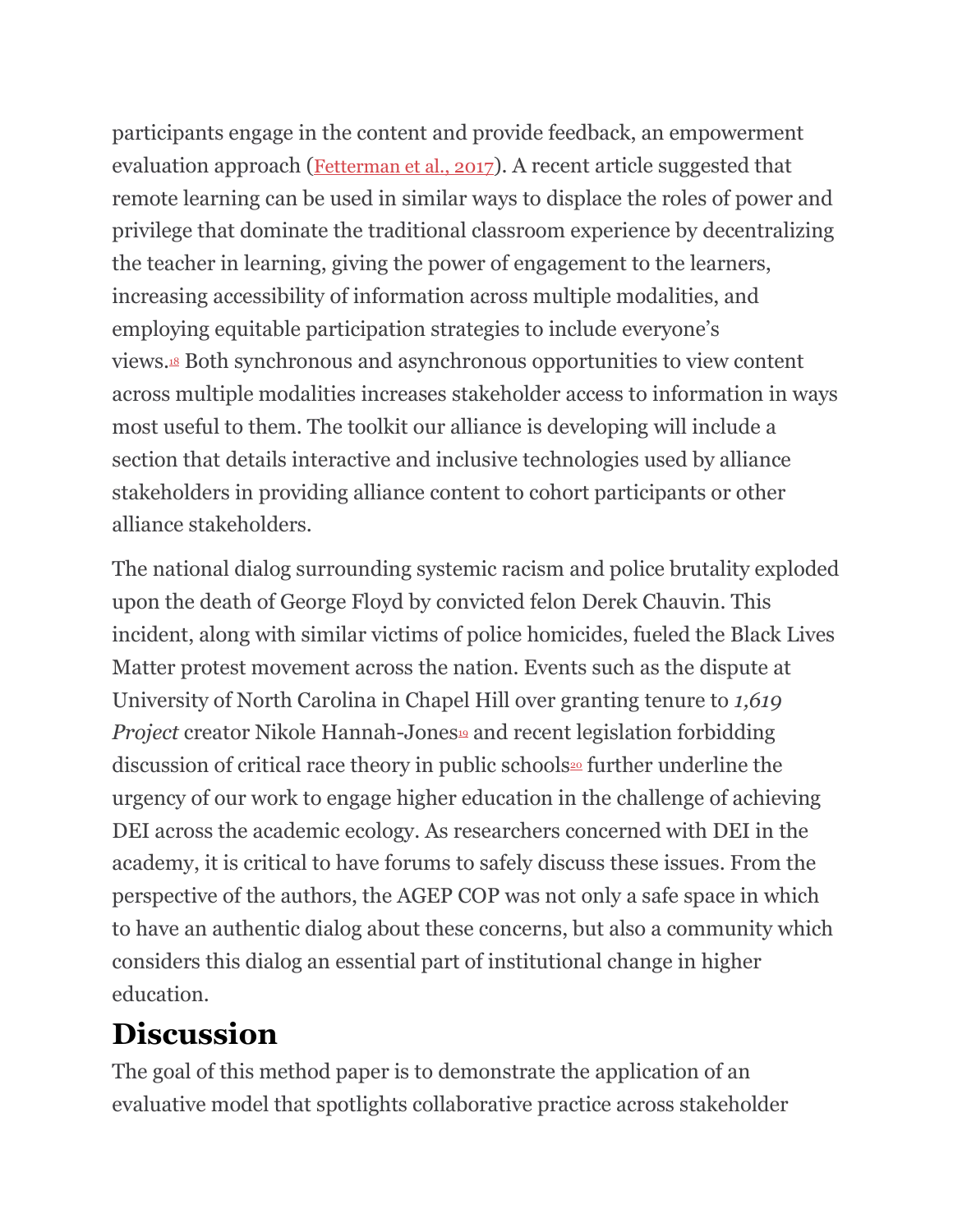participants engage in the content and provide feedback, an empowerment evaluation approach (Fetterman et al., 2017). A recent article suggested that remote learning can be used in similar ways to displace the roles of power and privilege that dominate the traditional classroom experience by decentralizing the teacher in learning, giving the power of engagement to the learners, increasing accessibility of information across multiple modalities, and employing equitable participation strategies to include everyone's views.[18] Both synchronous and asynchronous opportunities to view content across multiple modalities increases stakeholder access to information in ways most useful to them. The toolkit our alliance is developing will include a section that details interactive and inclusive technologies used by alliance stakeholders in providing alliance content to cohort participants or other alliance stakeholders.

The national dialog surrounding systemic racism and police brutality exploded upon the death of George Floyd by convicted felon Derek Chauvin. This incident, along with similar victims of police homicides, fueled the Black Lives Matter protest movement across the nation. Events such as the dispute at University of North Carolina in Chapel Hill over granting tenure to *1,619 Project* creator Nikole Hannah-Jones[19] and recent legislation forbidding discussion of critical race theory in public schools[20] further underline the urgency of our work to engage higher education in the challenge of achieving DEI across the academic ecology. As researchers concerned with DEI in the academy, it is critical to have forums to safely discuss these issues. From the perspective of the authors, the AGEP COP was not only a safe space in which to have an authentic dialog about these concerns, but also a community which considers this dialog an essential part of institutional change in higher education.

## Discussion

The goal of this method paper is to demonstrate the application of an evaluative model that spotlights collaborative practice across stakeholder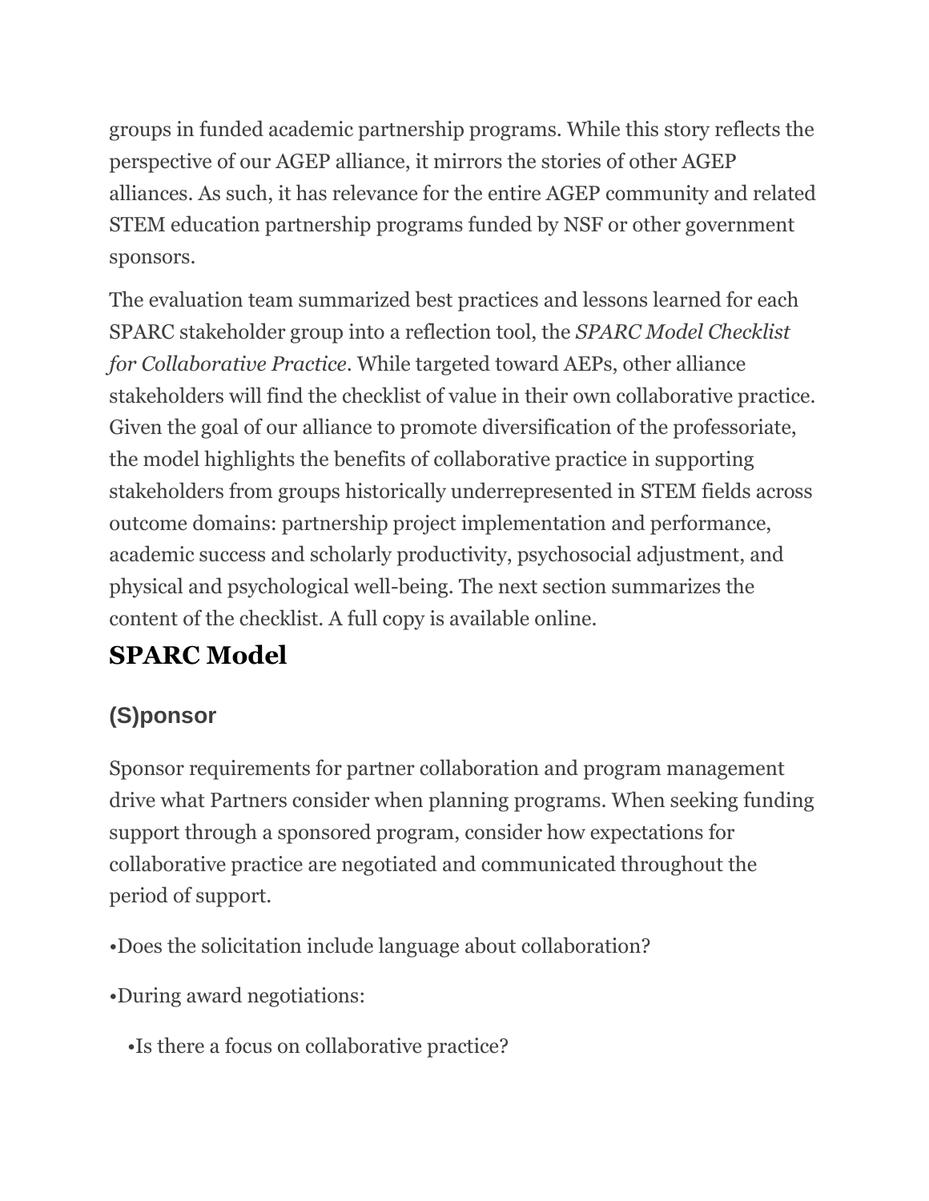groups in funded academic partnership programs. While this story reflects the perspective of our AGEP alliance, it mirrors the stories of other AGEP alliances. As such, it has relevance for the entire AGEP community and related STEM education partnership programs funded by NSF or other government sponsors.

The evaluation team summarized best practices and lessons learned for each SPARC stakeholder group into a reflection tool, the *SPARC Model Checklist for Collaborative Practice*. While targeted toward AEPs, other alliance stakeholders will find the checklist of value in their own collaborative practice. Given the goal of our alliance to promote diversification of the professoriate, the model highlights the benefits of collaborative practice in supporting stakeholders from groups historically underrepresented in STEM fields across outcome domains: partnership project implementation and performance, academic success and scholarly productivity, psychosocial adjustment, and physical and psychological well-being. The next section summarizes the content of the checklist. A full copy is available online.

## SPARC Model

### (S)ponsor

Sponsor requirements for partner collaboration and program management drive what Partners consider when planning programs. When seeking funding support through a sponsored program, consider how expectations for collaborative practice are negotiated and communicated throughout the period of support.

- Does the solicitation include language about collaboration?
- During award negotiations:
  - Is there a focus on collaborative practice?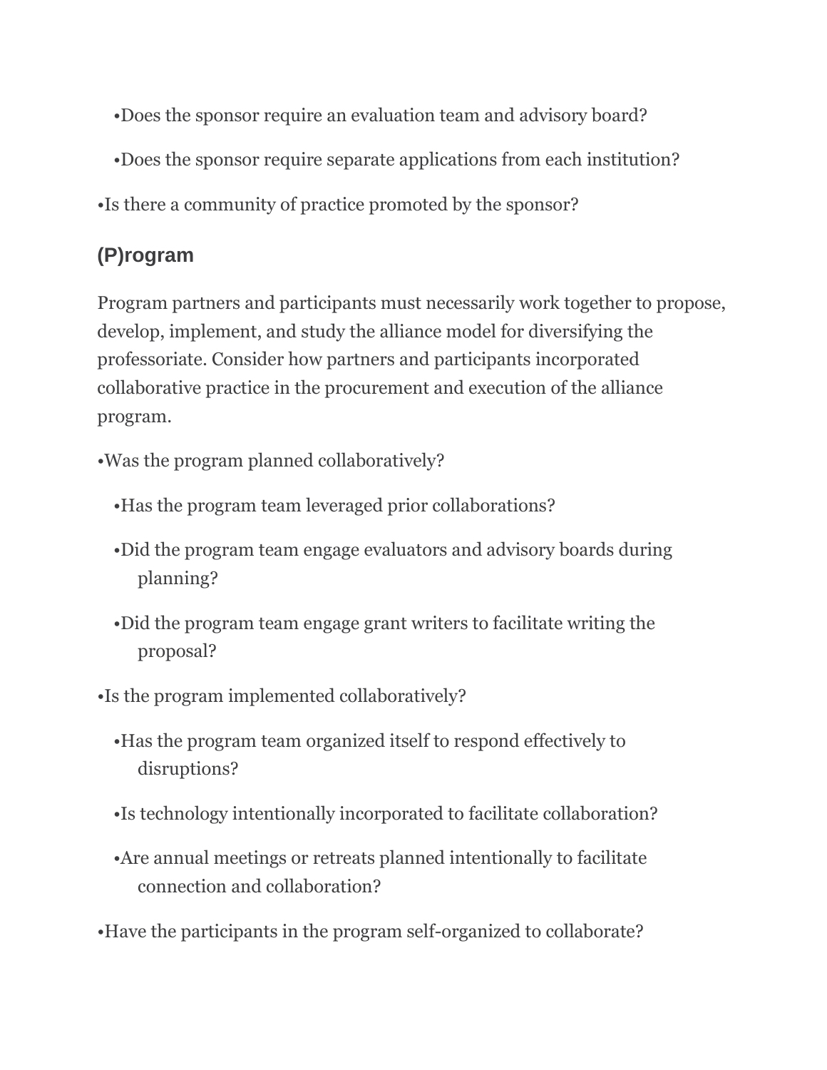- Does the sponsor require an evaluation team and advisory board?
- Does the sponsor require separate applications from each institution?

- Is there a community of practice promoted by the sponsor?

## (P)rogram

Program partners and participants must necessarily work together to propose, develop, implement, and study the alliance model for diversifying the professoriate. Consider how partners and participants incorporated collaborative practice in the procurement and execution of the alliance program.

- Was the program planned collaboratively?
  - Has the program team leveraged prior collaborations?
  - Did the program team engage evaluators and advisory boards during planning?
  - Did the program team engage grant writers to facilitate writing the proposal?
- Is the program implemented collaboratively?
  - Has the program team organized itself to respond effectively to disruptions?
  - Is technology intentionally incorporated to facilitate collaboration?
  - Are annual meetings or retreats planned intentionally to facilitate connection and collaboration?
- Have the participants in the program self-organized to collaborate?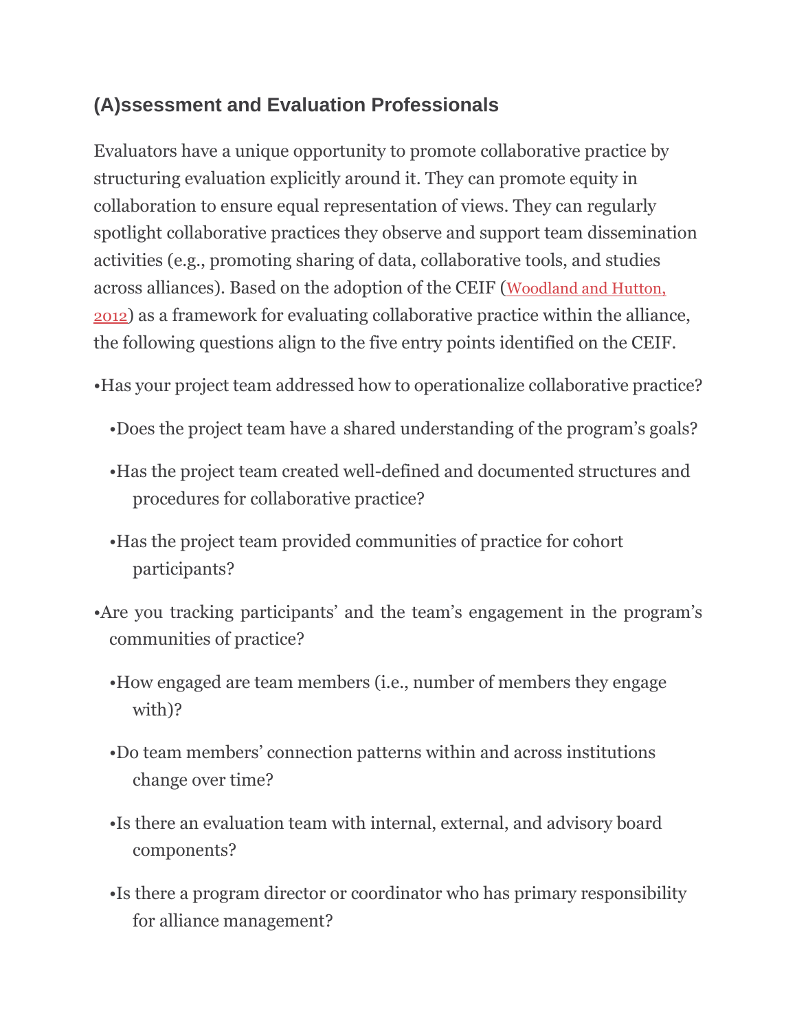## (A)ssessment and Evaluation Professionals

Evaluators have a unique opportunity to promote collaborative practice by structuring evaluation explicitly around it. They can promote equity in collaboration to ensure equal representation of views. They can regularly spotlight collaborative practices they observe and support team dissemination activities (e.g., promoting sharing of data, collaborative tools, and studies across alliances). Based on the adoption of the CEIF (Woodland and Hutton, 2012) as a framework for evaluating collaborative practice within the alliance, the following questions align to the five entry points identified on the CEIF.

- Has your project team addressed how to operationalize collaborative practice?
  - Does the project team have a shared understanding of the program's goals?
  - Has the project team created well-defined and documented structures and procedures for collaborative practice?
  - Has the project team provided communities of practice for cohort participants?
- Are you tracking participants' and the team's engagement in the program's communities of practice?
  - How engaged are team members (i.e., number of members they engage with)?
  - Do team members' connection patterns within and across institutions change over time?
  - Is there an evaluation team with internal, external, and advisory board components?
  - Is there a program director or coordinator who has primary responsibility for alliance management?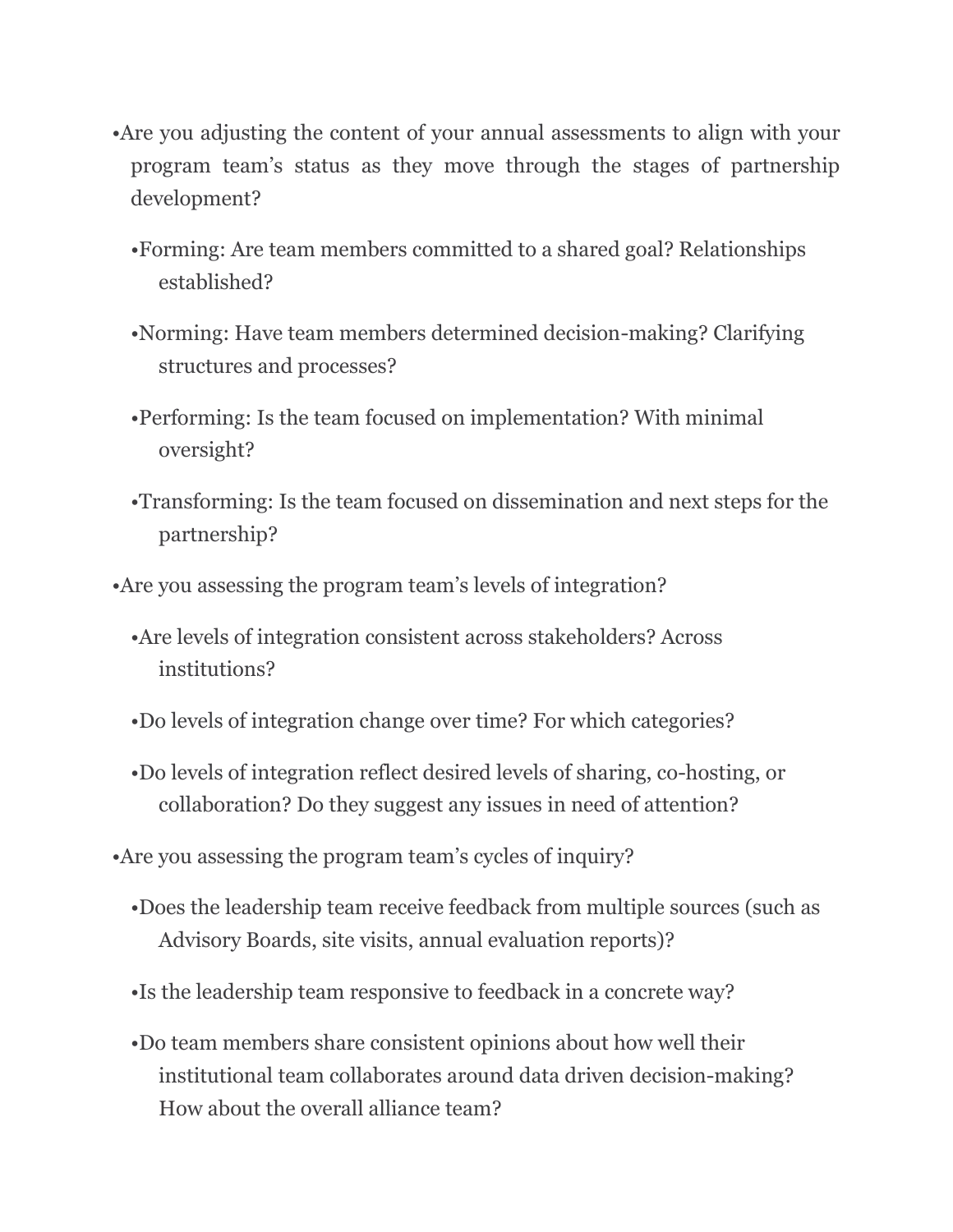- Are you adjusting the content of your annual assessments to align with your program team's status as they move through the stages of partnership development?
  - Forming: Are team members committed to a shared goal? Relationships established?
  - Norming: Have team members determined decision-making? Clarifying structures and processes?
  - Performing: Is the team focused on implementation? With minimal oversight?
  - Transforming: Is the team focused on dissemination and next steps for the partnership?
- Are you assessing the program team's levels of integration?
  - Are levels of integration consistent across stakeholders? Across institutions?
  - Do levels of integration change over time? For which categories?
  - Do levels of integration reflect desired levels of sharing, co-hosting, or collaboration? Do they suggest any issues in need of attention?
- Are you assessing the program team's cycles of inquiry?
  - Does the leadership team receive feedback from multiple sources (such as Advisory Boards, site visits, annual evaluation reports)?
  - Is the leadership team responsive to feedback in a concrete way?
  - Do team members share consistent opinions about how well their institutional team collaborates around data driven decision-making? How about the overall alliance team?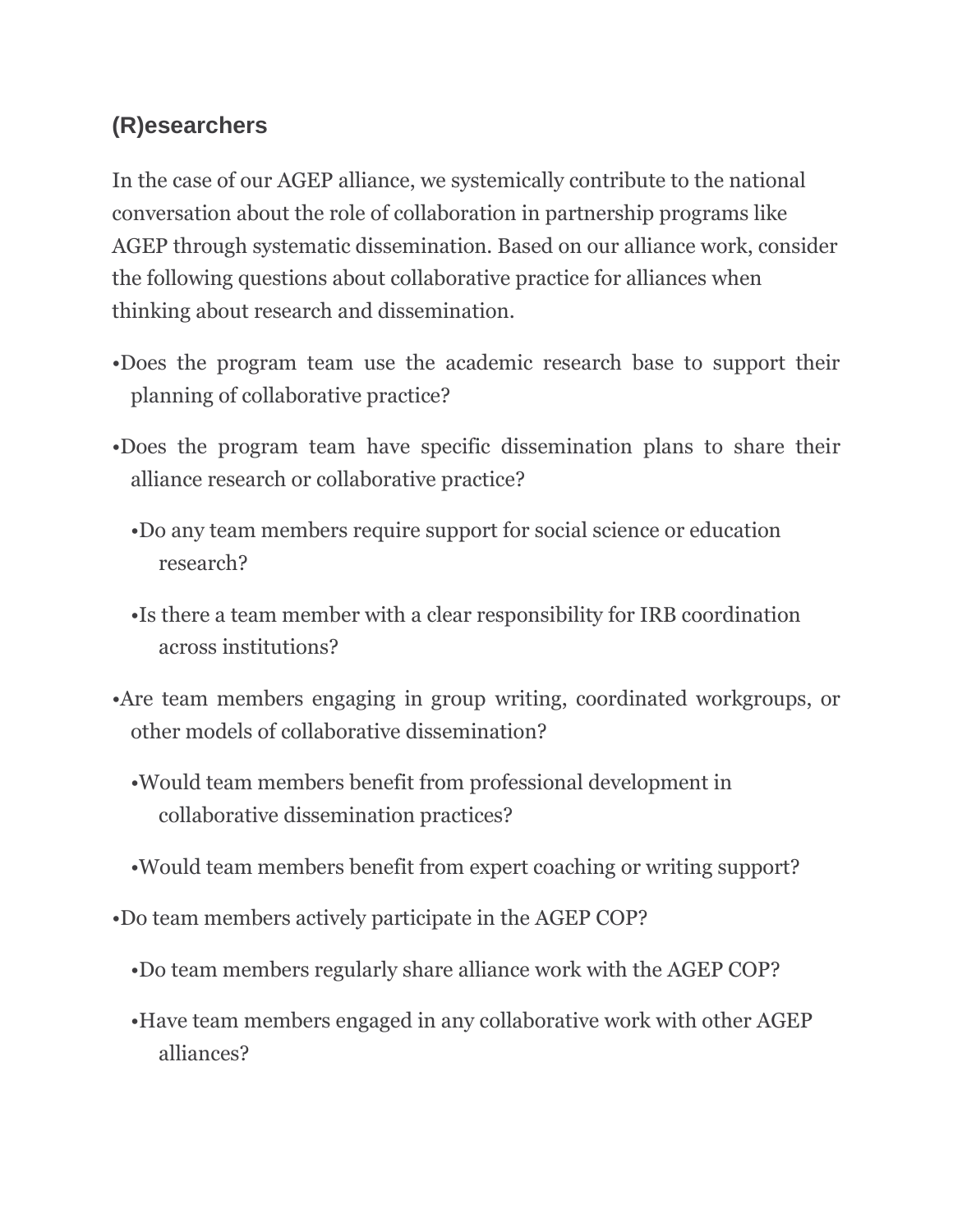## (R)esearchers

In the case of our AGEP alliance, we systemically contribute to the national conversation about the role of collaboration in partnership programs like AGEP through systematic dissemination. Based on our alliance work, consider the following questions about collaborative practice for alliances when thinking about research and dissemination.

- Does the program team use the academic research base to support their planning of collaborative practice?
- Does the program team have specific dissemination plans to share their alliance research or collaborative practice?
    - Do any team members require support for social science or education research?
    - Is there a team member with a clear responsibility for IRB coordination across institutions?
- Are team members engaging in group writing, coordinated workgroups, or other models of collaborative dissemination?
    - Would team members benefit from professional development in collaborative dissemination practices?
    - Would team members benefit from expert coaching or writing support?
- Do team members actively participate in the AGEP COP?
    - Do team members regularly share alliance work with the AGEP COP?
    - Have team members engaged in any collaborative work with other AGEP alliances?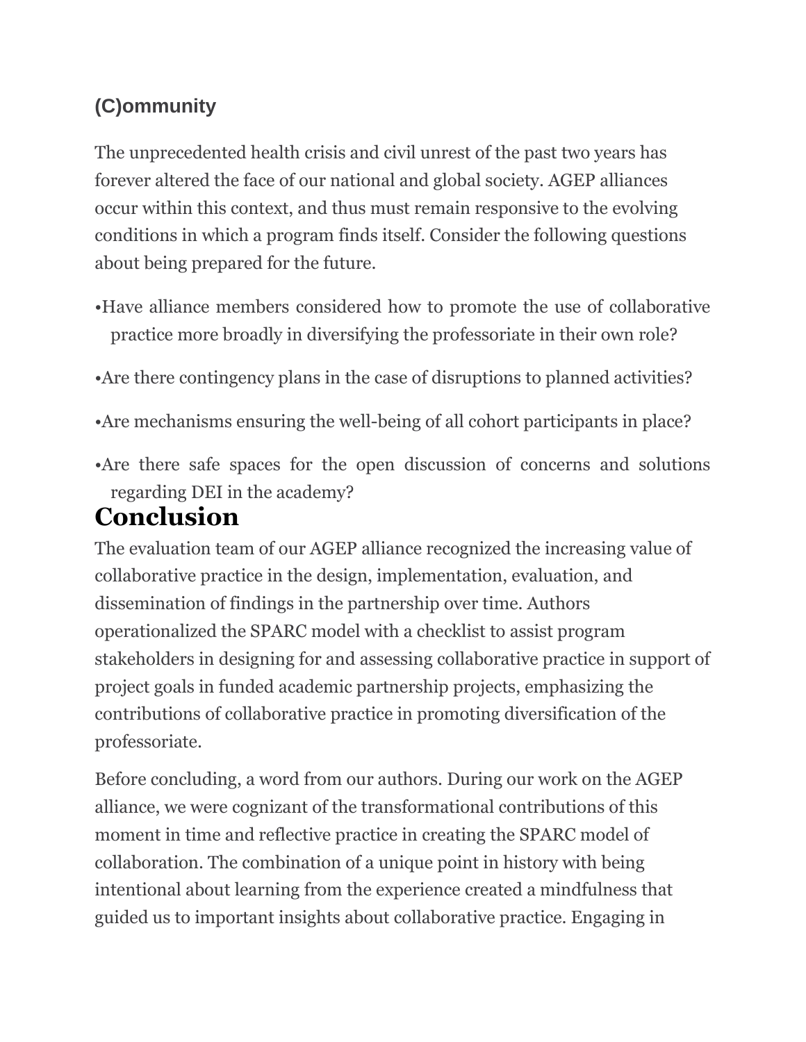### (C)ommunity

The unprecedented health crisis and civil unrest of the past two years has forever altered the face of our national and global society. AGEP alliances occur within this context, and thus must remain responsive to the evolving conditions in which a program finds itself. Consider the following questions about being prepared for the future.

- Have alliance members considered how to promote the use of collaborative practice more broadly in diversifying the professoriate in their own role?
- Are there contingency plans in the case of disruptions to planned activities?
- Are mechanisms ensuring the well-being of all cohort participants in place?
- Are there safe spaces for the open discussion of concerns and solutions regarding DEI in the academy?

## Conclusion

The evaluation team of our AGEP alliance recognized the increasing value of collaborative practice in the design, implementation, evaluation, and dissemination of findings in the partnership over time. Authors operationalized the SPARC model with a checklist to assist program stakeholders in designing for and assessing collaborative practice in support of project goals in funded academic partnership projects, emphasizing the contributions of collaborative practice in promoting diversification of the professoriate.

Before concluding, a word from our authors. During our work on the AGEP alliance, we were cognizant of the transformational contributions of this moment in time and reflective practice in creating the SPARC model of collaboration. The combination of a unique point in history with being intentional about learning from the experience created a mindfulness that guided us to important insights about collaborative practice. Engaging in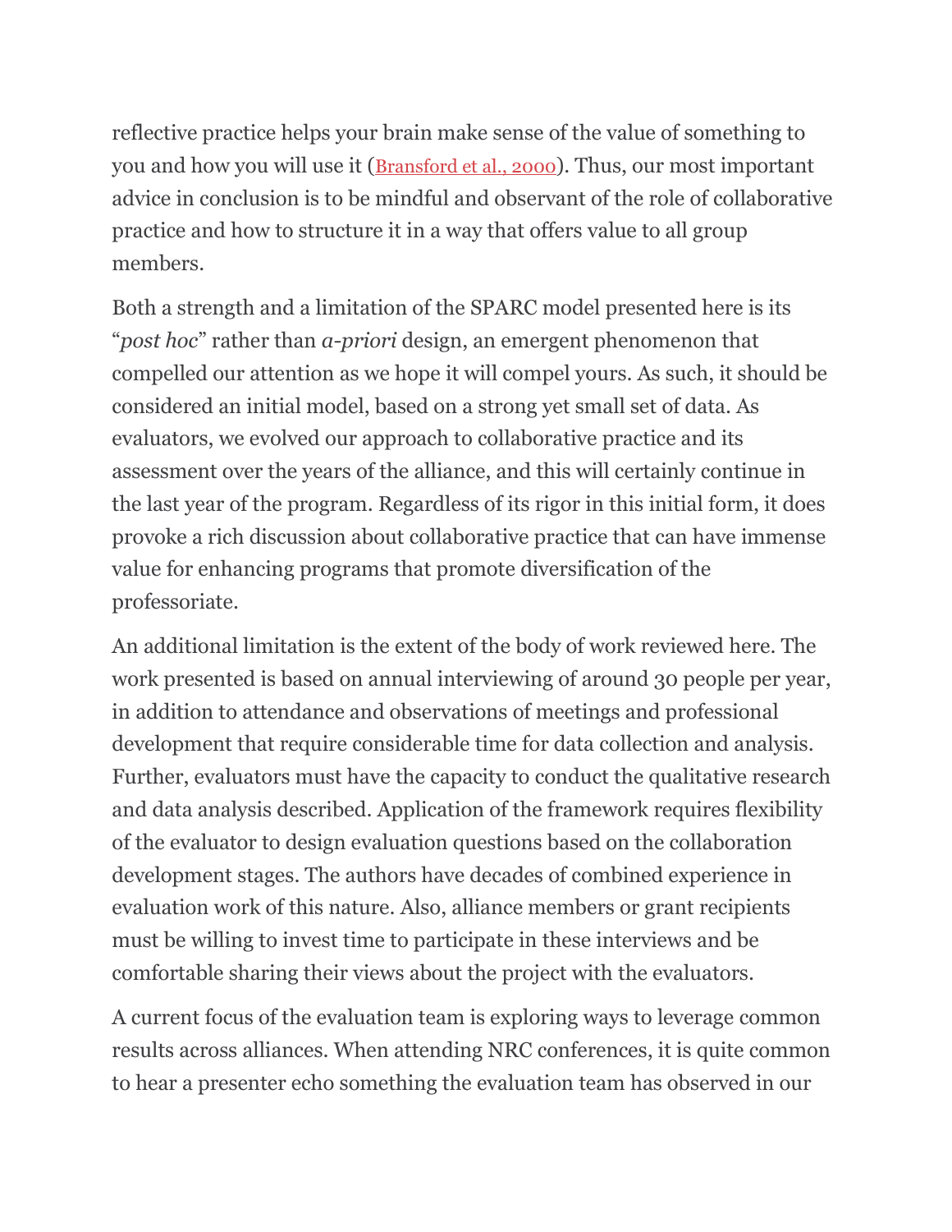reflective practice helps your brain make sense of the value of something to you and how you will use it (Bransford et al., 2000). Thus, our most important advice in conclusion is to be mindful and observant of the role of collaborative practice and how to structure it in a way that offers value to all group members.

Both a strength and a limitation of the SPARC model presented here is its "*post hoc*" rather than *a-priori* design, an emergent phenomenon that compelled our attention as we hope it will compel yours. As such, it should be considered an initial model, based on a strong yet small set of data. As evaluators, we evolved our approach to collaborative practice and its assessment over the years of the alliance, and this will certainly continue in the last year of the program. Regardless of its rigor in this initial form, it does provoke a rich discussion about collaborative practice that can have immense value for enhancing programs that promote diversification of the professoriate.

An additional limitation is the extent of the body of work reviewed here. The work presented is based on annual interviewing of around 30 people per year, in addition to attendance and observations of meetings and professional development that require considerable time for data collection and analysis. Further, evaluators must have the capacity to conduct the qualitative research and data analysis described. Application of the framework requires flexibility of the evaluator to design evaluation questions based on the collaboration development stages. The authors have decades of combined experience in evaluation work of this nature. Also, alliance members or grant recipients must be willing to invest time to participate in these interviews and be comfortable sharing their views about the project with the evaluators.

A current focus of the evaluation team is exploring ways to leverage common results across alliances. When attending NRC conferences, it is quite common to hear a presenter echo something the evaluation team has observed in our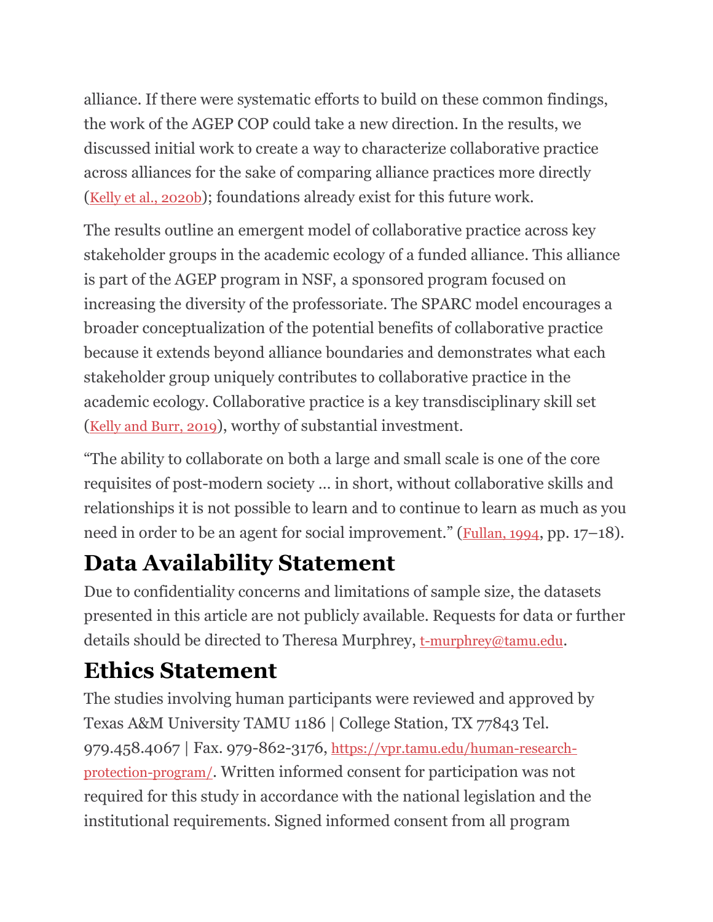alliance. If there were systematic efforts to build on these common findings, the work of the AGEP COP could take a new direction. In the results, we discussed initial work to create a way to characterize collaborative practice across alliances for the sake of comparing alliance practices more directly (Kelly et al., 2020b); foundations already exist for this future work.

The results outline an emergent model of collaborative practice across key stakeholder groups in the academic ecology of a funded alliance. This alliance is part of the AGEP program in NSF, a sponsored program focused on increasing the diversity of the professoriate. The SPARC model encourages a broader conceptualization of the potential benefits of collaborative practice because it extends beyond alliance boundaries and demonstrates what each stakeholder group uniquely contributes to collaborative practice in the academic ecology. Collaborative practice is a key transdisciplinary skill set (Kelly and Burr, 2019), worthy of substantial investment.

"The ability to collaborate on both a large and small scale is one of the core requisites of post-modern society … in short, without collaborative skills and relationships it is not possible to learn and to continue to learn as much as you need in order to be an agent for social improvement." (Fullan, 1994, pp. 17–18).

## Data Availability Statement

Due to confidentiality concerns and limitations of sample size, the datasets presented in this article are not publicly available. Requests for data or further details should be directed to Theresa Murphrey, t-murphrey@tamu.edu.

## Ethics Statement

The studies involving human participants were reviewed and approved by Texas A&M University TAMU 1186 | College Station, TX 77843 Tel. 979.458.4067 | Fax. 979-862-3176, https://vpr.tamu.edu/human-research-protection-program/. Written informed consent for participation was not required for this study in accordance with the national legislation and the institutional requirements. Signed informed consent from all program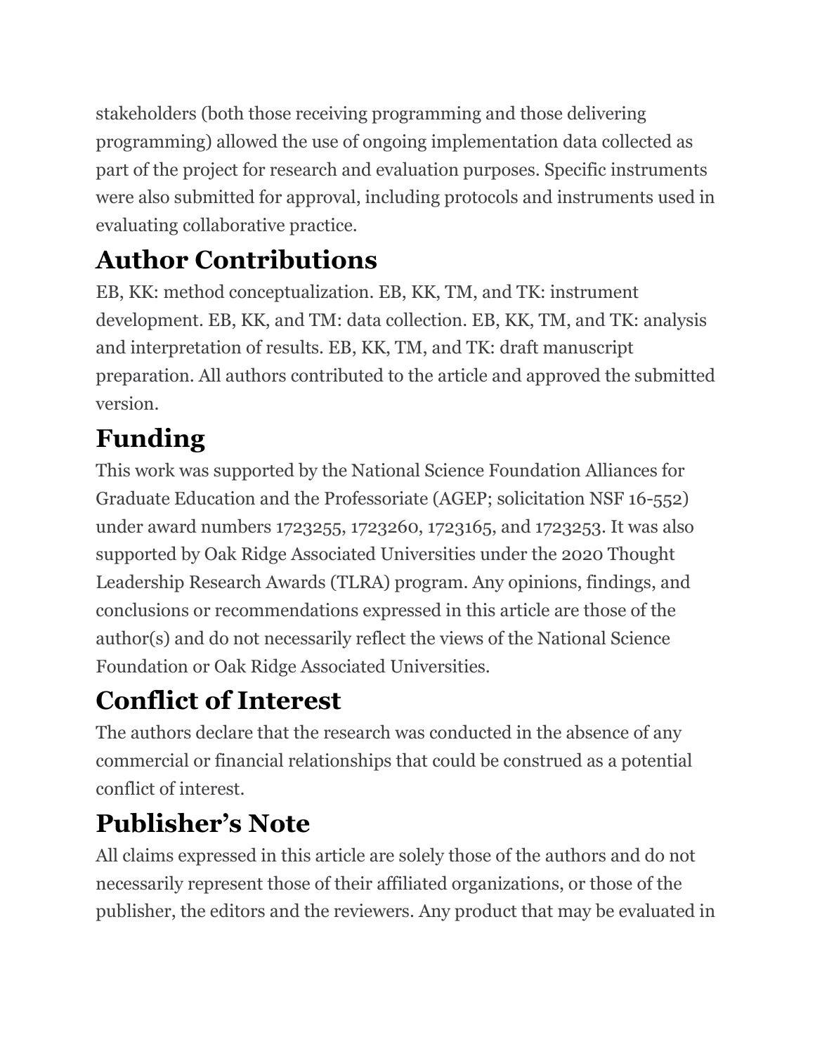stakeholders (both those receiving programming and those delivering programming) allowed the use of ongoing implementation data collected as part of the project for research and evaluation purposes. Specific instruments were also submitted for approval, including protocols and instruments used in evaluating collaborative practice.

## Author Contributions

EB, KK: method conceptualization. EB, KK, TM, and TK: instrument development. EB, KK, and TM: data collection. EB, KK, TM, and TK: analysis and interpretation of results. EB, KK, TM, and TK: draft manuscript preparation. All authors contributed to the article and approved the submitted version.

## Funding

This work was supported by the National Science Foundation Alliances for Graduate Education and the Professoriate (AGEP; solicitation NSF 16-552) under award numbers 1723255, 1723260, 1723165, and 1723253. It was also supported by Oak Ridge Associated Universities under the 2020 Thought Leadership Research Awards (TLRA) program. Any opinions, findings, and conclusions or recommendations expressed in this article are those of the author(s) and do not necessarily reflect the views of the National Science Foundation or Oak Ridge Associated Universities.

## Conflict of Interest

The authors declare that the research was conducted in the absence of any commercial or financial relationships that could be construed as a potential conflict of interest.

## Publisher's Note

All claims expressed in this article are solely those of the authors and do not necessarily represent those of their affiliated organizations, or those of the publisher, the editors and the reviewers. Any product that may be evaluated in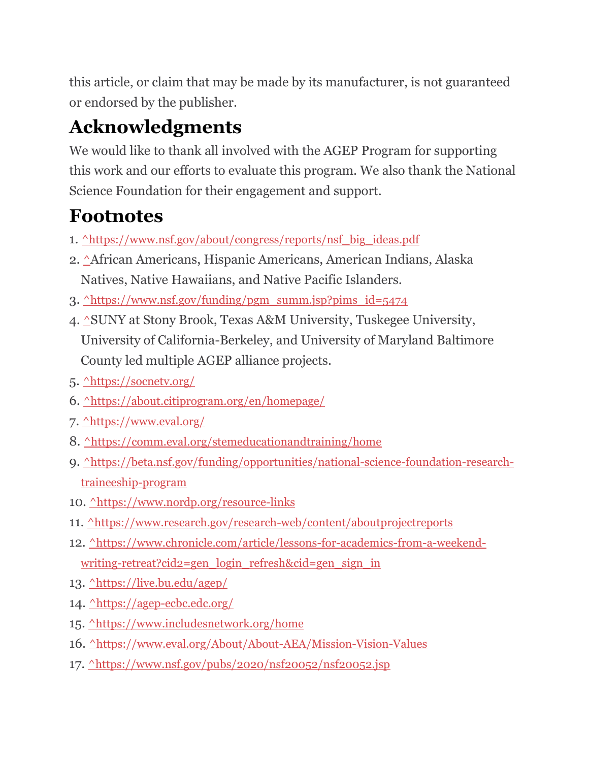this article, or claim that may be made by its manufacturer, is not guaranteed or endorsed by the publisher.

## Acknowledgments

We would like to thank all involved with the AGEP Program for supporting this work and our efforts to evaluate this program. We also thank the National Science Foundation for their engagement and support.

## Footnotes

1. ^https://www.nsf.gov/about/congress/reports/nsf_big_ideas.pdf
2. ^African Americans, Hispanic Americans, American Indians, Alaska Natives, Native Hawaiians, and Native Pacific Islanders.
3. ^https://www.nsf.gov/funding/pgm_summ.jsp?pims_id=5474
4. ^SUNY at Stony Brook, Texas A&M University, Tuskegee University, University of California-Berkeley, and University of Maryland Baltimore County led multiple AGEP alliance projects.
5. ^https://socnetv.org/
6. ^https://about.citiprogram.org/en/homepage/
7. ^https://www.eval.org/
8. ^https://comm.eval.org/stemeducationandtraining/home
9. ^https://beta.nsf.gov/funding/opportunities/national-science-foundation-research-traineeship-program
10. ^https://www.nordp.org/resource-links
11. ^https://www.research.gov/research-web/content/aboutprojectreports
12. ^https://www.chronicle.com/article/lessons-for-academics-from-a-weekend-writing-retreat?cid2=gen_login_refresh&cid=gen_sign_in
13. ^https://live.bu.edu/agep/
14. ^https://agep-ecbc.edc.org/
15. ^https://www.includesnetwork.org/home
16. ^https://www.eval.org/About/About-AEA/Mission-Vision-Values
17. ^https://www.nsf.gov/pubs/2020/nsf20052/nsf20052.jsp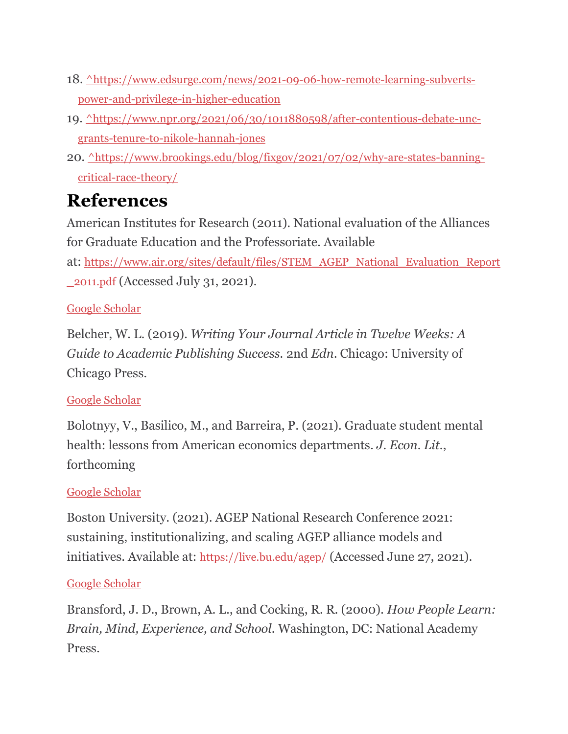18. [^https://www.edsurge.com/news/2021-09-06-how-remote-learning-subverts-power-and-privilege-in-higher-education](https://www.edsurge.com/news/2021-09-06-how-remote-learning-subverts-power-and-privilege-in-higher-education)
19. [^https://www.npr.org/2021/06/30/1011880598/after-contentious-debate-unc-grants-tenure-to-nikole-hannah-jones](https://www.npr.org/2021/06/30/1011880598/after-contentious-debate-unc-grants-tenure-to-nikole-hannah-jones)
20. [^https://www.brookings.edu/blog/fixgov/2021/07/02/why-are-states-banning-critical-race-theory/](https://www.brookings.edu/blog/fixgov/2021/07/02/why-are-states-banning-critical-race-theory/)

# References

American Institutes for Research (2011). National evaluation of the Alliances for Graduate Education and the Professoriate. Available at: [https://www.air.org/sites/default/files/STEM_AGEP_National_Evaluation_Report_2011.pdf](https://www.air.org/sites/default/files/STEM_AGEP_National_Evaluation_Report_2011.pdf) (Accessed July 31, 2021).

Google Scholar

Belcher, W. L. (2019). *Writing Your Journal Article in Twelve Weeks: A Guide to Academic Publishing Success.* 2nd *Edn*. Chicago: University of Chicago Press.

Google Scholar

Bolotnyy, V., Basilico, M., and Barreira, P. (2021). Graduate student mental health: lessons from American economics departments. *J. Econ. Lit.*, forthcoming

Google Scholar

Boston University. (2021). AGEP National Research Conference 2021: sustaining, institutionalizing, and scaling AGEP alliance models and initiatives. Available at: [https://live.bu.edu/agep/](https://live.bu.edu/agep/) (Accessed June 27, 2021).

Google Scholar

Bransford, J. D., Brown, A. L., and Cocking, R. R. (2000). *How People Learn: Brain, Mind, Experience, and School.* Washington, DC: National Academy Press.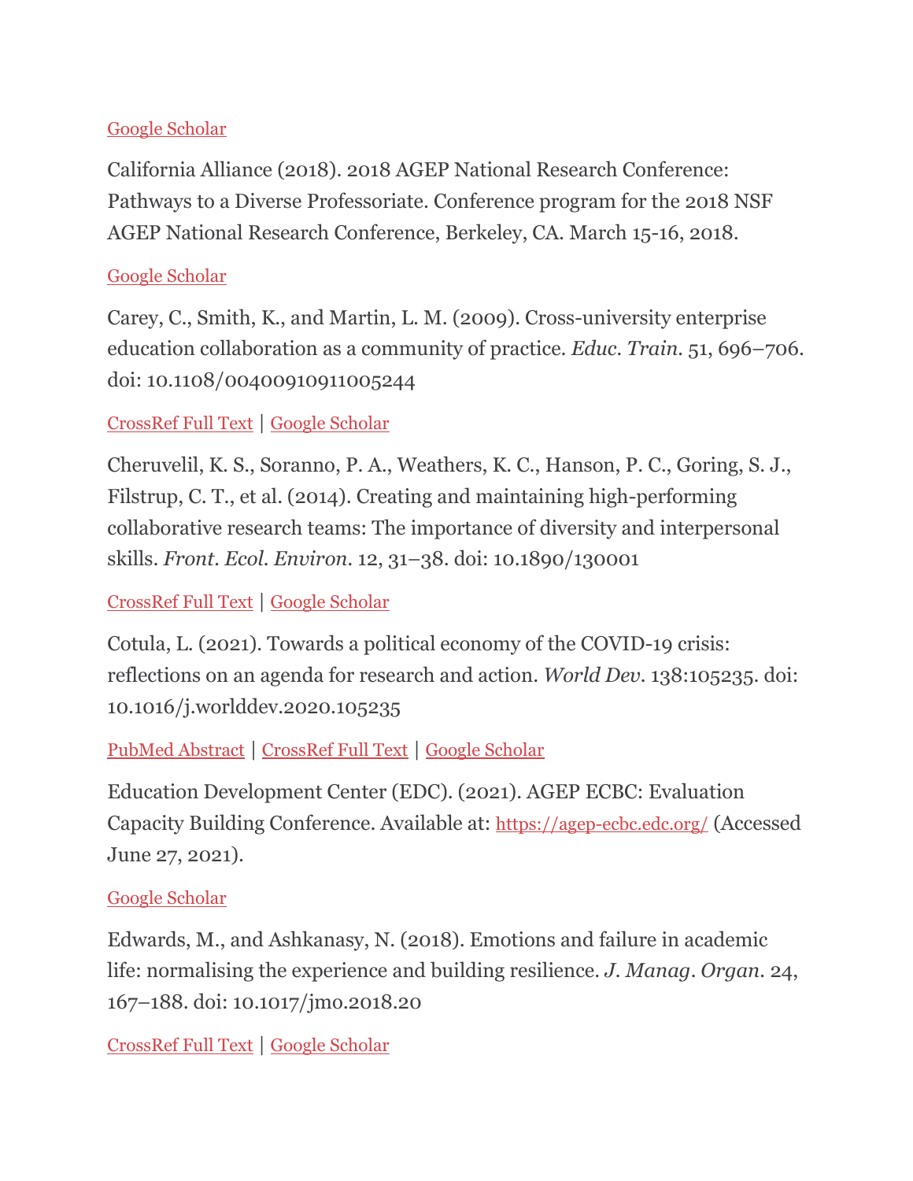Google Scholar

California Alliance (2018). 2018 AGEP National Research Conference: Pathways to a Diverse Professoriate. Conference program for the 2018 NSF AGEP National Research Conference, Berkeley, CA. March 15-16, 2018.

Google Scholar

Carey, C., Smith, K., and Martin, L. M. (2009). Cross-university enterprise education collaboration as a community of practice. *Educ. Train.* 51, 696–706. doi: 10.1108/00400910911005244

CrossRef Full Text | Google Scholar

Cheruvelil, K. S., Soranno, P. A., Weathers, K. C., Hanson, P. C., Goring, S. J., Filstrup, C. T., et al. (2014). Creating and maintaining high-performing collaborative research teams: The importance of diversity and interpersonal skills. *Front. Ecol. Environ.* 12, 31–38. doi: 10.1890/130001

CrossRef Full Text | Google Scholar

Cotula, L. (2021). Towards a political economy of the COVID-19 crisis: reflections on an agenda for research and action. *World Dev.* 138:105235. doi: 10.1016/j.worlddev.2020.105235

PubMed Abstract | CrossRef Full Text | Google Scholar

Education Development Center (EDC). (2021). AGEP ECBC: Evaluation Capacity Building Conference. Available at: https://agep-ecbc.edc.org/ (Accessed June 27, 2021).

Google Scholar

Edwards, M., and Ashkanasy, N. (2018). Emotions and failure in academic life: normalising the experience and building resilience. *J. Manag. Organ.* 24, 167–188. doi: 10.1017/jmo.2018.20

CrossRef Full Text | Google Scholar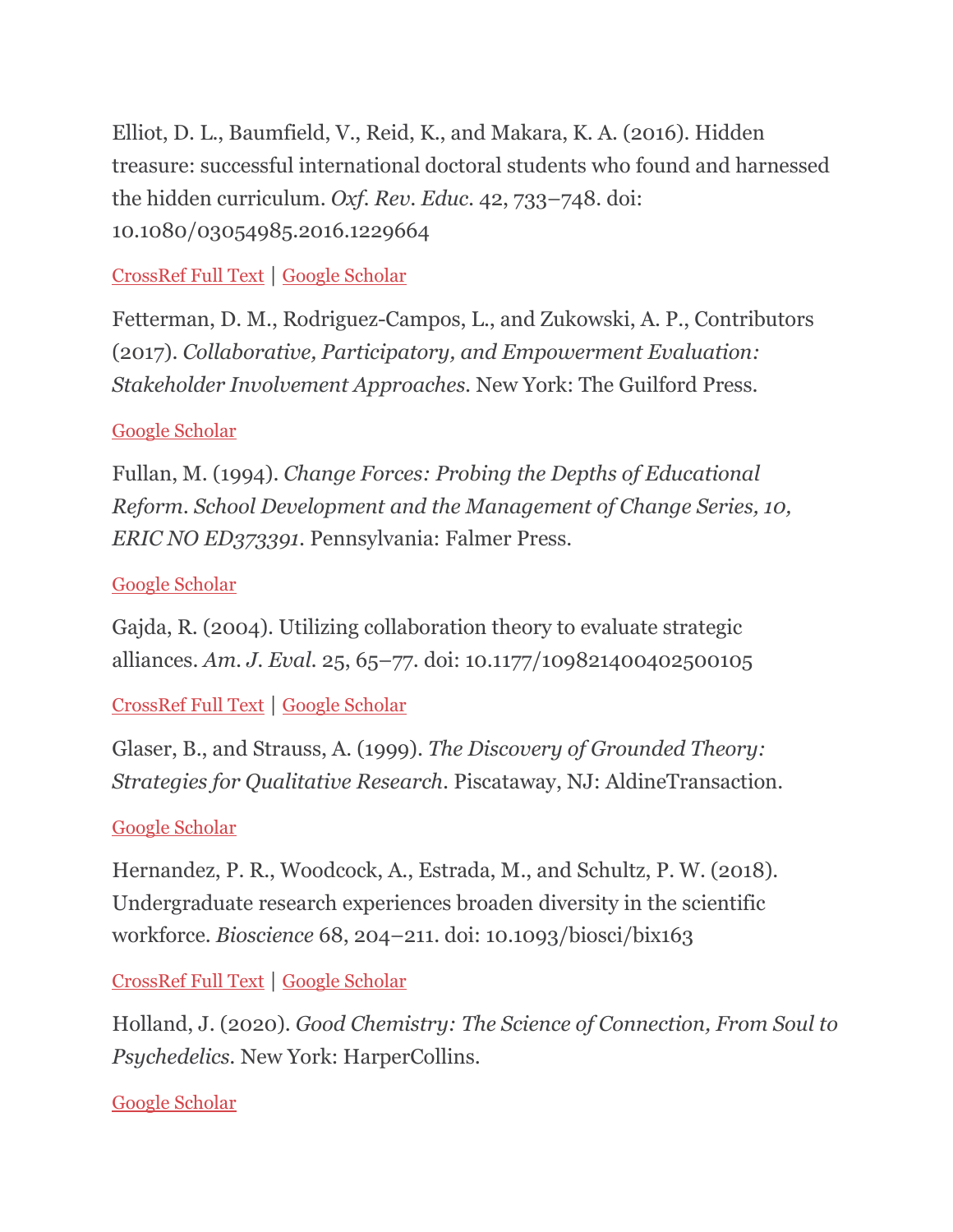Elliot, D. L., Baumfield, V., Reid, K., and Makara, K. A. (2016). Hidden treasure: successful international doctoral students who found and harnessed the hidden curriculum. *Oxf. Rev. Educ.* 42, 733–748. doi: 10.1080/03054985.2016.1229664

CrossRef Full Text | Google Scholar

Fetterman, D. M., Rodriguez-Campos, L., and Zukowski, A. P., Contributors (2017). *Collaborative, Participatory, and Empowerment Evaluation: Stakeholder Involvement Approaches.* New York: The Guilford Press.

Google Scholar

Fullan, M. (1994). *Change Forces: Probing the Depths of Educational Reform. School Development and the Management of Change Series, 10, ERIC NO ED373391.* Pennsylvania: Falmer Press.

Google Scholar

Gajda, R. (2004). Utilizing collaboration theory to evaluate strategic alliances. *Am. J. Eval.* 25, 65–77. doi: 10.1177/109821400402500105

CrossRef Full Text | Google Scholar

Glaser, B., and Strauss, A. (1999). *The Discovery of Grounded Theory: Strategies for Qualitative Research.* Piscataway, NJ: AldineTransaction.

Google Scholar

Hernandez, P. R., Woodcock, A., Estrada, M., and Schultz, P. W. (2018). Undergraduate research experiences broaden diversity in the scientific workforce. *Bioscience* 68, 204–211. doi: 10.1093/biosci/bix163

CrossRef Full Text | Google Scholar

Holland, J. (2020). *Good Chemistry: The Science of Connection, From Soul to Psychedelics.* New York: HarperCollins.

Google Scholar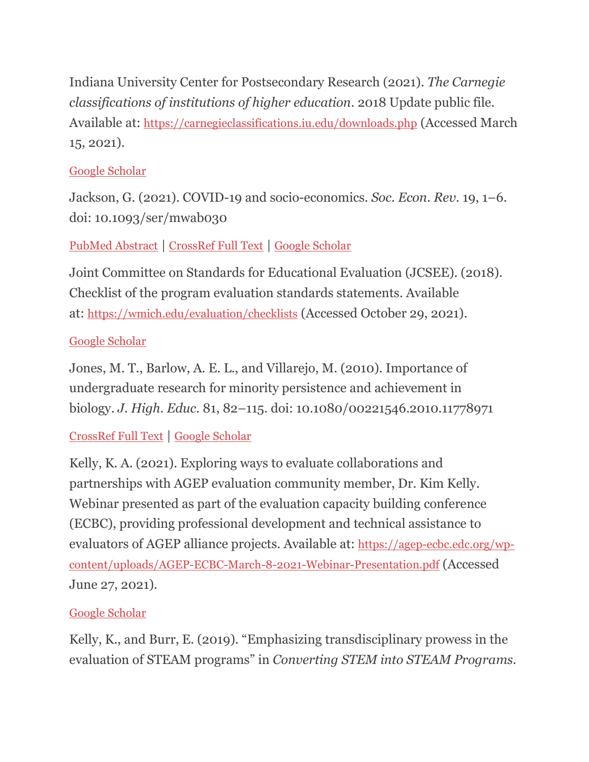Indiana University Center for Postsecondary Research (2021). *The Carnegie classifications of institutions of higher education*. 2018 Update public file. Available at: https://carnegieclassifications.iu.edu/downloads.php (Accessed March 15, 2021).

Google Scholar

Jackson, G. (2021). COVID-19 and socio-economics. *Soc. Econ. Rev.* 19, 1–6. doi: 10.1093/ser/mwab030

PubMed Abstract | CrossRef Full Text | Google Scholar

Joint Committee on Standards for Educational Evaluation (JCSEE). (2018). Checklist of the program evaluation standards statements. Available at: https://wmich.edu/evaluation/checklists (Accessed October 29, 2021).

Google Scholar

Jones, M. T., Barlow, A. E. L., and Villarejo, M. (2010). Importance of undergraduate research for minority persistence and achievement in biology. *J. High. Educ.* 81, 82–115. doi: 10.1080/00221546.2010.11778971

CrossRef Full Text | Google Scholar

Kelly, K. A. (2021). Exploring ways to evaluate collaborations and partnerships with AGEP evaluation community member, Dr. Kim Kelly. Webinar presented as part of the evaluation capacity building conference (ECBC), providing professional development and technical assistance to evaluators of AGEP alliance projects. Available at: https://agep-ecbc.edc.org/wp-content/uploads/AGEP-ECBC-March-8-2021-Webinar-Presentation.pdf (Accessed June 27, 2021).

Google Scholar

Kelly, K., and Burr, E. (2019). "Emphasizing transdisciplinary prowess in the evaluation of STEAM programs" in *Converting STEM into STEAM Programs*.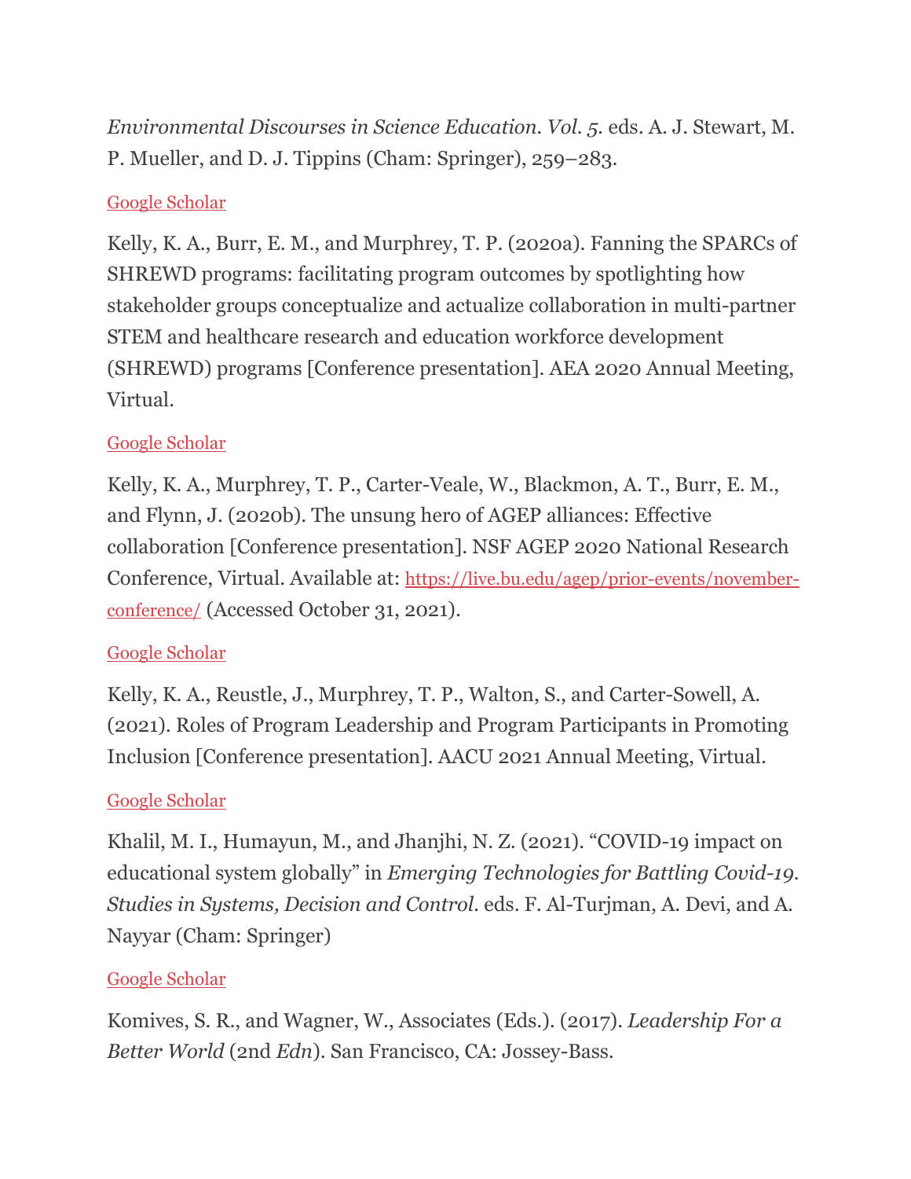*Environmental Discourses in Science Education. Vol. 5.* eds. A. J. Stewart, M. P. Mueller, and D. J. Tippins (Cham: Springer), 259–283.

Google Scholar

Kelly, K. A., Burr, E. M., and Murphrey, T. P. (2020a). Fanning the SPARCs of SHREWD programs: facilitating program outcomes by spotlighting how stakeholder groups conceptualize and actualize collaboration in multi-partner STEM and healthcare research and education workforce development (SHREWD) programs [Conference presentation]. AEA 2020 Annual Meeting, Virtual.

Google Scholar

Kelly, K. A., Murphrey, T. P., Carter-Veale, W., Blackmon, A. T., Burr, E. M., and Flynn, J. (2020b). The unsung hero of AGEP alliances: Effective collaboration [Conference presentation]. NSF AGEP 2020 National Research Conference, Virtual. Available at: https://live.bu.edu/agep/prior-events/november-conference/ (Accessed October 31, 2021).

Google Scholar

Kelly, K. A., Reustle, J., Murphrey, T. P., Walton, S., and Carter-Sowell, A. (2021). Roles of Program Leadership and Program Participants in Promoting Inclusion [Conference presentation]. AACU 2021 Annual Meeting, Virtual.

Google Scholar

Khalil, M. I., Humayun, M., and Jhanjhi, N. Z. (2021). "COVID-19 impact on educational system globally" in *Emerging Technologies for Battling Covid-19. Studies in Systems, Decision and Control.* eds. F. Al-Turjman, A. Devi, and A. Nayyar (Cham: Springer)

Google Scholar

Komives, S. R., and Wagner, W., Associates (Eds.). (2017). *Leadership For a Better World* (2nd *Edn*). San Francisco, CA: Jossey-Bass.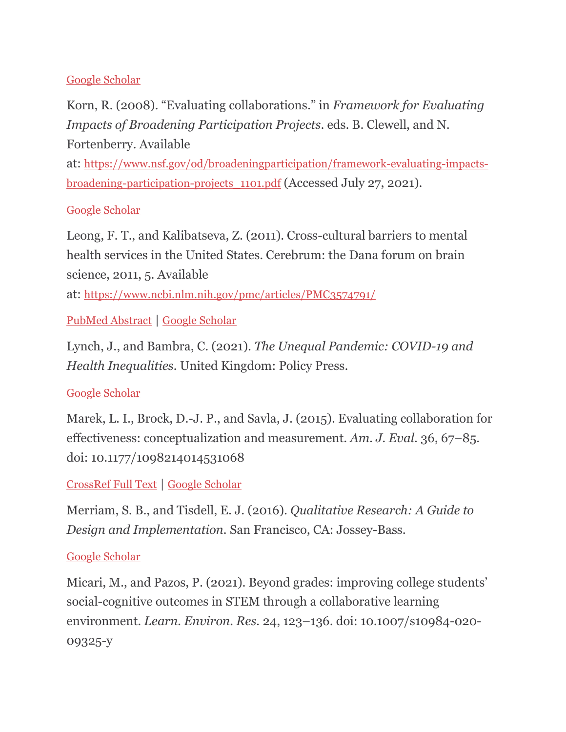Google Scholar

Korn, R. (2008). "Evaluating collaborations." in *Framework for Evaluating Impacts of Broadening Participation Projects*. eds. B. Clewell, and N. Fortenberry. Available at: https://www.nsf.gov/od/broadeningparticipation/framework-evaluating-impacts-broadening-participation-projects_1101.pdf (Accessed July 27, 2021).

Google Scholar

Leong, F. T., and Kalibatseva, Z. (2011). Cross-cultural barriers to mental health services in the United States. Cerebrum: the Dana forum on brain science, 2011, 5. Available at: https://www.ncbi.nlm.nih.gov/pmc/articles/PMC3574791/

PubMed Abstract | Google Scholar

Lynch, J., and Bambra, C. (2021). *The Unequal Pandemic: COVID-19 and Health Inequalities*. United Kingdom: Policy Press.

Google Scholar

Marek, L. I., Brock, D.-J. P., and Savla, J. (2015). Evaluating collaboration for effectiveness: conceptualization and measurement. *Am. J. Eval.* 36, 67–85. doi: 10.1177/1098214014531068

CrossRef Full Text | Google Scholar

Merriam, S. B., and Tisdell, E. J. (2016). *Qualitative Research: A Guide to Design and Implementation*. San Francisco, CA: Jossey-Bass.

Google Scholar

Micari, M., and Pazos, P. (2021). Beyond grades: improving college students' social-cognitive outcomes in STEM through a collaborative learning environment. *Learn. Environ. Res.* 24, 123–136. doi: 10.1007/s10984-020-09325-y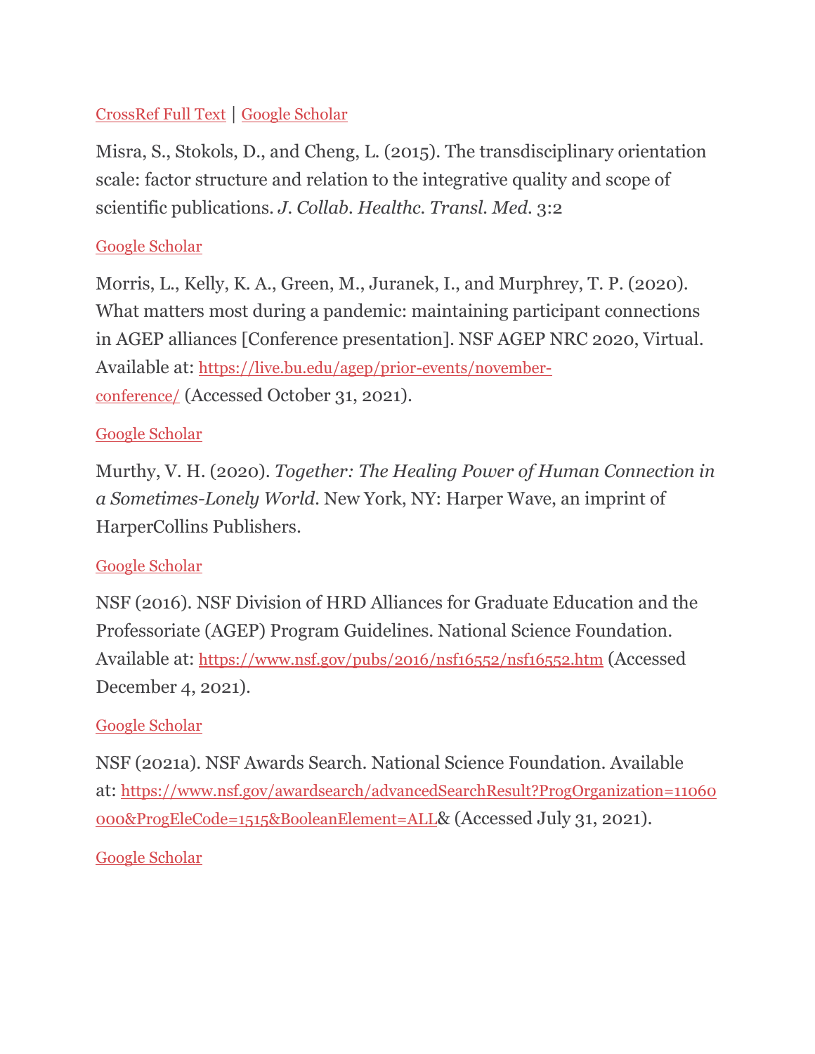[CrossRef Full Text](#) | [Google Scholar](#)

Misra, S., Stokols, D., and Cheng, L. (2015). The transdisciplinary orientation scale: factor structure and relation to the integrative quality and scope of scientific publications. *J. Collab. Healthc. Transl. Med.* 3:2

[Google Scholar](#)

Morris, L., Kelly, K. A., Green, M., Juranek, I., and Murphrey, T. P. (2020). What matters most during a pandemic: maintaining participant connections in AGEP alliances [Conference presentation]. NSF AGEP NRC 2020, Virtual. Available at: https://live.bu.edu/agep/prior-events/november-conference/ (Accessed October 31, 2021).

[Google Scholar](#)

Murthy, V. H. (2020). *Together: The Healing Power of Human Connection in a Sometimes-Lonely World*. New York, NY: Harper Wave, an imprint of HarperCollins Publishers.

[Google Scholar](#)

NSF (2016). NSF Division of HRD Alliances for Graduate Education and the Professoriate (AGEP) Program Guidelines. National Science Foundation. Available at: https://www.nsf.gov/pubs/2016/nsf16552/nsf16552.htm (Accessed December 4, 2021).

[Google Scholar](#)

NSF (2021a). NSF Awards Search. National Science Foundation. Available at: https://www.nsf.gov/awardsearch/advancedSearchResult?ProgOrganization=11060000&ProgEleCode=1515&BooleanElement=ALL& (Accessed July 31, 2021).

[Google Scholar](#)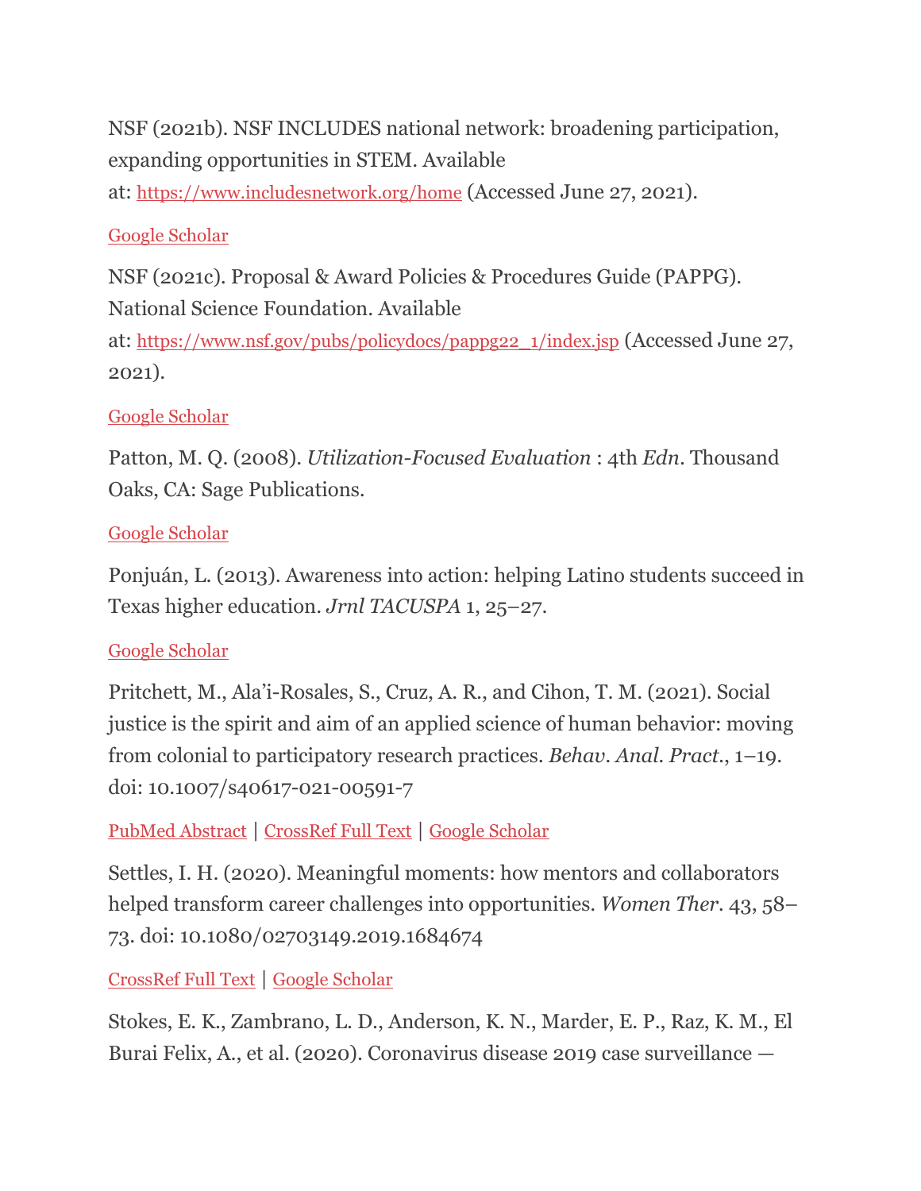NSF (2021b). NSF INCLUDES national network: broadening participation, expanding opportunities in STEM. Available at: https://www.includesnetwork.org/home (Accessed June 27, 2021).

Google Scholar

NSF (2021c). Proposal & Award Policies & Procedures Guide (PAPPG). National Science Foundation. Available at: https://www.nsf.gov/pubs/policydocs/pappg22_1/index.jsp (Accessed June 27, 2021).

Google Scholar

Patton, M. Q. (2008). *Utilization-Focused Evaluation* : 4th *Edn*. Thousand Oaks, CA: Sage Publications.

Google Scholar

Ponjuán, L. (2013). Awareness into action: helping Latino students succeed in Texas higher education. *Jrnl TACUSPA* 1, 25–27.

Google Scholar

Pritchett, M., Ala'i-Rosales, S., Cruz, A. R., and Cihon, T. M. (2021). Social justice is the spirit and aim of an applied science of human behavior: moving from colonial to participatory research practices. *Behav. Anal. Pract.*, 1–19. doi: 10.1007/s40617-021-00591-7

PubMed Abstract | CrossRef Full Text | Google Scholar

Settles, I. H. (2020). Meaningful moments: how mentors and collaborators helped transform career challenges into opportunities. *Women Ther.* 43, 58–73. doi: 10.1080/02703149.2019.1684674

CrossRef Full Text | Google Scholar

Stokes, E. K., Zambrano, L. D., Anderson, K. N., Marder, E. P., Raz, K. M., El Burai Felix, A., et al. (2020). Coronavirus disease 2019 case surveillance —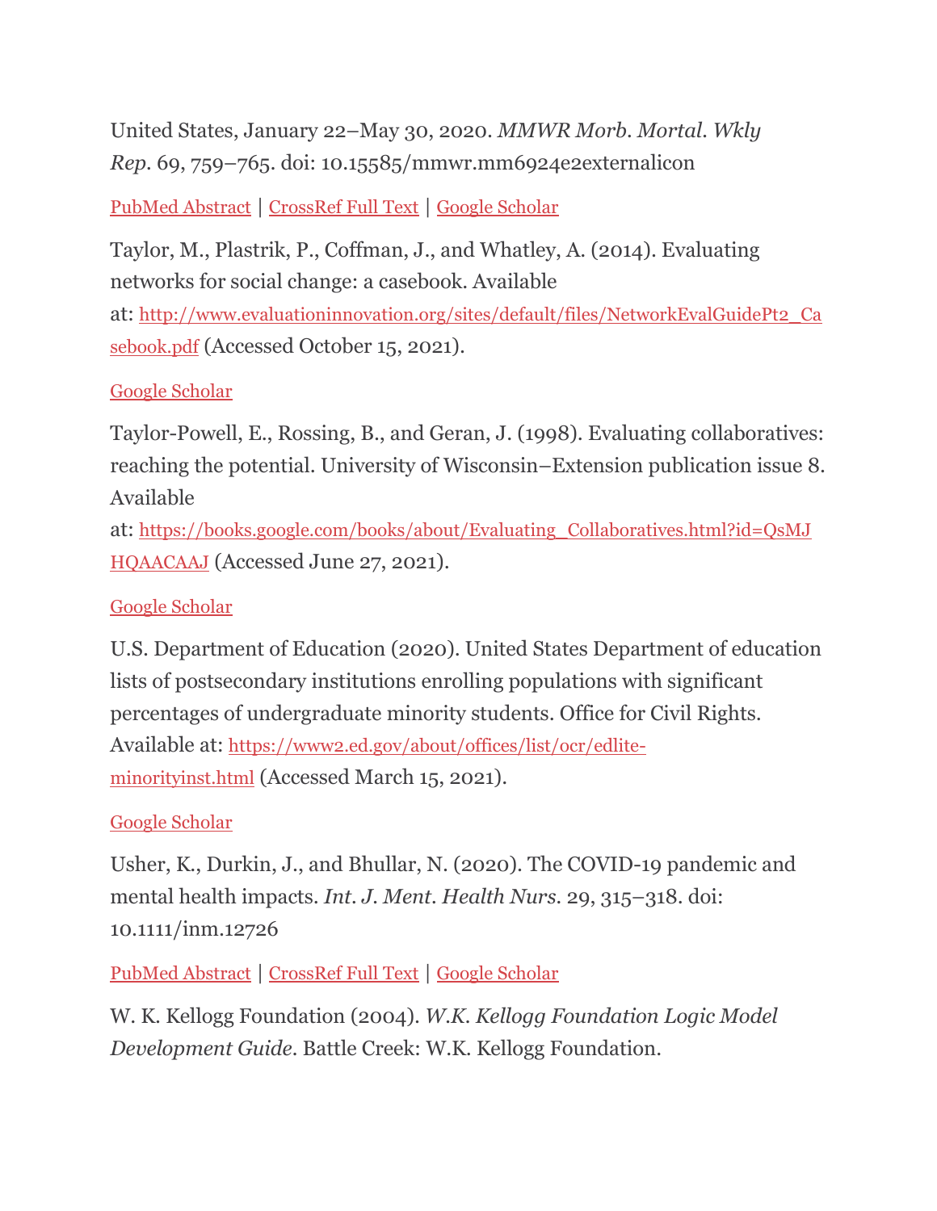United States, January 22–May 30, 2020. *MMWR Morb. Mortal. Wkly Rep.* 69, 759–765. doi: 10.15585/mmwr.mm6924e2externalicon

PubMed Abstract | CrossRef Full Text | Google Scholar

Taylor, M., Plastrik, P., Coffman, J., and Whatley, A. (2014). Evaluating networks for social change: a casebook. Available at: http://www.evaluationinnovation.org/sites/default/files/NetworkEvalGuidePt2_Casebook.pdf (Accessed October 15, 2021).

Google Scholar

Taylor-Powell, E., Rossing, B., and Geran, J. (1998). Evaluating collaboratives: reaching the potential. University of Wisconsin–Extension publication issue 8. Available at: https://books.google.com/books/about/Evaluating_Collaboratives.html?id=QsMJHQAACAAJ (Accessed June 27, 2021).

Google Scholar

U.S. Department of Education (2020). United States Department of education lists of postsecondary institutions enrolling populations with significant percentages of undergraduate minority students. Office for Civil Rights. Available at: https://www2.ed.gov/about/offices/list/ocr/edlite-minorityinst.html (Accessed March 15, 2021).

Google Scholar

Usher, K., Durkin, J., and Bhullar, N. (2020). The COVID-19 pandemic and mental health impacts. *Int. J. Ment. Health Nurs.* 29, 315–318. doi: 10.1111/inm.12726

PubMed Abstract | CrossRef Full Text | Google Scholar

W. K. Kellogg Foundation (2004). *W.K. Kellogg Foundation Logic Model Development Guide*. Battle Creek: W.K. Kellogg Foundation.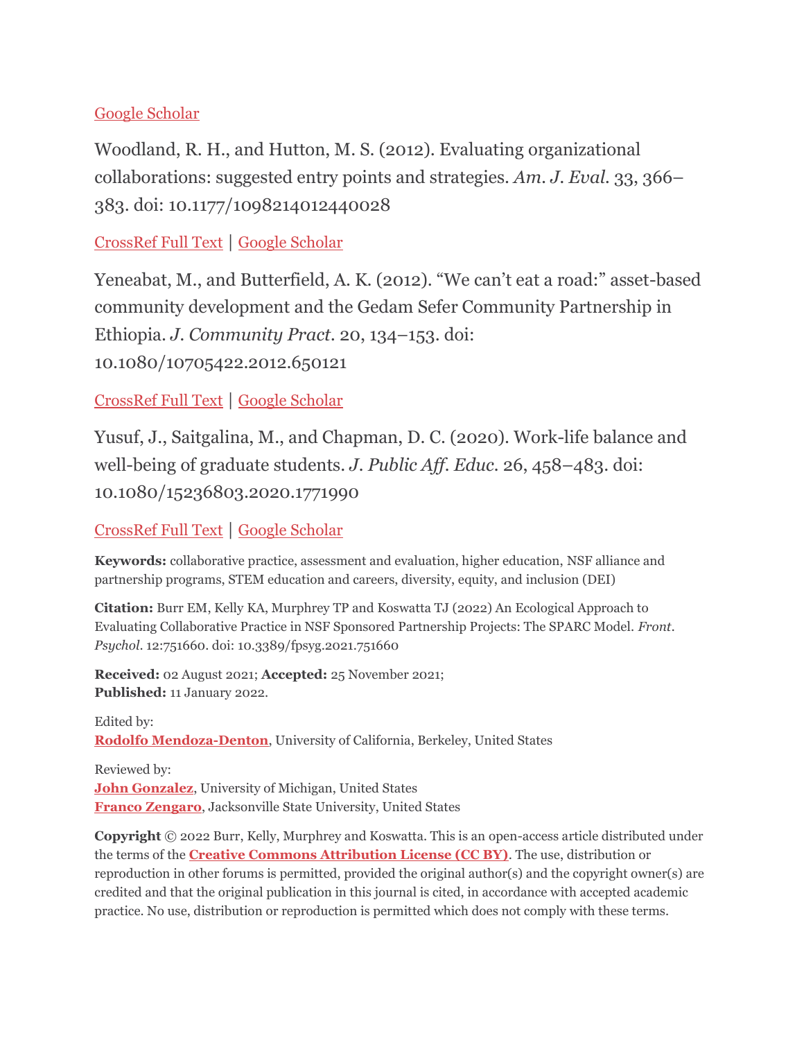Google Scholar

Woodland, R. H., and Hutton, M. S. (2012). Evaluating organizational collaborations: suggested entry points and strategies. *Am. J. Eval.* 33, 366–383. doi: 10.1177/1098214012440028

CrossRef Full Text | Google Scholar

Yeneabat, M., and Butterfield, A. K. (2012). "We can't eat a road:" asset-based community development and the Gedam Sefer Community Partnership in Ethiopia. *J. Community Pract.* 20, 134–153. doi: 10.1080/10705422.2012.650121

CrossRef Full Text | Google Scholar

Yusuf, J., Saitgalina, M., and Chapman, D. C. (2020). Work-life balance and well-being of graduate students. *J. Public Aff. Educ.* 26, 458–483. doi: 10.1080/15236803.2020.1771990

CrossRef Full Text | Google Scholar

**Keywords:** collaborative practice, assessment and evaluation, higher education, NSF alliance and partnership programs, STEM education and careers, diversity, equity, and inclusion (DEI)

**Citation:** Burr EM, Kelly KA, Murphrey TP and Koswatta TJ (2022) An Ecological Approach to Evaluating Collaborative Practice in NSF Sponsored Partnership Projects: The SPARC Model. *Front. Psychol.* 12:751660. doi: 10.3389/fpsyg.2021.751660

**Received:** 02 August 2021; **Accepted:** 25 November 2021;
**Published:** 11 January 2022.

Edited by:
**Rodolfo Mendoza-Denton**, University of California, Berkeley, United States

Reviewed by:
**John Gonzalez**, University of Michigan, United States
**Franco Zengaro**, Jacksonville State University, United States

**Copyright** © 2022 Burr, Kelly, Murphrey and Koswatta. This is an open-access article distributed under the terms of the **Creative Commons Attribution License (CC BY)**. The use, distribution or reproduction in other forums is permitted, provided the original author(s) and the copyright owner(s) are credited and that the original publication in this journal is cited, in accordance with accepted academic practice. No use, distribution or reproduction is permitted which does not comply with these terms.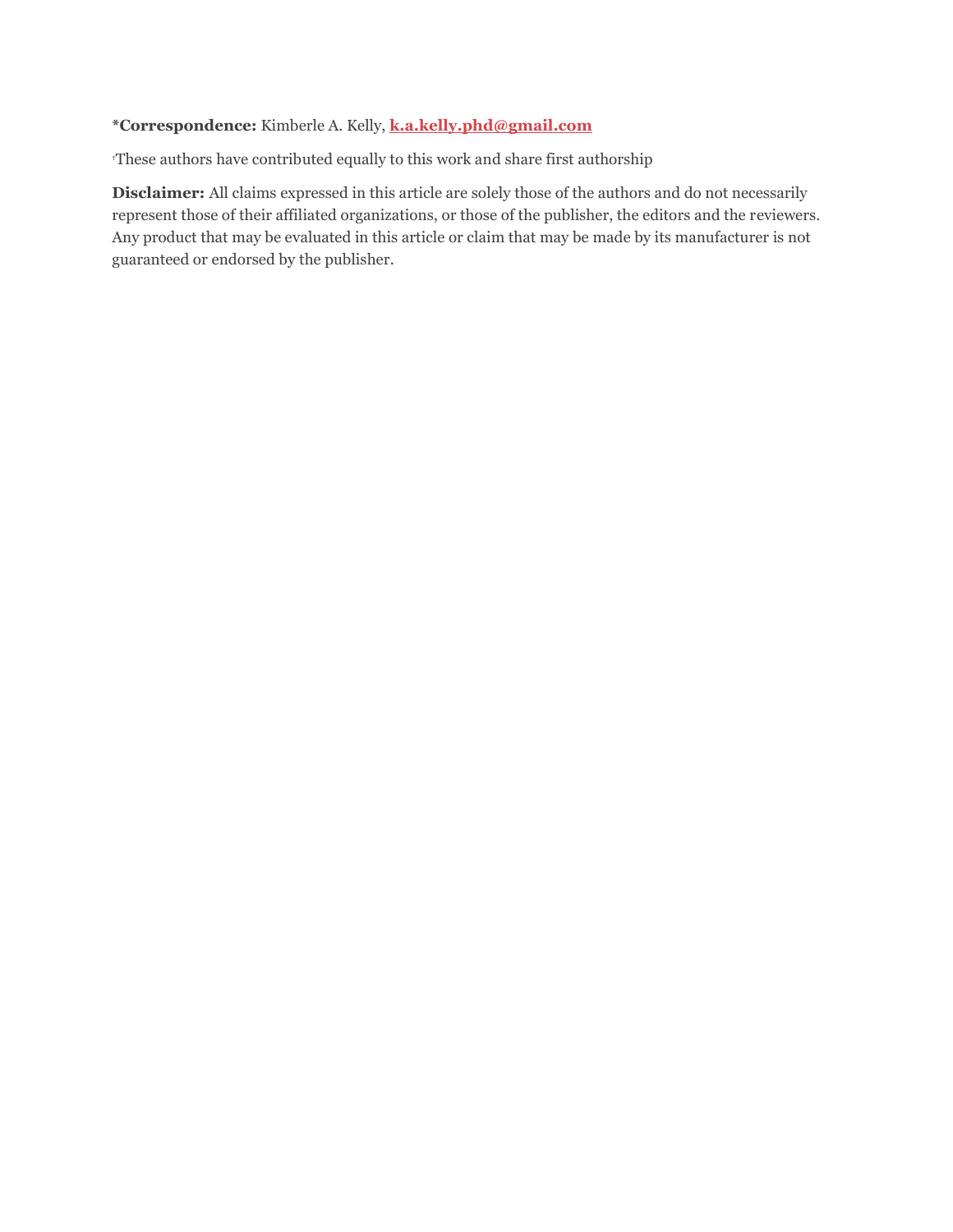***Correspondence:** Kimberle A. Kelly, **k.a.kelly.phd@gmail.com**

[†]These authors have contributed equally to this work and share first authorship

**Disclaimer:** All claims expressed in this article are solely those of the authors and do not necessarily represent those of their affiliated organizations, or those of the publisher, the editors and the reviewers. Any product that may be evaluated in this article or claim that may be made by its manufacturer is not guaranteed or endorsed by the publisher.